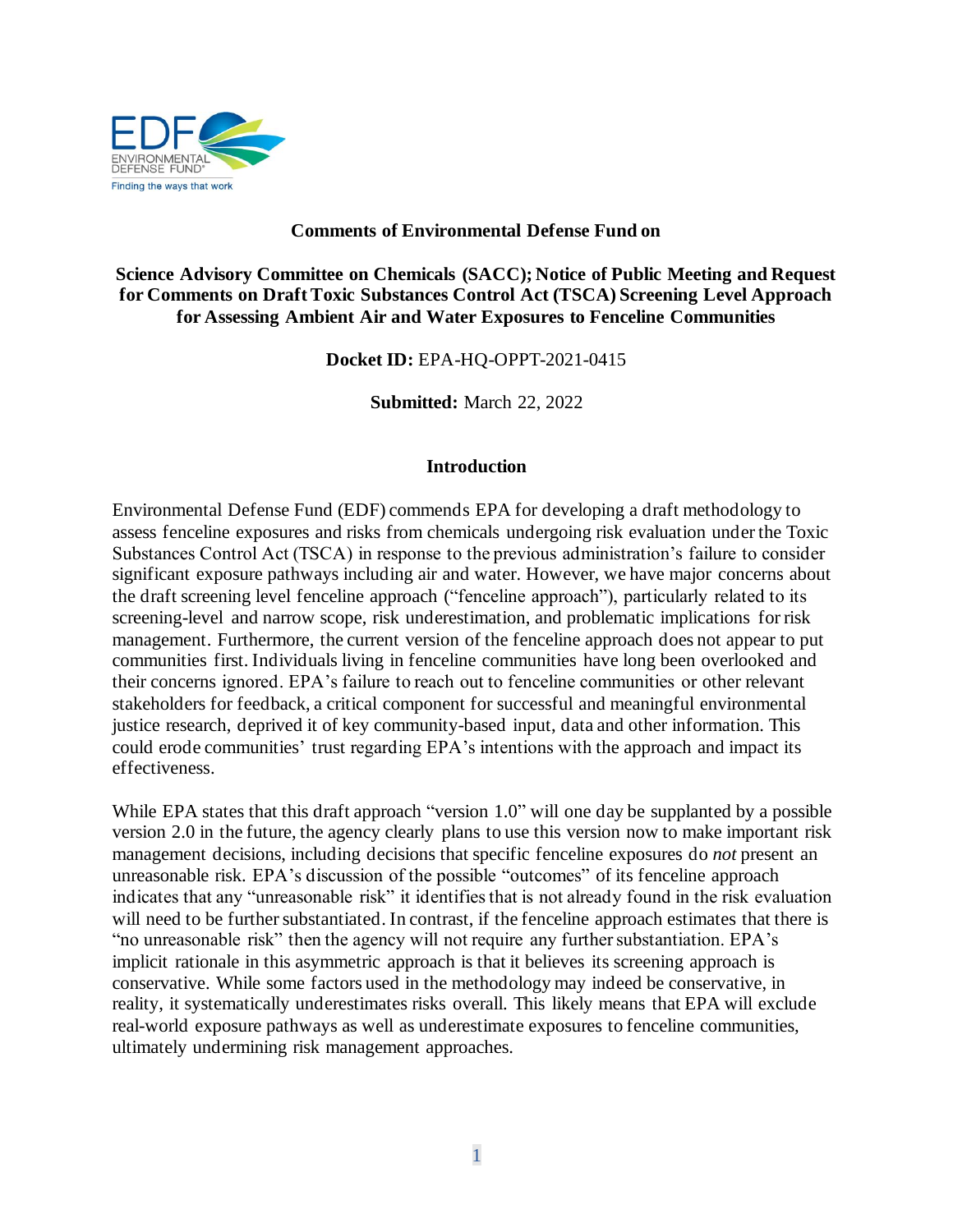**Comments of Environmental Defense Fund on**

**Science Advisory Committee on Chemicals (SACC); Notice of Public Meeting and Request for Comments on Draft Toxic Substances Control Act (TSCA) Screening Level Approach for Assessing Ambient Air and Water Exposures to Fenceline Communities**

**Docket ID:** EPA-HQ-OPPT-2021-0415

**Submitted:** March 22, 2022

## Introduction

Environmental Defense Fund (EDF) commends EPA for developing a draft methodology to assess fenceline exposures and risks from chemicals undergoing risk evaluation under the Toxic Substances Control Act (TSCA) in response to the previous administration's failure to consider significant exposure pathways including air and water. However, we have major concerns about the draft screening level fenceline approach ("fenceline approach"), particularly related to its screening-level and narrow scope, risk underestimation, and problematic implications for risk management. Furthermore, the current version of the fenceline approach does not appear to put communities first. Individuals living in fenceline communities have long been overlooked and their concerns ignored. EPA's failure to reach out to fenceline communities or other relevant stakeholders for feedback, a critical component for successful and meaningful environmental justice research, deprived it of key community-based input, data and other information. This could erode communities' trust regarding EPA's intentions with the approach and impact its effectiveness.

While EPA states that this draft approach "version 1.0" will one day be supplanted by a possible version 2.0 in the future, the agency clearly plans to use this version now to make important risk management decisions, including decisions that specific fenceline exposures do *not* present an unreasonable risk. EPA's discussion of the possible "outcomes" of its fenceline approach indicates that any "unreasonable risk" it identifies that is not already found in the risk evaluation will need to be further substantiated. In contrast, if the fenceline approach estimates that there is "no unreasonable risk" then the agency will not require any further substantiation. EPA's implicit rationale in this asymmetric approach is that it believes its screening approach is conservative. While some factors used in the methodology may indeed be conservative, in reality, it systematically underestimates risks overall. This likely means that EPA will exclude real-world exposure pathways as well as underestimate exposures to fenceline communities, ultimately undermining risk management approaches.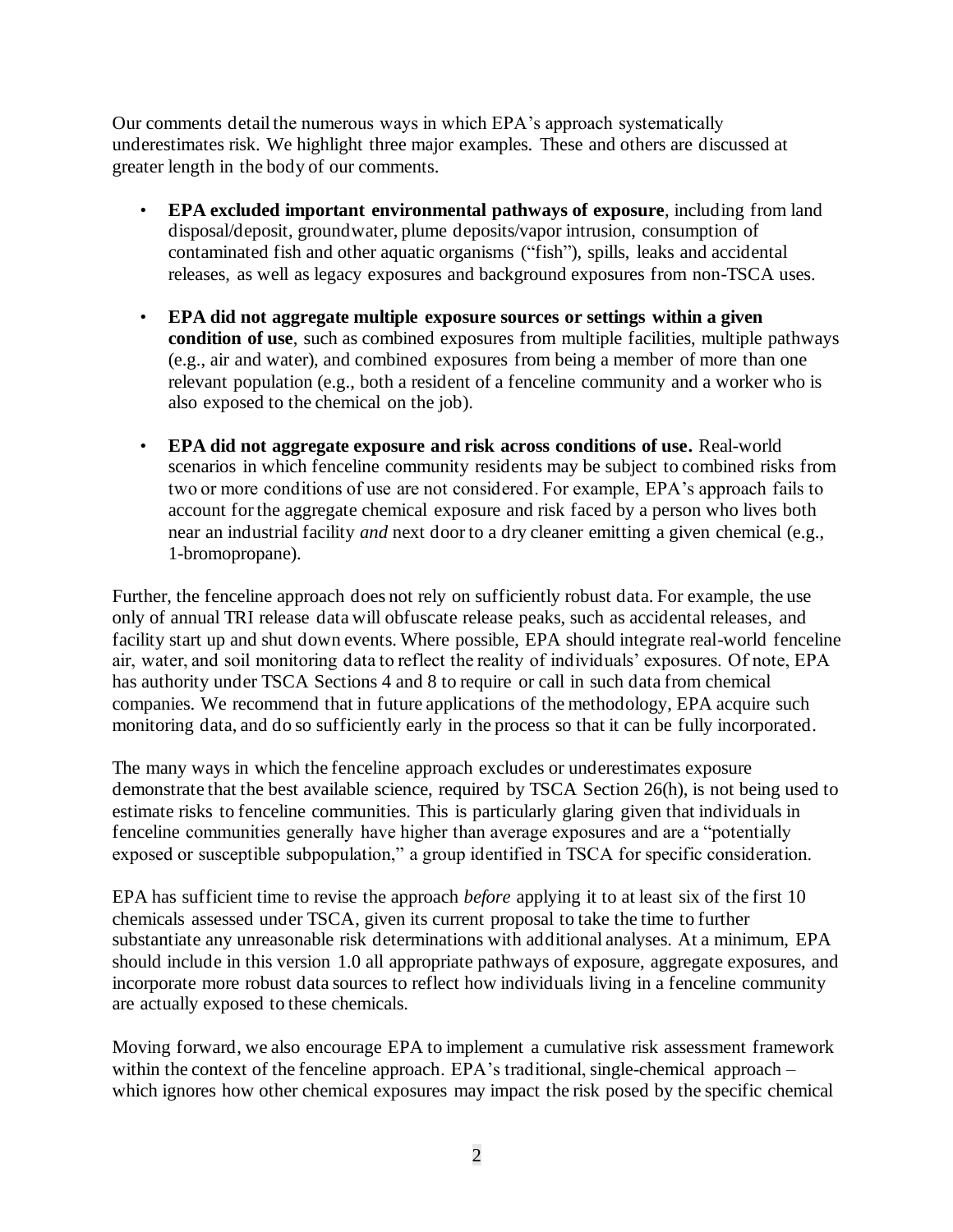Our comments detail the numerous ways in which EPA's approach systematically underestimates risk. We highlight three major examples. These and others are discussed at greater length in the body of our comments.

- **EPA excluded important environmental pathways of exposure**, including from land disposal/deposit, groundwater, plume deposits/vapor intrusion, consumption of contaminated fish and other aquatic organisms ("fish"), spills, leaks and accidental releases, as well as legacy exposures and background exposures from non-TSCA uses.
- **EPA did not aggregate multiple exposure sources or settings within a given condition of use**, such as combined exposures from multiple facilities, multiple pathways (e.g., air and water), and combined exposures from being a member of more than one relevant population (e.g., both a resident of a fenceline community and a worker who is also exposed to the chemical on the job).
- **EPA did not aggregate exposure and risk across conditions of use.** Real-world scenarios in which fenceline community residents may be subject to combined risks from two or more conditions of use are not considered. For example, EPA's approach fails to account for the aggregate chemical exposure and risk faced by a person who lives both near an industrial facility *and* next door to a dry cleaner emitting a given chemical (e.g., 1-bromopropane).

Further, the fenceline approach does not rely on sufficiently robust data. For example, the use only of annual TRI release data will obfuscate release peaks, such as accidental releases, and facility start up and shut down events. Where possible, EPA should integrate real-world fenceline air, water, and soil monitoring data to reflect the reality of individuals' exposures. Of note, EPA has authority under TSCA Sections 4 and 8 to require or call in such data from chemical companies. We recommend that in future applications of the methodology, EPA acquire such monitoring data, and do so sufficiently early in the process so that it can be fully incorporated.

The many ways in which the fenceline approach excludes or underestimates exposure demonstrate that the best available science, required by TSCA Section 26(h), is not being used to estimate risks to fenceline communities. This is particularly glaring given that individuals in fenceline communities generally have higher than average exposures and are a "potentially exposed or susceptible subpopulation," a group identified in TSCA for specific consideration.

EPA has sufficient time to revise the approach *before* applying it to at least six of the first 10 chemicals assessed under TSCA, given its current proposal to take the time to further substantiate any unreasonable risk determinations with additional analyses. At a minimum, EPA should include in this version 1.0 all appropriate pathways of exposure, aggregate exposures, and incorporate more robust data sources to reflect how individuals living in a fenceline community are actually exposed to these chemicals.

Moving forward, we also encourage EPA to implement a cumulative risk assessment framework within the context of the fenceline approach. EPA's traditional, single-chemical approach – which ignores how other chemical exposures may impact the risk posed by the specific chemical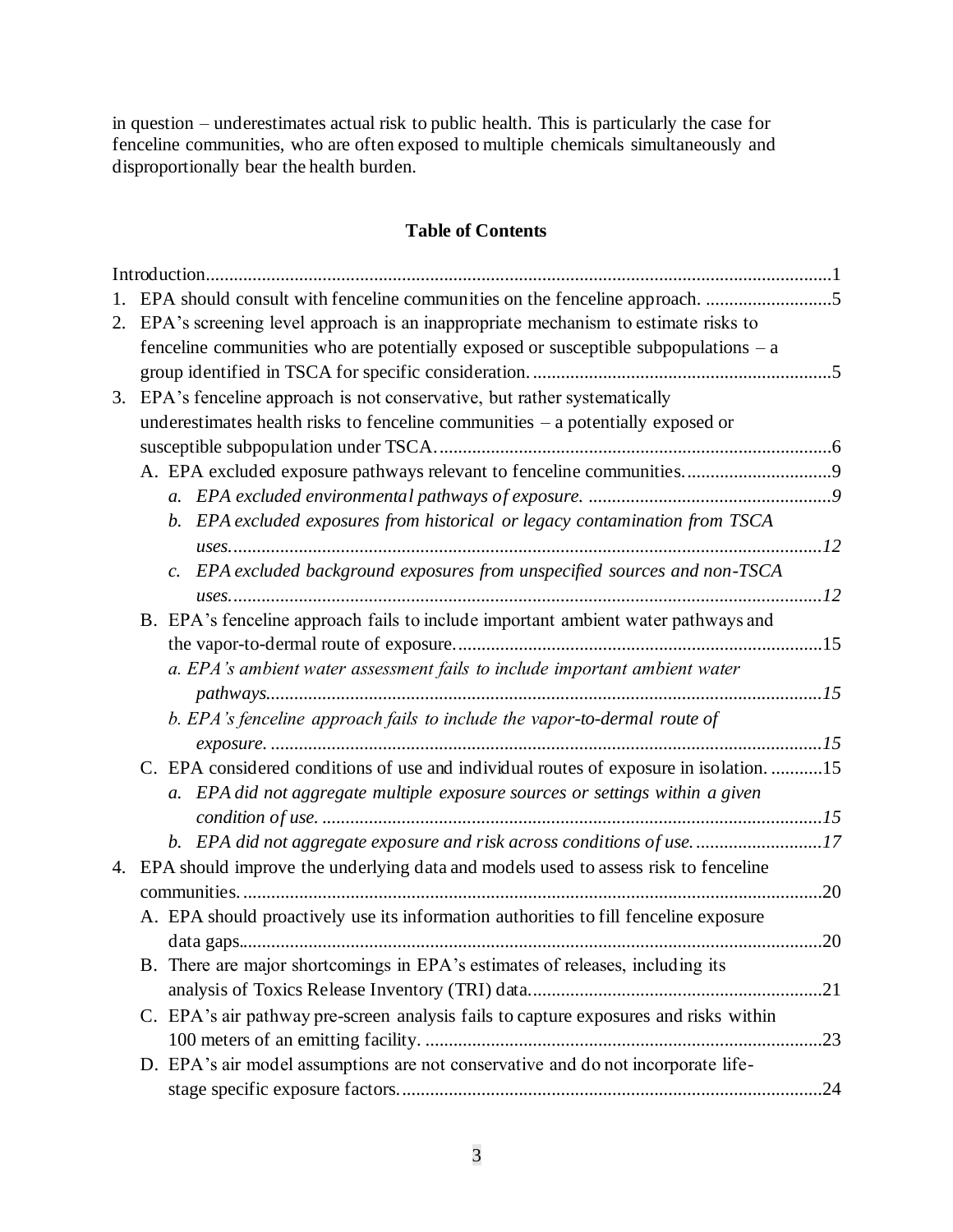in question – underestimates actual risk to public health. This is particularly the case for fenceline communities, who are often exposed to multiple chemicals simultaneously and disproportionally bear the health burden.

## Table of Contents

Introduction.....1

1. EPA should consult with fenceline communities on the fenceline approach. .....5
2. EPA's screening level approach is an inappropriate mechanism to estimate risks to fenceline communities who are potentially exposed or susceptible subpopulations – a group identified in TSCA for specific consideration. .....5
3. EPA's fenceline approach is not conservative, but rather systematically underestimates health risks to fenceline communities – a potentially exposed or susceptible subpopulation under TSCA. .....6
   - A. EPA excluded exposure pathways relevant to fenceline communities. .....9
     - *a. EPA excluded environmental pathways of exposure. .....9*
     - *b. EPA excluded exposures from historical or legacy contamination from TSCA uses. .....12*
     - *c. EPA excluded background exposures from unspecified sources and non-TSCA uses. .....12*
   - B. EPA's fenceline approach fails to include important ambient water pathways and the vapor-to-dermal route of exposure. .....15
     - *a. EPA's ambient water assessment fails to include important ambient water pathways. .....15*
     - *b. EPA's fenceline approach fails to include the vapor-to-dermal route of exposure. .....15*
   - C. EPA considered conditions of use and individual routes of exposure in isolation. .....15
     - *a. EPA did not aggregate multiple exposure sources or settings within a given condition of use. .....15*
     - *b. EPA did not aggregate exposure and risk across conditions of use. .....17*
4. EPA should improve the underlying data and models used to assess risk to fenceline communities. .....20
   - A. EPA should proactively use its information authorities to fill fenceline exposure data gaps. .....20
   - B. There are major shortcomings in EPA's estimates of releases, including its analysis of Toxics Release Inventory (TRI) data. .....21
   - C. EPA's air pathway pre-screen analysis fails to capture exposures and risks within 100 meters of an emitting facility. .....23
   - D. EPA's air model assumptions are not conservative and do not incorporate life-stage specific exposure factors. .....24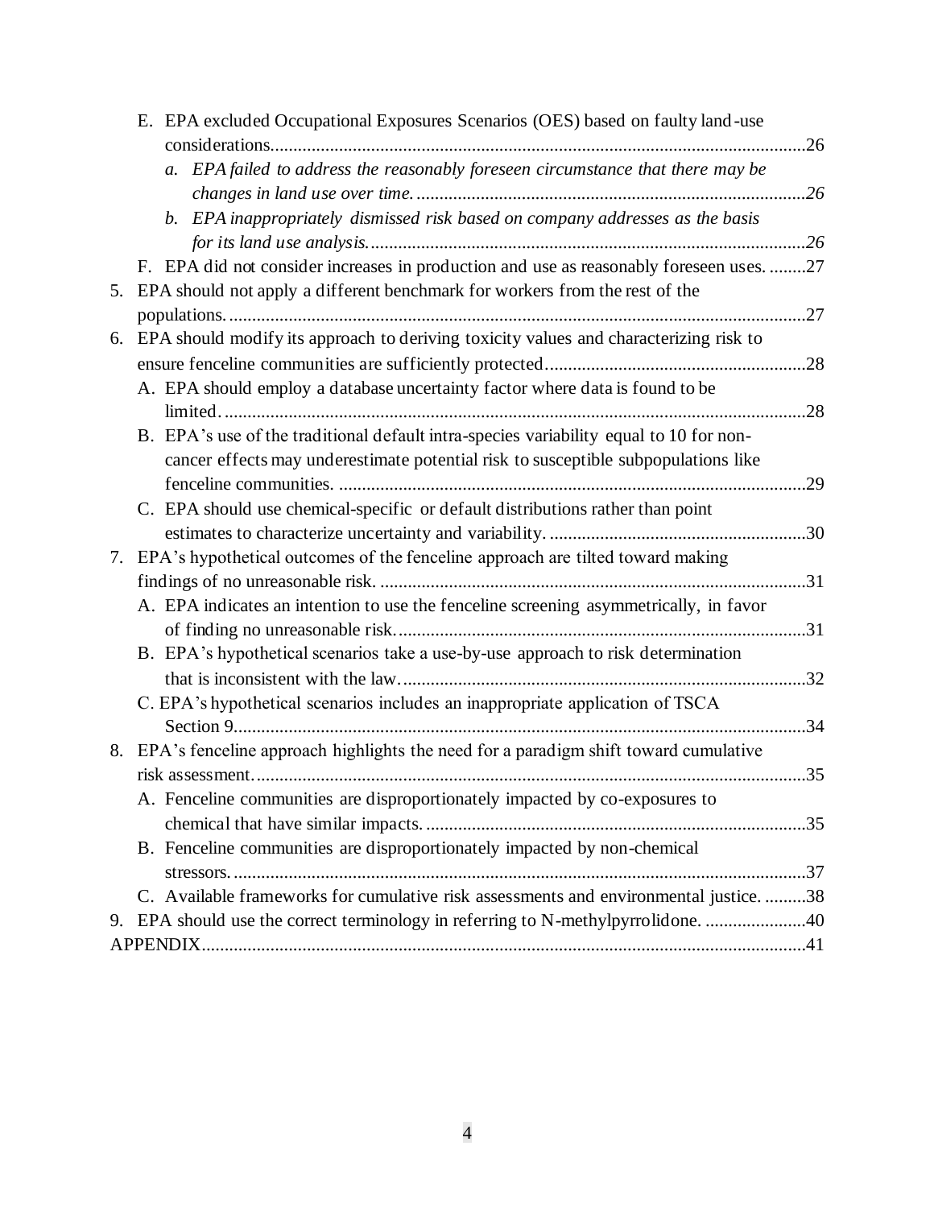E. EPA excluded Occupational Exposures Scenarios (OES) based on faulty land-use considerations....................................................................................................................26

*a. EPA failed to address the reasonably foreseen circumstance that there may be changes in land use over time.....................................................................................26*

*b. EPA inappropriately dismissed risk based on company addresses as the basis for its land use analysis................................................................................................26*

F. EPA did not consider increases in production and use as reasonably foreseen uses. ........27

5. EPA should not apply a different benchmark for workers from the rest of the populations..............................................................................................................................27

6. EPA should modify its approach to deriving toxicity values and characterizing risk to ensure fenceline communities are sufficiently protected.........................................................28

A. EPA should employ a database uncertainty factor where data is found to be limited................................................................................................................................28

B. EPA's use of the traditional default intra-species variability equal to 10 for non-cancer effects may underestimate potential risk to susceptible subpopulations like fenceline communities. ......................................................................................................29

C. EPA should use chemical-specific or default distributions rather than point estimates to characterize uncertainty and variability. .........................................................30

7. EPA's hypothetical outcomes of the fenceline approach are tilted toward making findings of no unreasonable risk. .............................................................................................31

A. EPA indicates an intention to use the fenceline screening asymmetrically, in favor of finding no unreasonable risk..........................................................................................31

B. EPA's hypothetical scenarios take a use-by-use approach to risk determination that is inconsistent with the law.........................................................................................32

C. EPA's hypothetical scenarios includes an inappropriate application of TSCA Section 9.............................................................................................................................34

8. EPA's fenceline approach highlights the need for a paradigm shift toward cumulative risk assessment.........................................................................................................................35

A. Fenceline communities are disproportionately impacted by co-exposures to chemical that have similar impacts. ...................................................................................35

B. Fenceline communities are disproportionately impacted by non-chemical stressors.............................................................................................................................37

C. Available frameworks for cumulative risk assessments and environmental justice. .........38

9. EPA should use the correct terminology in referring to N-methylpyrrolidone. ......................40

APPENDIX...................................................................................................................................41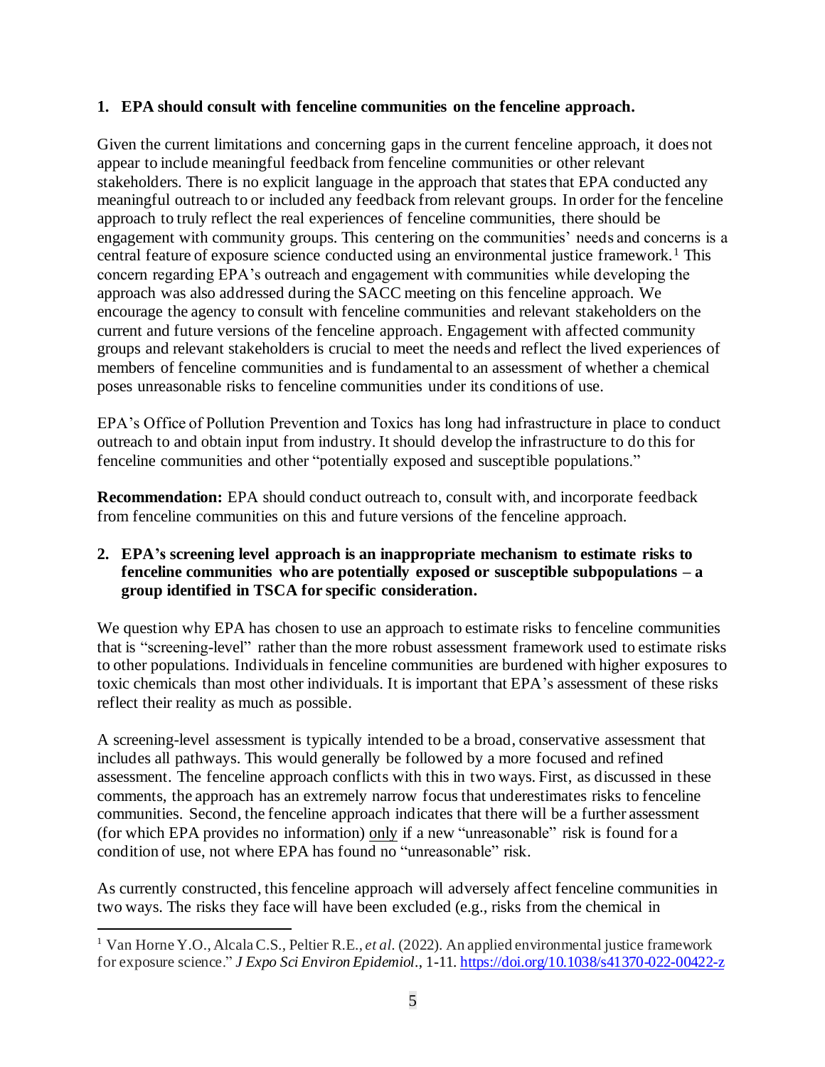**1. EPA should consult with fenceline communities on the fenceline approach.**

Given the current limitations and concerning gaps in the current fenceline approach, it does not appear to include meaningful feedback from fenceline communities or other relevant stakeholders. There is no explicit language in the approach that states that EPA conducted any meaningful outreach to or included any feedback from relevant groups. In order for the fenceline approach to truly reflect the real experiences of fenceline communities, there should be engagement with community groups. This centering on the communities' needs and concerns is a central feature of exposure science conducted using an environmental justice framework.[1] This concern regarding EPA's outreach and engagement with communities while developing the approach was also addressed during the SACC meeting on this fenceline approach. We encourage the agency to consult with fenceline communities and relevant stakeholders on the current and future versions of the fenceline approach. Engagement with affected community groups and relevant stakeholders is crucial to meet the needs and reflect the lived experiences of members of fenceline communities and is fundamental to an assessment of whether a chemical poses unreasonable risks to fenceline communities under its conditions of use.

EPA's Office of Pollution Prevention and Toxics has long had infrastructure in place to conduct outreach to and obtain input from industry. It should develop the infrastructure to do this for fenceline communities and other "potentially exposed and susceptible populations."

**Recommendation:** EPA should conduct outreach to, consult with, and incorporate feedback from fenceline communities on this and future versions of the fenceline approach.

**2. EPA's screening level approach is an inappropriate mechanism to estimate risks to fenceline communities who are potentially exposed or susceptible subpopulations – a group identified in TSCA for specific consideration.**

We question why EPA has chosen to use an approach to estimate risks to fenceline communities that is "screening-level" rather than the more robust assessment framework used to estimate risks to other populations. Individuals in fenceline communities are burdened with higher exposures to toxic chemicals than most other individuals. It is important that EPA's assessment of these risks reflect their reality as much as possible.

A screening-level assessment is typically intended to be a broad, conservative assessment that includes all pathways. This would generally be followed by a more focused and refined assessment. The fenceline approach conflicts with this in two ways. First, as discussed in these comments, the approach has an extremely narrow focus that underestimates risks to fenceline communities. Second, the fenceline approach indicates that there will be a further assessment (for which EPA provides no information) only if a new "unreasonable" risk is found for a condition of use, not where EPA has found no "unreasonable" risk.

As currently constructed, this fenceline approach will adversely affect fenceline communities in two ways. The risks they face will have been excluded (e.g., risks from the chemical in

[1] Van Horne Y.O., Alcala C.S., Peltier R.E., *et al.* (2022). An applied environmental justice framework for exposure science." *J Expo Sci Environ Epidemiol*., 1-11. https://doi.org/10.1038/s41370-022-00422-z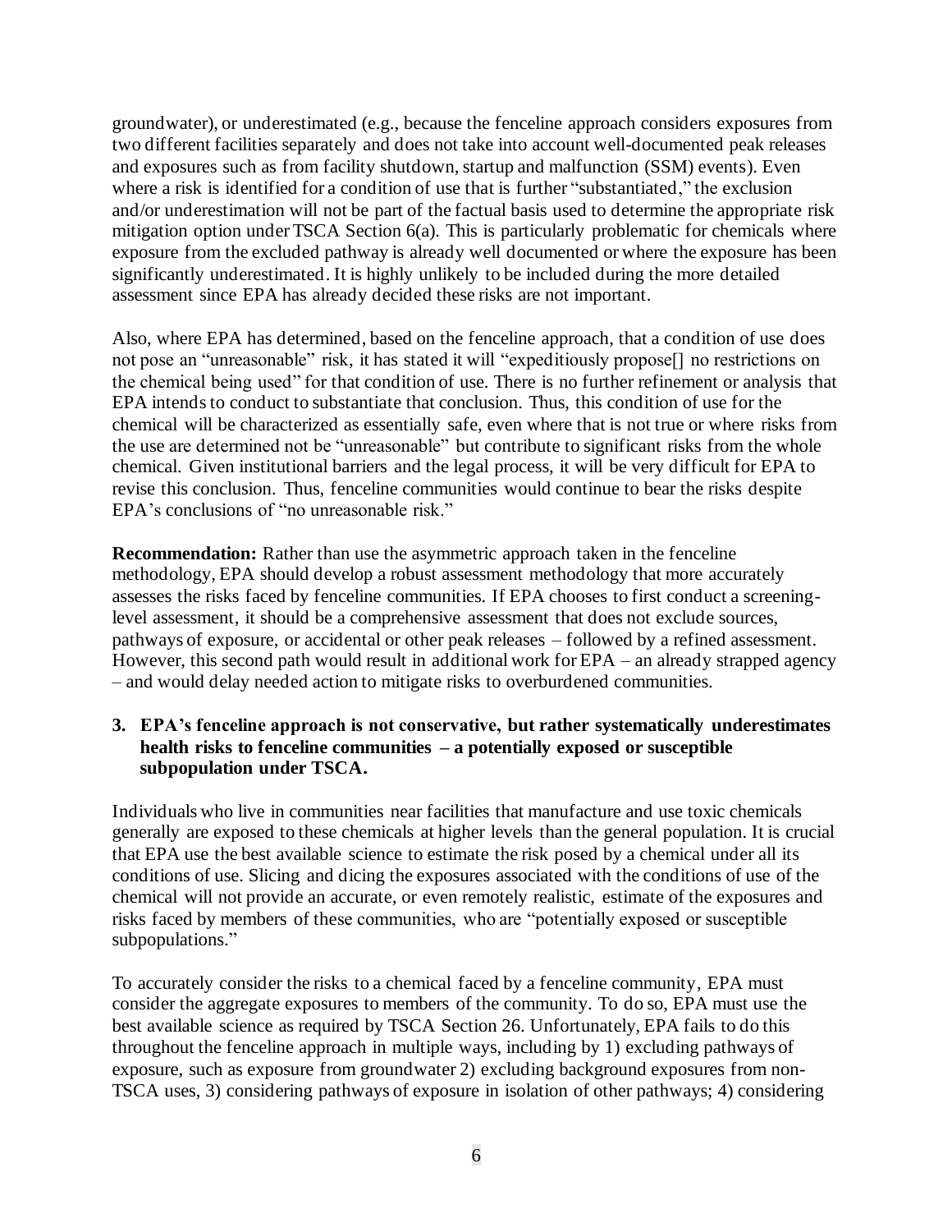groundwater), or underestimated (e.g., because the fenceline approach considers exposures from two different facilities separately and does not take into account well-documented peak releases and exposures such as from facility shutdown, startup and malfunction (SSM) events). Even where a risk is identified for a condition of use that is further "substantiated," the exclusion and/or underestimation will not be part of the factual basis used to determine the appropriate risk mitigation option under TSCA Section 6(a). This is particularly problematic for chemicals where exposure from the excluded pathway is already well documented or where the exposure has been significantly underestimated. It is highly unlikely to be included during the more detailed assessment since EPA has already decided these risks are not important.

Also, where EPA has determined, based on the fenceline approach, that a condition of use does not pose an "unreasonable" risk, it has stated it will "expeditiously propose[] no restrictions on the chemical being used" for that condition of use. There is no further refinement or analysis that EPA intends to conduct to substantiate that conclusion. Thus, this condition of use for the chemical will be characterized as essentially safe, even where that is not true or where risks from the use are determined not be "unreasonable" but contribute to significant risks from the whole chemical. Given institutional barriers and the legal process, it will be very difficult for EPA to revise this conclusion. Thus, fenceline communities would continue to bear the risks despite EPA's conclusions of "no unreasonable risk."

**Recommendation:** Rather than use the asymmetric approach taken in the fenceline methodology, EPA should develop a robust assessment methodology that more accurately assesses the risks faced by fenceline communities. If EPA chooses to first conduct a screening-level assessment, it should be a comprehensive assessment that does not exclude sources, pathways of exposure, or accidental or other peak releases – followed by a refined assessment. However, this second path would result in additional work for EPA – an already strapped agency – and would delay needed action to mitigate risks to overburdened communities.

### 3. EPA's fenceline approach is not conservative, but rather systematically underestimates health risks to fenceline communities – a potentially exposed or susceptible subpopulation under TSCA.

Individuals who live in communities near facilities that manufacture and use toxic chemicals generally are exposed to these chemicals at higher levels than the general population. It is crucial that EPA use the best available science to estimate the risk posed by a chemical under all its conditions of use. Slicing and dicing the exposures associated with the conditions of use of the chemical will not provide an accurate, or even remotely realistic, estimate of the exposures and risks faced by members of these communities, who are "potentially exposed or susceptible subpopulations."

To accurately consider the risks to a chemical faced by a fenceline community, EPA must consider the aggregate exposures to members of the community. To do so, EPA must use the best available science as required by TSCA Section 26. Unfortunately, EPA fails to do this throughout the fenceline approach in multiple ways, including by 1) excluding pathways of exposure, such as exposure from groundwater 2) excluding background exposures from non-TSCA uses, 3) considering pathways of exposure in isolation of other pathways; 4) considering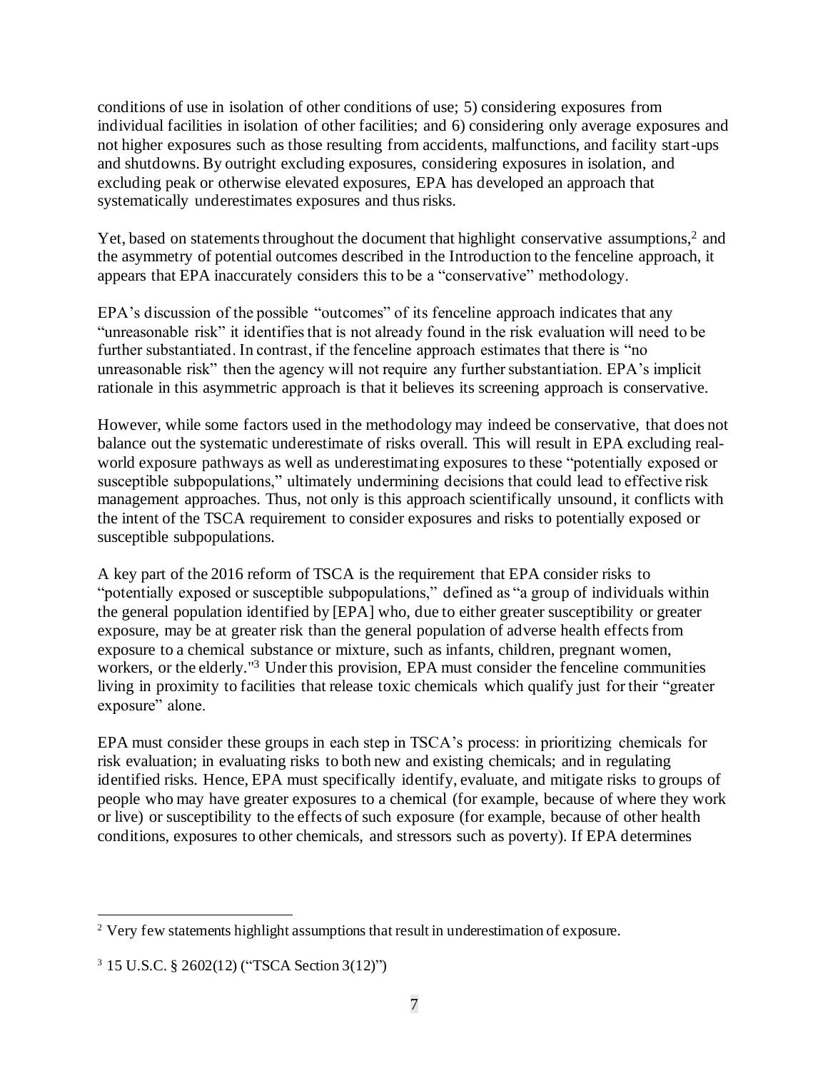conditions of use in isolation of other conditions of use; 5) considering exposures from individual facilities in isolation of other facilities; and 6) considering only average exposures and not higher exposures such as those resulting from accidents, malfunctions, and facility start-ups and shutdowns. By outright excluding exposures, considering exposures in isolation, and excluding peak or otherwise elevated exposures, EPA has developed an approach that systematically underestimates exposures and thus risks.

Yet, based on statements throughout the document that highlight conservative assumptions,[2] and the asymmetry of potential outcomes described in the Introduction to the fenceline approach, it appears that EPA inaccurately considers this to be a "conservative" methodology.

EPA's discussion of the possible "outcomes" of its fenceline approach indicates that any "unreasonable risk" it identifies that is not already found in the risk evaluation will need to be further substantiated. In contrast, if the fenceline approach estimates that there is "no unreasonable risk" then the agency will not require any further substantiation. EPA's implicit rationale in this asymmetric approach is that it believes its screening approach is conservative.

However, while some factors used in the methodology may indeed be conservative, that does not balance out the systematic underestimate of risks overall. This will result in EPA excluding real-world exposure pathways as well as underestimating exposures to these "potentially exposed or susceptible subpopulations," ultimately undermining decisions that could lead to effective risk management approaches. Thus, not only is this approach scientifically unsound, it conflicts with the intent of the TSCA requirement to consider exposures and risks to potentially exposed or susceptible subpopulations.

A key part of the 2016 reform of TSCA is the requirement that EPA consider risks to "potentially exposed or susceptible subpopulations," defined as "a group of individuals within the general population identified by [EPA] who, due to either greater susceptibility or greater exposure, may be at greater risk than the general population of adverse health effects from exposure to a chemical substance or mixture, such as infants, children, pregnant women, workers, or the elderly."[3] Under this provision, EPA must consider the fenceline communities living in proximity to facilities that release toxic chemicals which qualify just for their "greater exposure" alone.

EPA must consider these groups in each step in TSCA's process: in prioritizing chemicals for risk evaluation; in evaluating risks to both new and existing chemicals; and in regulating identified risks. Hence, EPA must specifically identify, evaluate, and mitigate risks to groups of people who may have greater exposures to a chemical (for example, because of where they work or live) or susceptibility to the effects of such exposure (for example, because of other health conditions, exposures to other chemicals, and stressors such as poverty). If EPA determines

---

[2] Very few statements highlight assumptions that result in underestimation of exposure.

[3] 15 U.S.C. § 2602(12) ("TSCA Section 3(12)")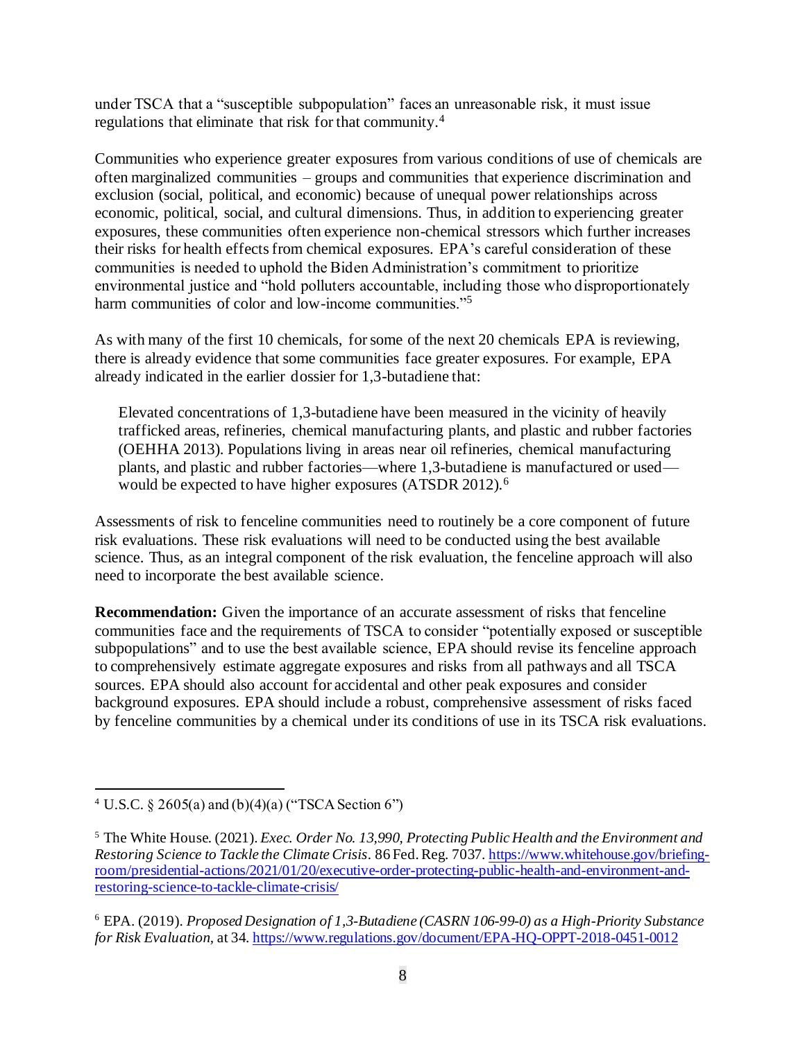under TSCA that a "susceptible subpopulation" faces an unreasonable risk, it must issue regulations that eliminate that risk for that community.[4]

Communities who experience greater exposures from various conditions of use of chemicals are often marginalized communities – groups and communities that experience discrimination and exclusion (social, political, and economic) because of unequal power relationships across economic, political, social, and cultural dimensions. Thus, in addition to experiencing greater exposures, these communities often experience non-chemical stressors which further increases their risks for health effects from chemical exposures. EPA's careful consideration of these communities is needed to uphold the Biden Administration's commitment to prioritize environmental justice and "hold polluters accountable, including those who disproportionately harm communities of color and low-income communities."[5]

As with many of the first 10 chemicals, for some of the next 20 chemicals EPA is reviewing, there is already evidence that some communities face greater exposures. For example, EPA already indicated in the earlier dossier for 1,3-butadiene that:

> Elevated concentrations of 1,3-butadiene have been measured in the vicinity of heavily trafficked areas, refineries, chemical manufacturing plants, and plastic and rubber factories (OEHHA 2013). Populations living in areas near oil refineries, chemical manufacturing plants, and plastic and rubber factories—where 1,3-butadiene is manufactured or used—would be expected to have higher exposures (ATSDR 2012).[6]

Assessments of risk to fenceline communities need to routinely be a core component of future risk evaluations. These risk evaluations will need to be conducted using the best available science. Thus, as an integral component of the risk evaluation, the fenceline approach will also need to incorporate the best available science.

**Recommendation:** Given the importance of an accurate assessment of risks that fenceline communities face and the requirements of TSCA to consider "potentially exposed or susceptible subpopulations" and to use the best available science, EPA should revise its fenceline approach to comprehensively estimate aggregate exposures and risks from all pathways and all TSCA sources. EPA should also account for accidental and other peak exposures and consider background exposures. EPA should include a robust, comprehensive assessment of risks faced by fenceline communities by a chemical under its conditions of use in its TSCA risk evaluations.

---

[4] U.S.C. § 2605(a) and (b)(4)(a) ("TSCA Section 6")

[5] The White House. (2021). *Exec. Order No. 13,990, Protecting Public Health and the Environment and Restoring Science to Tackle the Climate Crisis*. 86 Fed. Reg. 7037. https://www.whitehouse.gov/briefing-room/presidential-actions/2021/01/20/executive-order-protecting-public-health-and-environment-and-restoring-science-to-tackle-climate-crisis/

[6] EPA. (2019). *Proposed Designation of 1,3-Butadiene (CASRN 106-99-0) as a High-Priority Substance for Risk Evaluation*, at 34. https://www.regulations.gov/document/EPA-HQ-OPPT-2018-0451-0012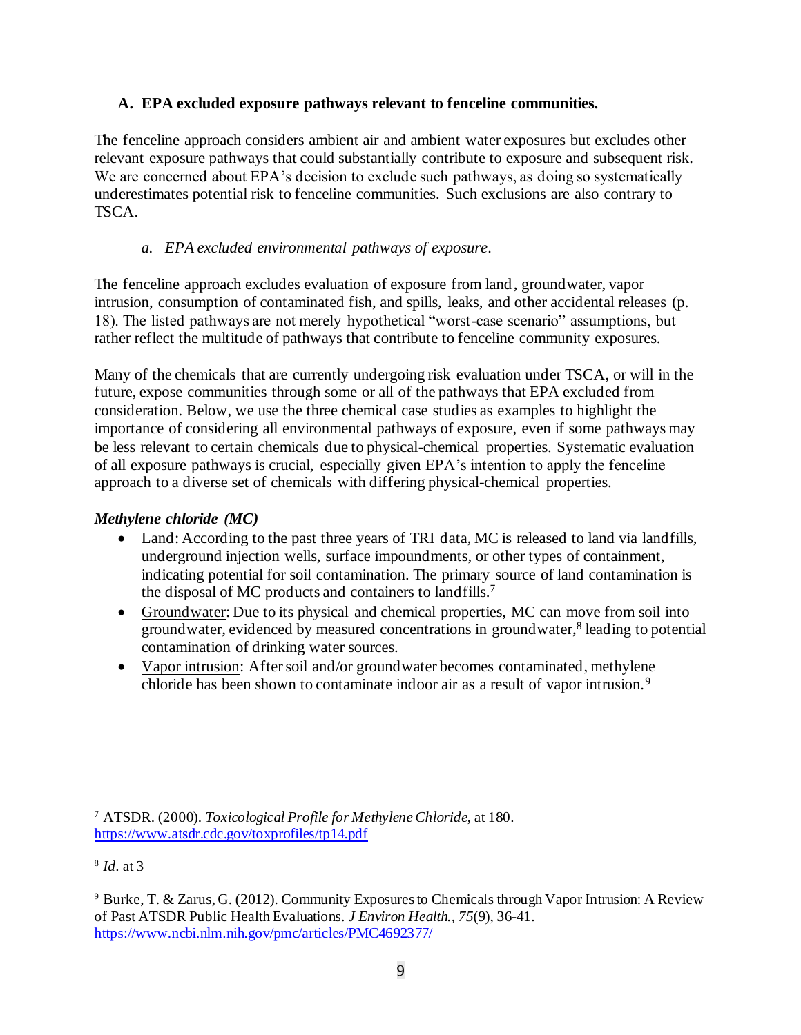### A. EPA excluded exposure pathways relevant to fenceline communities.

The fenceline approach considers ambient air and ambient water exposures but excludes other relevant exposure pathways that could substantially contribute to exposure and subsequent risk. We are concerned about EPA's decision to exclude such pathways, as doing so systematically underestimates potential risk to fenceline communities. Such exclusions are also contrary to TSCA.

*a. EPA excluded environmental pathways of exposure.*

The fenceline approach excludes evaluation of exposure from land, groundwater, vapor intrusion, consumption of contaminated fish, and spills, leaks, and other accidental releases (p. 18). The listed pathways are not merely hypothetical "worst-case scenario" assumptions, but rather reflect the multitude of pathways that contribute to fenceline community exposures.

Many of the chemicals that are currently undergoing risk evaluation under TSCA, or will in the future, expose communities through some or all of the pathways that EPA excluded from consideration. Below, we use the three chemical case studies as examples to highlight the importance of considering all environmental pathways of exposure, even if some pathways may be less relevant to certain chemicals due to physical-chemical properties. Systematic evaluation of all exposure pathways is crucial, especially given EPA's intention to apply the fenceline approach to a diverse set of chemicals with differing physical-chemical properties.

***Methylene chloride (MC)***

- Land: According to the past three years of TRI data, MC is released to land via landfills, underground injection wells, surface impoundments, or other types of containment, indicating potential for soil contamination. The primary source of land contamination is the disposal of MC products and containers to landfills.[7]
- Groundwater: Due to its physical and chemical properties, MC can move from soil into groundwater, evidenced by measured concentrations in groundwater,[8] leading to potential contamination of drinking water sources.
- Vapor intrusion: After soil and/or groundwater becomes contaminated, methylene chloride has been shown to contaminate indoor air as a result of vapor intrusion.[9]

---

[7] ATSDR. (2000). *Toxicological Profile for Methylene Chloride*, at 180. https://www.atsdr.cdc.gov/toxprofiles/tp14.pdf

[8] *Id*. at 3

[9] Burke, T. & Zarus, G. (2012). Community Exposures to Chemicals through Vapor Intrusion: A Review of Past ATSDR Public Health Evaluations. *J Environ Health.*, *75*(9), 36-41. https://www.ncbi.nlm.nih.gov/pmc/articles/PMC4692377/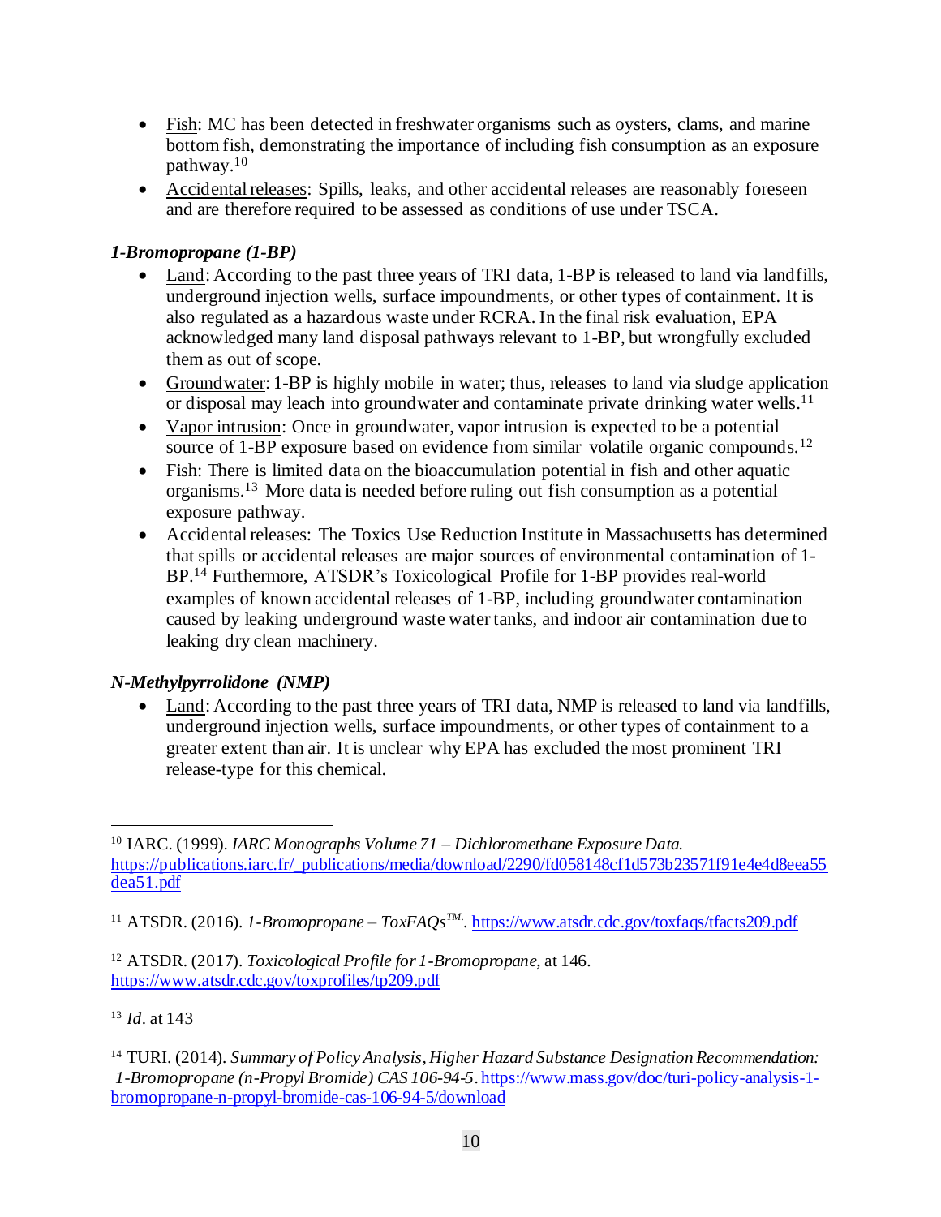- Fish: MC has been detected in freshwater organisms such as oysters, clams, and marine bottom fish, demonstrating the importance of including fish consumption as an exposure pathway.[10]
- Accidental releases: Spills, leaks, and other accidental releases are reasonably foreseen and are therefore required to be assessed as conditions of use under TSCA.

***1-Bromopropane (1-BP)***

- Land: According to the past three years of TRI data, 1-BP is released to land via landfills, underground injection wells, surface impoundments, or other types of containment. It is also regulated as a hazardous waste under RCRA. In the final risk evaluation, EPA acknowledged many land disposal pathways relevant to 1-BP, but wrongfully excluded them as out of scope.
- Groundwater: 1-BP is highly mobile in water; thus, releases to land via sludge application or disposal may leach into groundwater and contaminate private drinking water wells.[11]
- Vapor intrusion: Once in groundwater, vapor intrusion is expected to be a potential source of 1-BP exposure based on evidence from similar volatile organic compounds.[12]
- Fish: There is limited data on the bioaccumulation potential in fish and other aquatic organisms.[13] More data is needed before ruling out fish consumption as a potential exposure pathway.
- Accidental releases: The Toxics Use Reduction Institute in Massachusetts has determined that spills or accidental releases are major sources of environmental contamination of 1-BP.[14] Furthermore, ATSDR's Toxicological Profile for 1-BP provides real-world examples of known accidental releases of 1-BP, including groundwater contamination caused by leaking underground waste water tanks, and indoor air contamination due to leaking dry clean machinery.

***N-Methylpyrrolidone (NMP)***

- Land: According to the past three years of TRI data, NMP is released to land via landfills, underground injection wells, surface impoundments, or other types of containment to a greater extent than air. It is unclear why EPA has excluded the most prominent TRI release-type for this chemical.

---

[10] IARC. (1999). *IARC Monographs Volume 71 – Dichloromethane Exposure Data.* https://publications.iarc.fr/_publications/media/download/2290/fd058148cf1d573b23571f91e4e4d8eea55dea51.pdf

[11] ATSDR. (2016). *1-Bromopropane – ToxFAQs™.* https://www.atsdr.cdc.gov/toxfaqs/tfacts209.pdf

[12] ATSDR. (2017). *Toxicological Profile for 1-Bromopropane,* at 146. https://www.atsdr.cdc.gov/toxprofiles/tp209.pdf

[13] *Id.* at 143

[14] TURI. (2014). *Summary of Policy Analysis, Higher Hazard Substance Designation Recommendation: 1-Bromopropane (n-Propyl Bromide) CAS 106-94-5.* https://www.mass.gov/doc/turi-policy-analysis-1-bromopropane-n-propyl-bromide-cas-106-94-5/download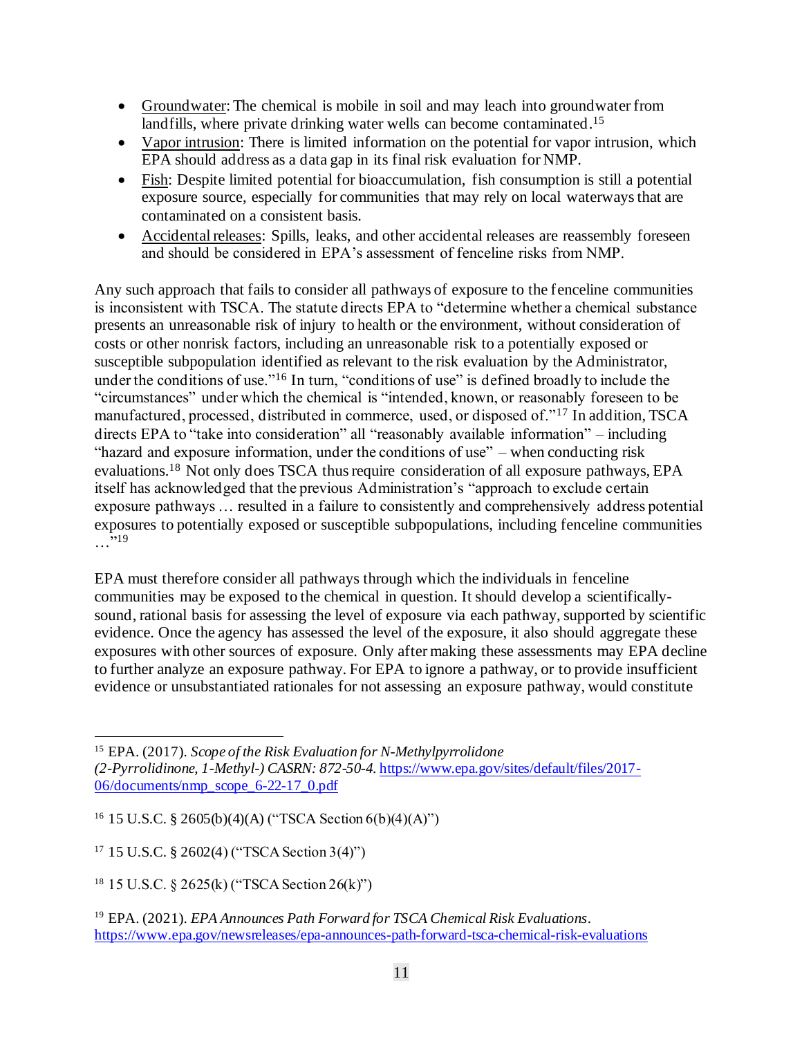- Groundwater: The chemical is mobile in soil and may leach into groundwater from landfills, where private drinking water wells can become contaminated.[15]
- Vapor intrusion: There is limited information on the potential for vapor intrusion, which EPA should address as a data gap in its final risk evaluation for NMP.
- Fish: Despite limited potential for bioaccumulation, fish consumption is still a potential exposure source, especially for communities that may rely on local waterways that are contaminated on a consistent basis.
- Accidental releases: Spills, leaks, and other accidental releases are reassembly foreseen and should be considered in EPA's assessment of fenceline risks from NMP.

Any such approach that fails to consider all pathways of exposure to the fenceline communities is inconsistent with TSCA. The statute directs EPA to "determine whether a chemical substance presents an unreasonable risk of injury to health or the environment, without consideration of costs or other nonrisk factors, including an unreasonable risk to a potentially exposed or susceptible subpopulation identified as relevant to the risk evaluation by the Administrator, under the conditions of use."[16] In turn, "conditions of use" is defined broadly to include the "circumstances" under which the chemical is "intended, known, or reasonably foreseen to be manufactured, processed, distributed in commerce, used, or disposed of."[17] In addition, TSCA directs EPA to "take into consideration" all "reasonably available information" – including "hazard and exposure information, under the conditions of use" – when conducting risk evaluations.[18] Not only does TSCA thus require consideration of all exposure pathways, EPA itself has acknowledged that the previous Administration's "approach to exclude certain exposure pathways … resulted in a failure to consistently and comprehensively address potential exposures to potentially exposed or susceptible subpopulations, including fenceline communities …"[19]

EPA must therefore consider all pathways through which the individuals in fenceline communities may be exposed to the chemical in question. It should develop a scientifically-sound, rational basis for assessing the level of exposure via each pathway, supported by scientific evidence. Once the agency has assessed the level of the exposure, it also should aggregate these exposures with other sources of exposure. Only after making these assessments may EPA decline to further analyze an exposure pathway. For EPA to ignore a pathway, or to provide insufficient evidence or unsubstantiated rationales for not assessing an exposure pathway, would constitute

---

[15] EPA. (2017). *Scope of the Risk Evaluation for N-Methylpyrrolidone (2-Pyrrolidinone, 1-Methyl-) CASRN: 872-50-4.* https://www.epa.gov/sites/default/files/2017-06/documents/nmp_scope_6-22-17_0.pdf

[16] 15 U.S.C. § 2605(b)(4)(A) ("TSCA Section 6(b)(4)(A)")

[17] 15 U.S.C. § 2602(4) ("TSCA Section 3(4)")

[18] 15 U.S.C. § 2625(k) ("TSCA Section 26(k)")

[19] EPA. (2021). *EPA Announces Path Forward for TSCA Chemical Risk Evaluations*. https://www.epa.gov/newsreleases/epa-announces-path-forward-tsca-chemical-risk-evaluations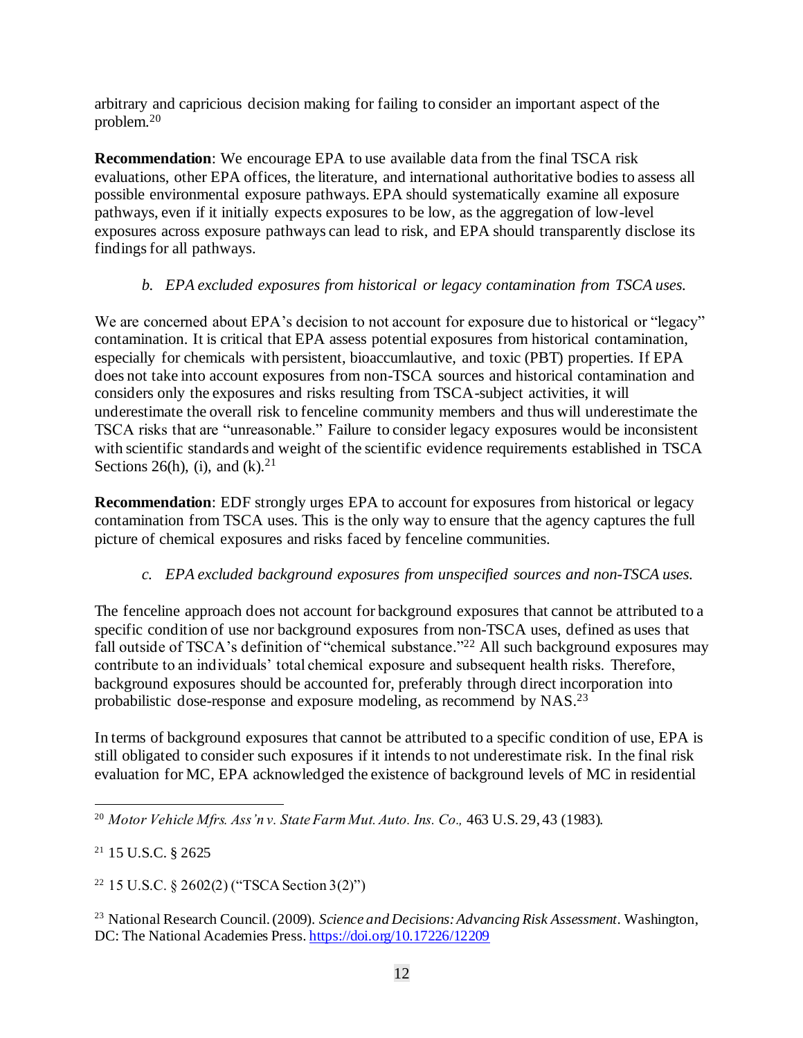arbitrary and capricious decision making for failing to consider an important aspect of the problem.[20]

**Recommendation**: We encourage EPA to use available data from the final TSCA risk evaluations, other EPA offices, the literature, and international authoritative bodies to assess all possible environmental exposure pathways. EPA should systematically examine all exposure pathways, even if it initially expects exposures to be low, as the aggregation of low-level exposures across exposure pathways can lead to risk, and EPA should transparently disclose its findings for all pathways.

*b. EPA excluded exposures from historical or legacy contamination from TSCA uses.*

We are concerned about EPA's decision to not account for exposure due to historical or "legacy" contamination. It is critical that EPA assess potential exposures from historical contamination, especially for chemicals with persistent, bioaccumlautive, and toxic (PBT) properties. If EPA does not take into account exposures from non-TSCA sources and historical contamination and considers only the exposures and risks resulting from TSCA-subject activities, it will underestimate the overall risk to fenceline community members and thus will underestimate the TSCA risks that are "unreasonable." Failure to consider legacy exposures would be inconsistent with scientific standards and weight of the scientific evidence requirements established in TSCA Sections 26(h), (i), and (k).[21]

**Recommendation**: EDF strongly urges EPA to account for exposures from historical or legacy contamination from TSCA uses. This is the only way to ensure that the agency captures the full picture of chemical exposures and risks faced by fenceline communities.

*c. EPA excluded background exposures from unspecified sources and non-TSCA uses.*

The fenceline approach does not account for background exposures that cannot be attributed to a specific condition of use nor background exposures from non-TSCA uses, defined as uses that fall outside of TSCA's definition of "chemical substance."[22] All such background exposures may contribute to an individuals' total chemical exposure and subsequent health risks. Therefore, background exposures should be accounted for, preferably through direct incorporation into probabilistic dose-response and exposure modeling, as recommend by NAS.[23]

In terms of background exposures that cannot be attributed to a specific condition of use, EPA is still obligated to consider such exposures if it intends to not underestimate risk. In the final risk evaluation for MC, EPA acknowledged the existence of background levels of MC in residential

---

[20] *Motor Vehicle Mfrs. Ass'n v. State Farm Mut. Auto. Ins. Co.,* 463 U.S. 29, 43 (1983).

[21] 15 U.S.C. § 2625

[22] 15 U.S.C. § 2602(2) ("TSCA Section 3(2)")

[23] National Research Council. (2009). *Science and Decisions: Advancing Risk Assessment*. Washington, DC: The National Academies Press. https://doi.org/10.17226/12209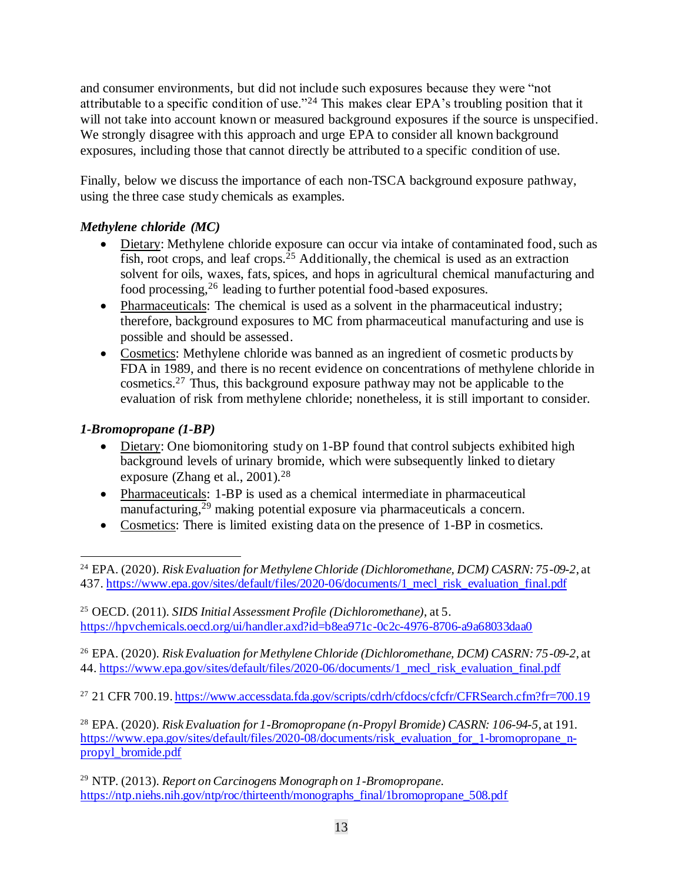and consumer environments, but did not include such exposures because they were "not attributable to a specific condition of use."[24] This makes clear EPA's troubling position that it will not take into account known or measured background exposures if the source is unspecified. We strongly disagree with this approach and urge EPA to consider all known background exposures, including those that cannot directly be attributed to a specific condition of use.

Finally, below we discuss the importance of each non-TSCA background exposure pathway, using the three case study chemicals as examples.

***Methylene chloride (MC)***

- Dietary: Methylene chloride exposure can occur via intake of contaminated food, such as fish, root crops, and leaf crops.[25] Additionally, the chemical is used as an extraction solvent for oils, waxes, fats, spices, and hops in agricultural chemical manufacturing and food processing,[26] leading to further potential food-based exposures.
- Pharmaceuticals: The chemical is used as a solvent in the pharmaceutical industry; therefore, background exposures to MC from pharmaceutical manufacturing and use is possible and should be assessed.
- Cosmetics: Methylene chloride was banned as an ingredient of cosmetic products by FDA in 1989, and there is no recent evidence on concentrations of methylene chloride in cosmetics.[27] Thus, this background exposure pathway may not be applicable to the evaluation of risk from methylene chloride; nonetheless, it is still important to consider.

***1-Bromopropane (1-BP)***

- Dietary: One biomonitoring study on 1-BP found that control subjects exhibited high background levels of urinary bromide, which were subsequently linked to dietary exposure (Zhang et al., 2001).[28]
- Pharmaceuticals: 1-BP is used as a chemical intermediate in pharmaceutical manufacturing,[29] making potential exposure via pharmaceuticals a concern.
- Cosmetics: There is limited existing data on the presence of 1-BP in cosmetics.

---

[24] EPA. (2020). *Risk Evaluation for Methylene Chloride (Dichloromethane, DCM) CASRN: 75-09-2*, at 437. https://www.epa.gov/sites/default/files/2020-06/documents/1_mecl_risk_evaluation_final.pdf

[25] OECD. (2011). *SIDS Initial Assessment Profile (Dichloromethane)*, at 5. https://hpvchemicals.oecd.org/ui/handler.axd?id=b8ea971c-0c2c-4976-8706-a9a68033daa0

[26] EPA. (2020). *Risk Evaluation for Methylene Chloride (Dichloromethane, DCM) CASRN: 75-09-2*, at 44. https://www.epa.gov/sites/default/files/2020-06/documents/1_mecl_risk_evaluation_final.pdf

[27] 21 CFR 700.19. https://www.accessdata.fda.gov/scripts/cdrh/cfdocs/cfcfr/CFRSearch.cfm?fr=700.19

[28] EPA. (2020). *Risk Evaluation for 1-Bromopropane (n-Propyl Bromide) CASRN: 106-94-5*, at 191. https://www.epa.gov/sites/default/files/2020-08/documents/risk_evaluation_for_1-bromopropane_n-propyl_bromide.pdf

[29] NTP. (2013). *Report on Carcinogens Monograph on 1-Bromopropane.* https://ntp.niehs.nih.gov/ntp/roc/thirteenth/monographs_final/1bromopropane_508.pdf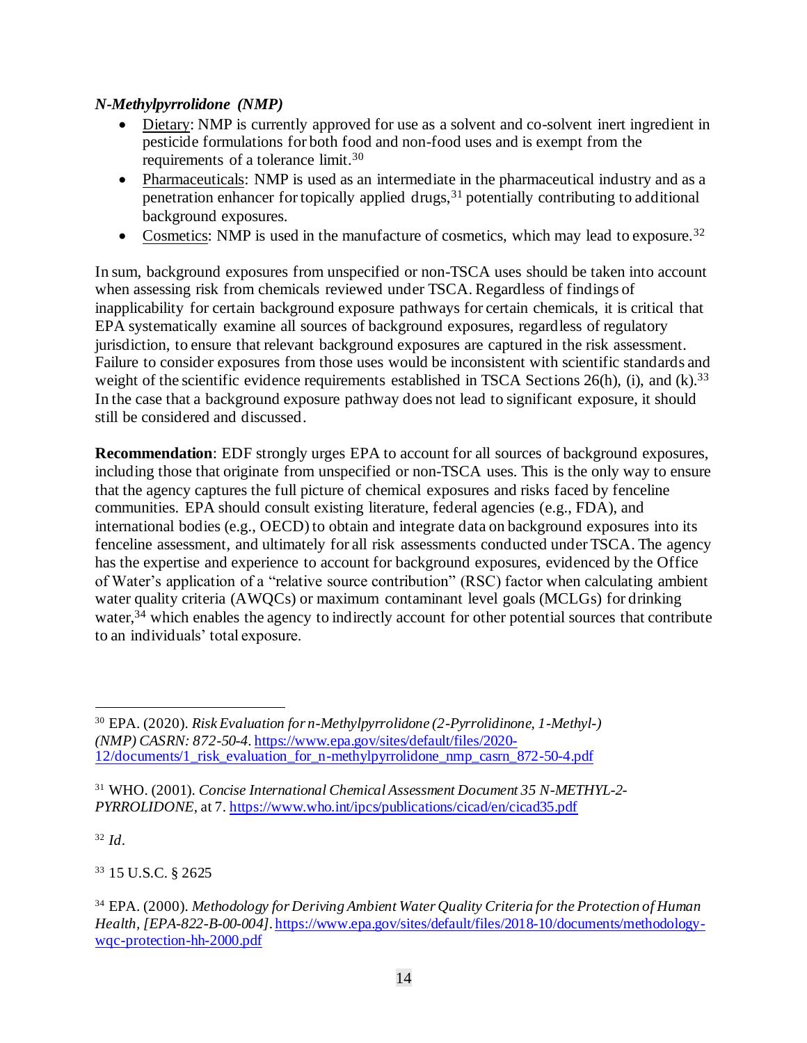*N-Methylpyrrolidone (NMP)*

- Dietary: NMP is currently approved for use as a solvent and co-solvent inert ingredient in pesticide formulations for both food and non-food uses and is exempt from the requirements of a tolerance limit.[30]
- Pharmaceuticals: NMP is used as an intermediate in the pharmaceutical industry and as a penetration enhancer for topically applied drugs,[31] potentially contributing to additional background exposures.
- Cosmetics: NMP is used in the manufacture of cosmetics, which may lead to exposure.[32]

In sum, background exposures from unspecified or non-TSCA uses should be taken into account when assessing risk from chemicals reviewed under TSCA. Regardless of findings of inapplicability for certain background exposure pathways for certain chemicals, it is critical that EPA systematically examine all sources of background exposures, regardless of regulatory jurisdiction, to ensure that relevant background exposures are captured in the risk assessment. Failure to consider exposures from those uses would be inconsistent with scientific standards and weight of the scientific evidence requirements established in TSCA Sections 26(h), (i), and (k).[33] In the case that a background exposure pathway does not lead to significant exposure, it should still be considered and discussed.

**Recommendation**: EDF strongly urges EPA to account for all sources of background exposures, including those that originate from unspecified or non-TSCA uses. This is the only way to ensure that the agency captures the full picture of chemical exposures and risks faced by fenceline communities. EPA should consult existing literature, federal agencies (e.g., FDA), and international bodies (e.g., OECD) to obtain and integrate data on background exposures into its fenceline assessment, and ultimately for all risk assessments conducted under TSCA. The agency has the expertise and experience to account for background exposures, evidenced by the Office of Water's application of a "relative source contribution" (RSC) factor when calculating ambient water quality criteria (AWQCs) or maximum contaminant level goals (MCLGs) for drinking water,[34] which enables the agency to indirectly account for other potential sources that contribute to an individuals' total exposure.

---

[30] EPA. (2020). *Risk Evaluation for n-Methylpyrrolidone (2-Pyrrolidinone, 1-Methyl-) (NMP) CASRN: 872-50-4*. https://www.epa.gov/sites/default/files/2020-12/documents/1_risk_evaluation_for_n-methylpyrrolidone_nmp_casrn_872-50-4.pdf

[31] WHO. (2001). *Concise International Chemical Assessment Document 35 N-METHYL-2-PYRROLIDONE*, at 7. https://www.who.int/ipcs/publications/cicad/en/cicad35.pdf

[32] *Id*.

[33] 15 U.S.C. § 2625

[34] EPA. (2000). *Methodology for Deriving Ambient Water Quality Criteria for the Protection of Human Health, [EPA-822-B-00-004]*. https://www.epa.gov/sites/default/files/2018-10/documents/methodology-wqc-protection-hh-2000.pdf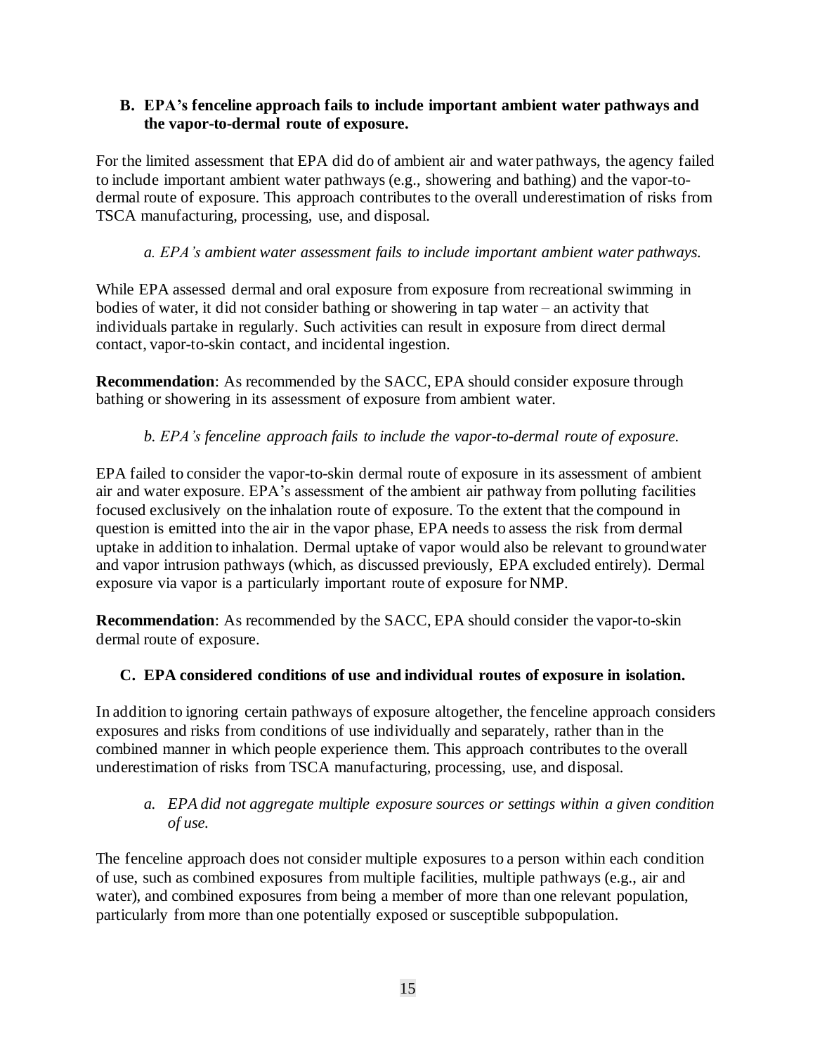### B. EPA's fenceline approach fails to include important ambient water pathways and the vapor-to-dermal route of exposure.

For the limited assessment that EPA did do of ambient air and water pathways, the agency failed to include important ambient water pathways (e.g., showering and bathing) and the vapor-to-dermal route of exposure. This approach contributes to the overall underestimation of risks from TSCA manufacturing, processing, use, and disposal.

*a. EPA's ambient water assessment fails to include important ambient water pathways.*

While EPA assessed dermal and oral exposure from exposure from recreational swimming in bodies of water, it did not consider bathing or showering in tap water – an activity that individuals partake in regularly. Such activities can result in exposure from direct dermal contact, vapor-to-skin contact, and incidental ingestion.

**Recommendation**: As recommended by the SACC, EPA should consider exposure through bathing or showering in its assessment of exposure from ambient water.

*b. EPA's fenceline approach fails to include the vapor-to-dermal route of exposure.*

EPA failed to consider the vapor-to-skin dermal route of exposure in its assessment of ambient air and water exposure. EPA's assessment of the ambient air pathway from polluting facilities focused exclusively on the inhalation route of exposure. To the extent that the compound in question is emitted into the air in the vapor phase, EPA needs to assess the risk from dermal uptake in addition to inhalation. Dermal uptake of vapor would also be relevant to groundwater and vapor intrusion pathways (which, as discussed previously, EPA excluded entirely). Dermal exposure via vapor is a particularly important route of exposure for NMP.

**Recommendation**: As recommended by the SACC, EPA should consider the vapor-to-skin dermal route of exposure.

### C. EPA considered conditions of use and individual routes of exposure in isolation.

In addition to ignoring certain pathways of exposure altogether, the fenceline approach considers exposures and risks from conditions of use individually and separately, rather than in the combined manner in which people experience them. This approach contributes to the overall underestimation of risks from TSCA manufacturing, processing, use, and disposal.

*a. EPA did not aggregate multiple exposure sources or settings within a given condition of use.*

The fenceline approach does not consider multiple exposures to a person within each condition of use, such as combined exposures from multiple facilities, multiple pathways (e.g., air and water), and combined exposures from being a member of more than one relevant population, particularly from more than one potentially exposed or susceptible subpopulation.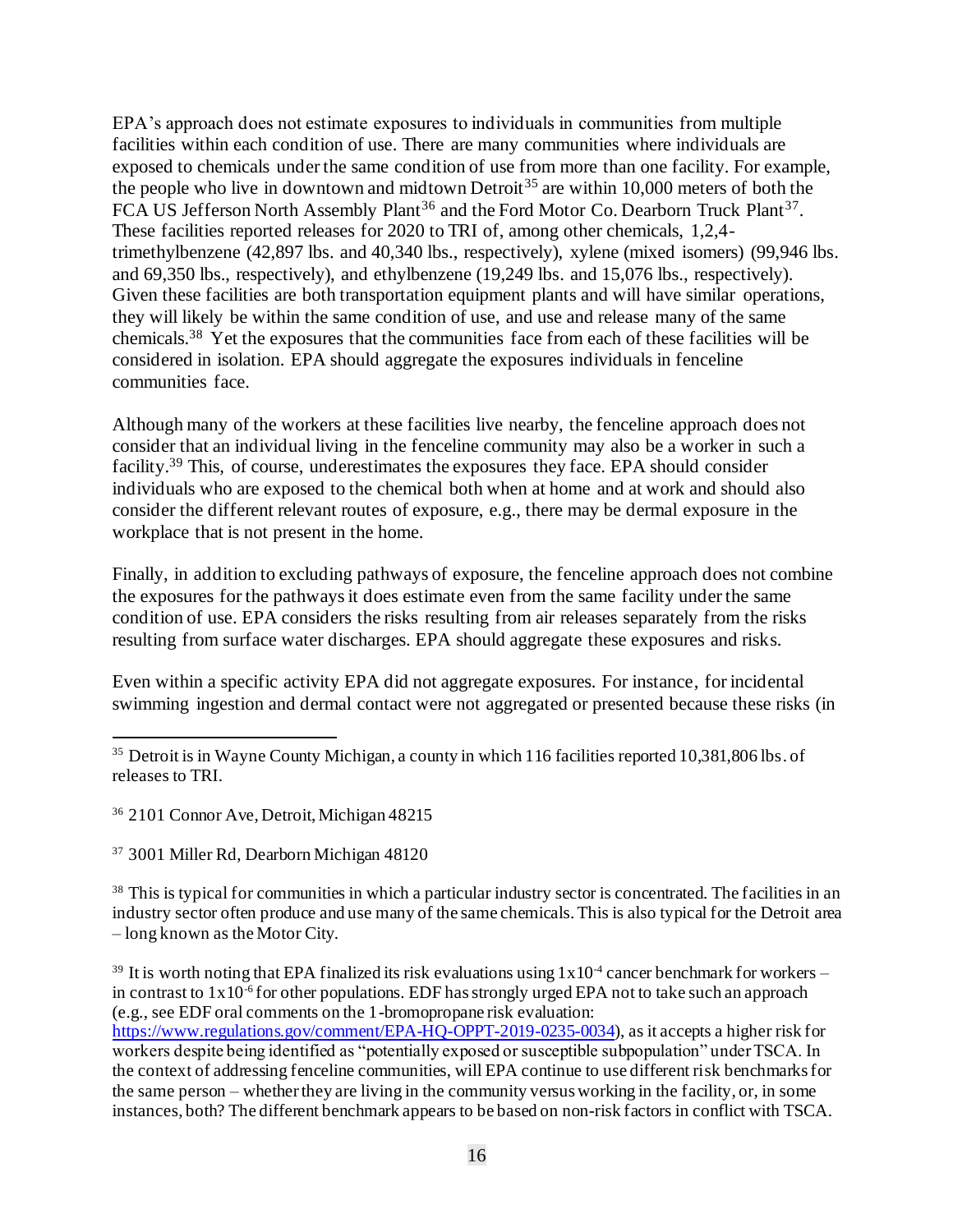EPA's approach does not estimate exposures to individuals in communities from multiple facilities within each condition of use. There are many communities where individuals are exposed to chemicals under the same condition of use from more than one facility. For example, the people who live in downtown and midtown Detroit[35] are within 10,000 meters of both the FCA US Jefferson North Assembly Plant[36] and the Ford Motor Co. Dearborn Truck Plant[37]. These facilities reported releases for 2020 to TRI of, among other chemicals, 1,2,4-trimethylbenzene (42,897 lbs. and 40,340 lbs., respectively), xylene (mixed isomers) (99,946 lbs. and 69,350 lbs., respectively), and ethylbenzene (19,249 lbs. and 15,076 lbs., respectively). Given these facilities are both transportation equipment plants and will have similar operations, they will likely be within the same condition of use, and use and release many of the same chemicals.[38] Yet the exposures that the communities face from each of these facilities will be considered in isolation. EPA should aggregate the exposures individuals in fenceline communities face.

Although many of the workers at these facilities live nearby, the fenceline approach does not consider that an individual living in the fenceline community may also be a worker in such a facility.[39] This, of course, underestimates the exposures they face. EPA should consider individuals who are exposed to the chemical both when at home and at work and should also consider the different relevant routes of exposure, e.g., there may be dermal exposure in the workplace that is not present in the home.

Finally, in addition to excluding pathways of exposure, the fenceline approach does not combine the exposures for the pathways it does estimate even from the same facility under the same condition of use. EPA considers the risks resulting from air releases separately from the risks resulting from surface water discharges. EPA should aggregate these exposures and risks.

Even within a specific activity EPA did not aggregate exposures. For instance, for incidental swimming ingestion and dermal contact were not aggregated or presented because these risks (in

---

[35] Detroit is in Wayne County Michigan, a county in which 116 facilities reported 10,381,806 lbs. of releases to TRI.

[36] 2101 Connor Ave, Detroit, Michigan 48215

[37] 3001 Miller Rd, Dearborn Michigan 48120

[38] This is typical for communities in which a particular industry sector is concentrated. The facilities in an industry sector often produce and use many of the same chemicals. This is also typical for the Detroit area – long known as the Motor City.

[39] It is worth noting that EPA finalized its risk evaluations using $1x10^{-4}$ cancer benchmark for workers – in contrast to $1x10^{-6}$ for other populations. EDF has strongly urged EPA not to take such an approach (e.g., see EDF oral comments on the 1-bromopropane risk evaluation: https://www.regulations.gov/comment/EPA-HQ-OPPT-2019-0235-0034), as it accepts a higher risk for workers despite being identified as "potentially exposed or susceptible subpopulation" under TSCA. In the context of addressing fenceline communities, will EPA continue to use different risk benchmarks for the same person – whether they are living in the community versus working in the facility, or, in some instances, both? The different benchmark appears to be based on non-risk factors in conflict with TSCA.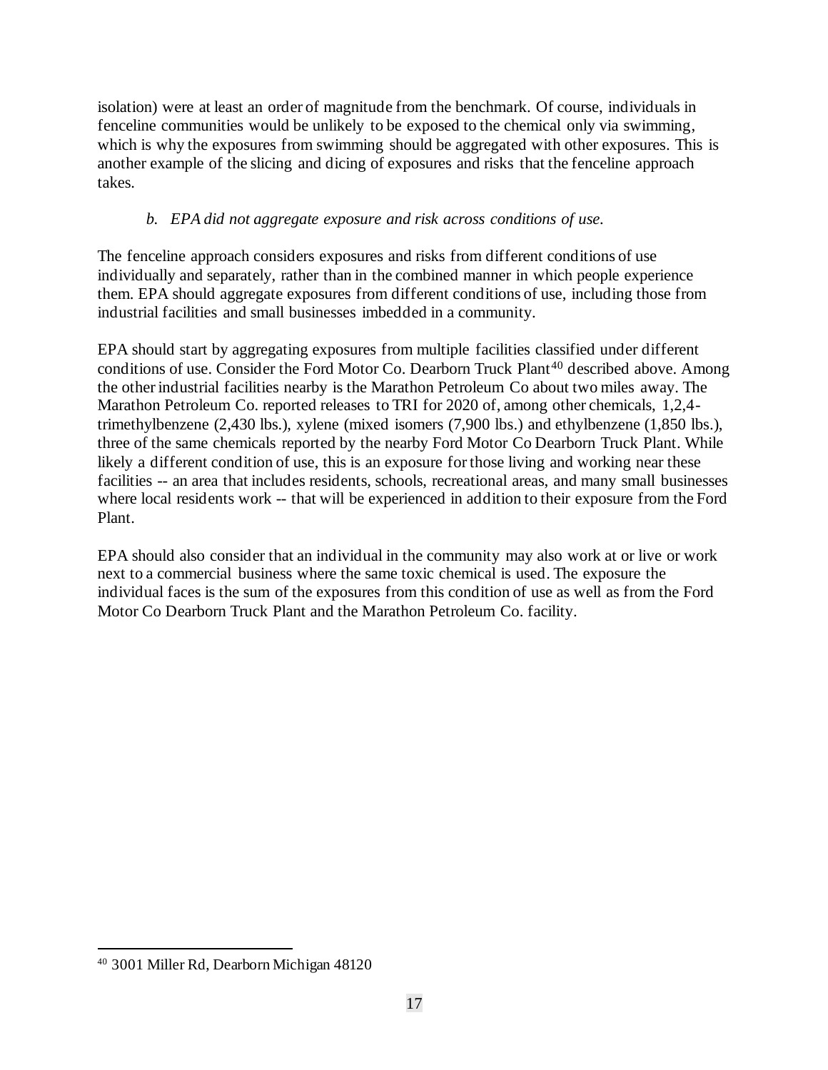isolation) were at least an order of magnitude from the benchmark. Of course, individuals in fenceline communities would be unlikely to be exposed to the chemical only via swimming, which is why the exposures from swimming should be aggregated with other exposures. This is another example of the slicing and dicing of exposures and risks that the fenceline approach takes.

*b. EPA did not aggregate exposure and risk across conditions of use.*

The fenceline approach considers exposures and risks from different conditions of use individually and separately, rather than in the combined manner in which people experience them. EPA should aggregate exposures from different conditions of use, including those from industrial facilities and small businesses imbedded in a community.

EPA should start by aggregating exposures from multiple facilities classified under different conditions of use. Consider the Ford Motor Co. Dearborn Truck Plant[40] described above. Among the other industrial facilities nearby is the Marathon Petroleum Co about two miles away. The Marathon Petroleum Co. reported releases to TRI for 2020 of, among other chemicals, 1,2,4-trimethylbenzene (2,430 lbs.), xylene (mixed isomers (7,900 lbs.) and ethylbenzene (1,850 lbs.), three of the same chemicals reported by the nearby Ford Motor Co Dearborn Truck Plant. While likely a different condition of use, this is an exposure for those living and working near these facilities -- an area that includes residents, schools, recreational areas, and many small businesses where local residents work -- that will be experienced in addition to their exposure from the Ford Plant.

EPA should also consider that an individual in the community may also work at or live or work next to a commercial business where the same toxic chemical is used. The exposure the individual faces is the sum of the exposures from this condition of use as well as from the Ford Motor Co Dearborn Truck Plant and the Marathon Petroleum Co. facility.

[40] 3001 Miller Rd, Dearborn Michigan 48120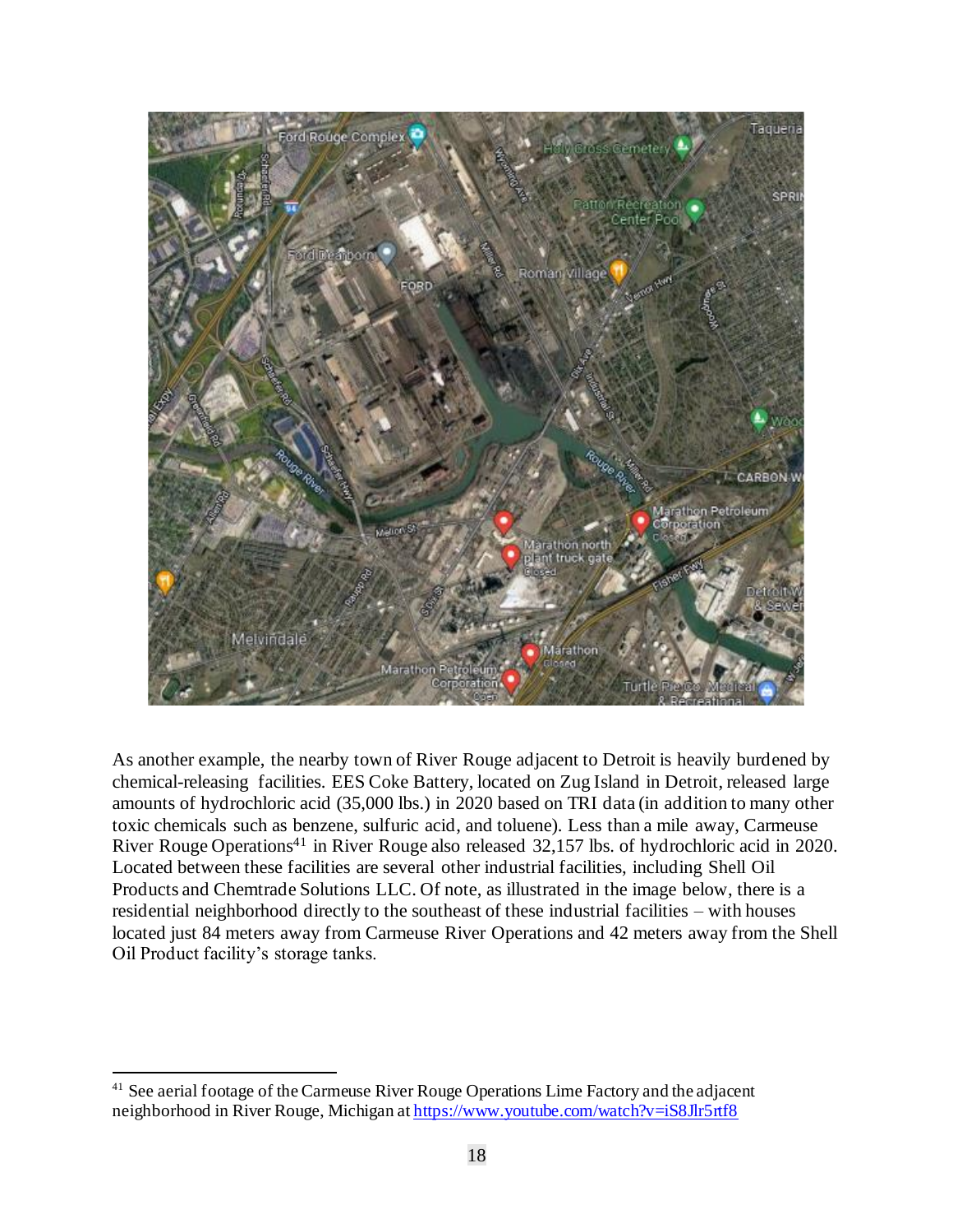As another example, the nearby town of River Rouge adjacent to Detroit is heavily burdened by chemical-releasing facilities. EES Coke Battery, located on Zug Island in Detroit, released large amounts of hydrochloric acid (35,000 lbs.) in 2020 based on TRI data (in addition to many other toxic chemicals such as benzene, sulfuric acid, and toluene). Less than a mile away, Carmeuse River Rouge Operations[41] in River Rouge also released 32,157 lbs. of hydrochloric acid in 2020. Located between these facilities are several other industrial facilities, including Shell Oil Products and Chemtrade Solutions LLC. Of note, as illustrated in the image below, there is a residential neighborhood directly to the southeast of these industrial facilities – with houses located just 84 meters away from Carmeuse River Operations and 42 meters away from the Shell Oil Product facility's storage tanks.

---

[41] See aerial footage of the Carmeuse River Rouge Operations Lime Factory and the adjacent neighborhood in River Rouge, Michigan at https://www.youtube.com/watch?v=iS8Jlr5rtf8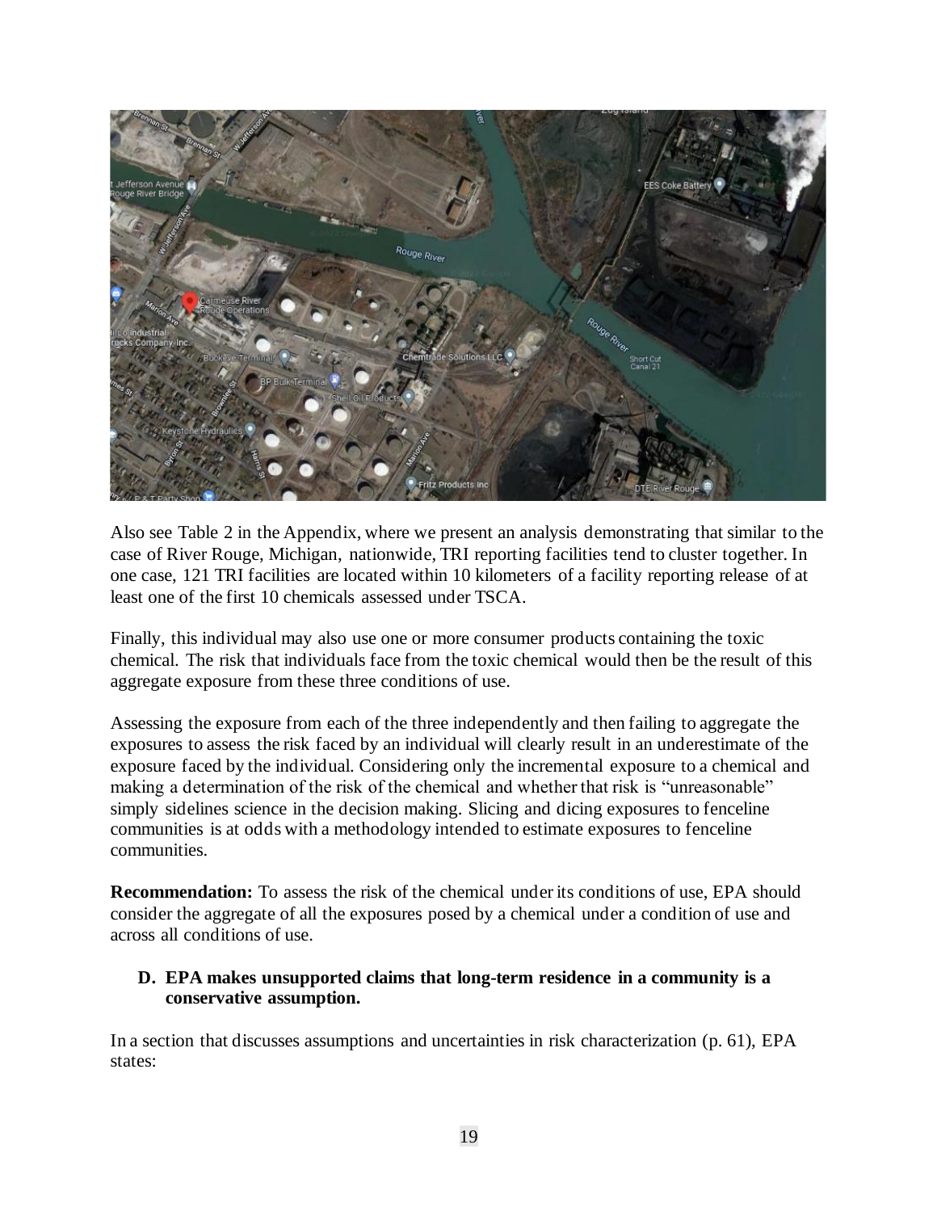Also see Table 2 in the Appendix, where we present an analysis demonstrating that similar to the case of River Rouge, Michigan, nationwide, TRI reporting facilities tend to cluster together. In one case, 121 TRI facilities are located within 10 kilometers of a facility reporting release of at least one of the first 10 chemicals assessed under TSCA.

Finally, this individual may also use one or more consumer products containing the toxic chemical. The risk that individuals face from the toxic chemical would then be the result of this aggregate exposure from these three conditions of use.

Assessing the exposure from each of the three independently and then failing to aggregate the exposures to assess the risk faced by an individual will clearly result in an underestimate of the exposure faced by the individual. Considering only the incremental exposure to a chemical and making a determination of the risk of the chemical and whether that risk is "unreasonable" simply sidelines science in the decision making. Slicing and dicing exposures to fenceline communities is at odds with a methodology intended to estimate exposures to fenceline communities.

**Recommendation:** To assess the risk of the chemical under its conditions of use, EPA should consider the aggregate of all the exposures posed by a chemical under a condition of use and across all conditions of use.

### D. EPA makes unsupported claims that long-term residence in a community is a conservative assumption.

In a section that discusses assumptions and uncertainties in risk characterization (p. 61), EPA states: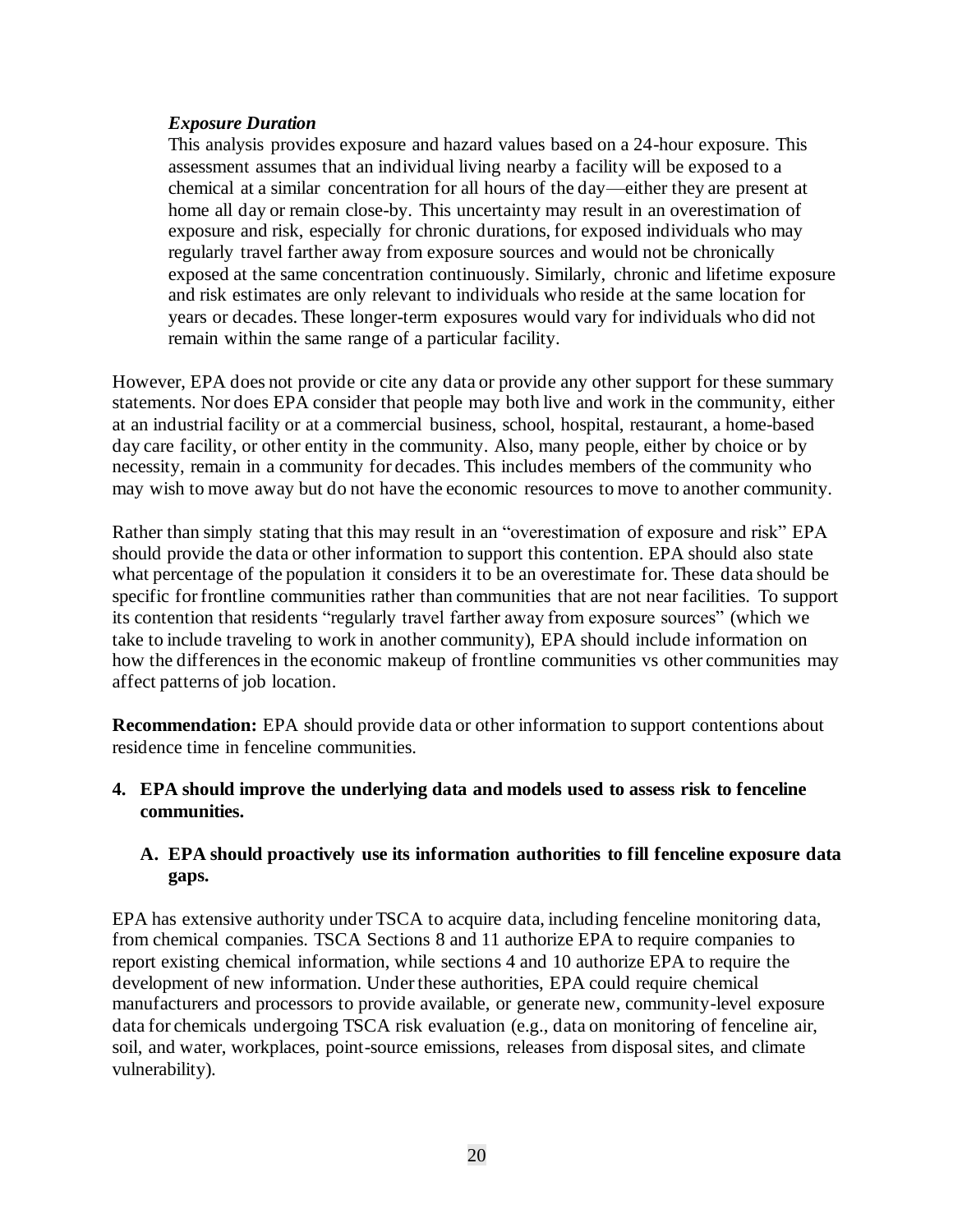> ***Exposure Duration***
> This analysis provides exposure and hazard values based on a 24-hour exposure. This assessment assumes that an individual living nearby a facility will be exposed to a chemical at a similar concentration for all hours of the day—either they are present at home all day or remain close-by. This uncertainty may result in an overestimation of exposure and risk, especially for chronic durations, for exposed individuals who may regularly travel farther away from exposure sources and would not be chronically exposed at the same concentration continuously. Similarly, chronic and lifetime exposure and risk estimates are only relevant to individuals who reside at the same location for years or decades. These longer-term exposures would vary for individuals who did not remain within the same range of a particular facility.

However, EPA does not provide or cite any data or provide any other support for these summary statements. Nor does EPA consider that people may both live and work in the community, either at an industrial facility or at a commercial business, school, hospital, restaurant, a home-based day care facility, or other entity in the community. Also, many people, either by choice or by necessity, remain in a community for decades. This includes members of the community who may wish to move away but do not have the economic resources to move to another community.

Rather than simply stating that this may result in an "overestimation of exposure and risk" EPA should provide the data or other information to support this contention. EPA should also state what percentage of the population it considers it to be an overestimate for. These data should be specific for frontline communities rather than communities that are not near facilities. To support its contention that residents "regularly travel farther away from exposure sources" (which we take to include traveling to work in another community), EPA should include information on how the differences in the economic makeup of frontline communities vs other communities may affect patterns of job location.

**Recommendation:** EPA should provide data or other information to support contentions about residence time in fenceline communities.

**4. EPA should improve the underlying data and models used to assess risk to fenceline communities.**

**A. EPA should proactively use its information authorities to fill fenceline exposure data gaps.**

EPA has extensive authority under TSCA to acquire data, including fenceline monitoring data, from chemical companies. TSCA Sections 8 and 11 authorize EPA to require companies to report existing chemical information, while sections 4 and 10 authorize EPA to require the development of new information. Under these authorities, EPA could require chemical manufacturers and processors to provide available, or generate new, community-level exposure data for chemicals undergoing TSCA risk evaluation (e.g., data on monitoring of fenceline air, soil, and water, workplaces, point-source emissions, releases from disposal sites, and climate vulnerability).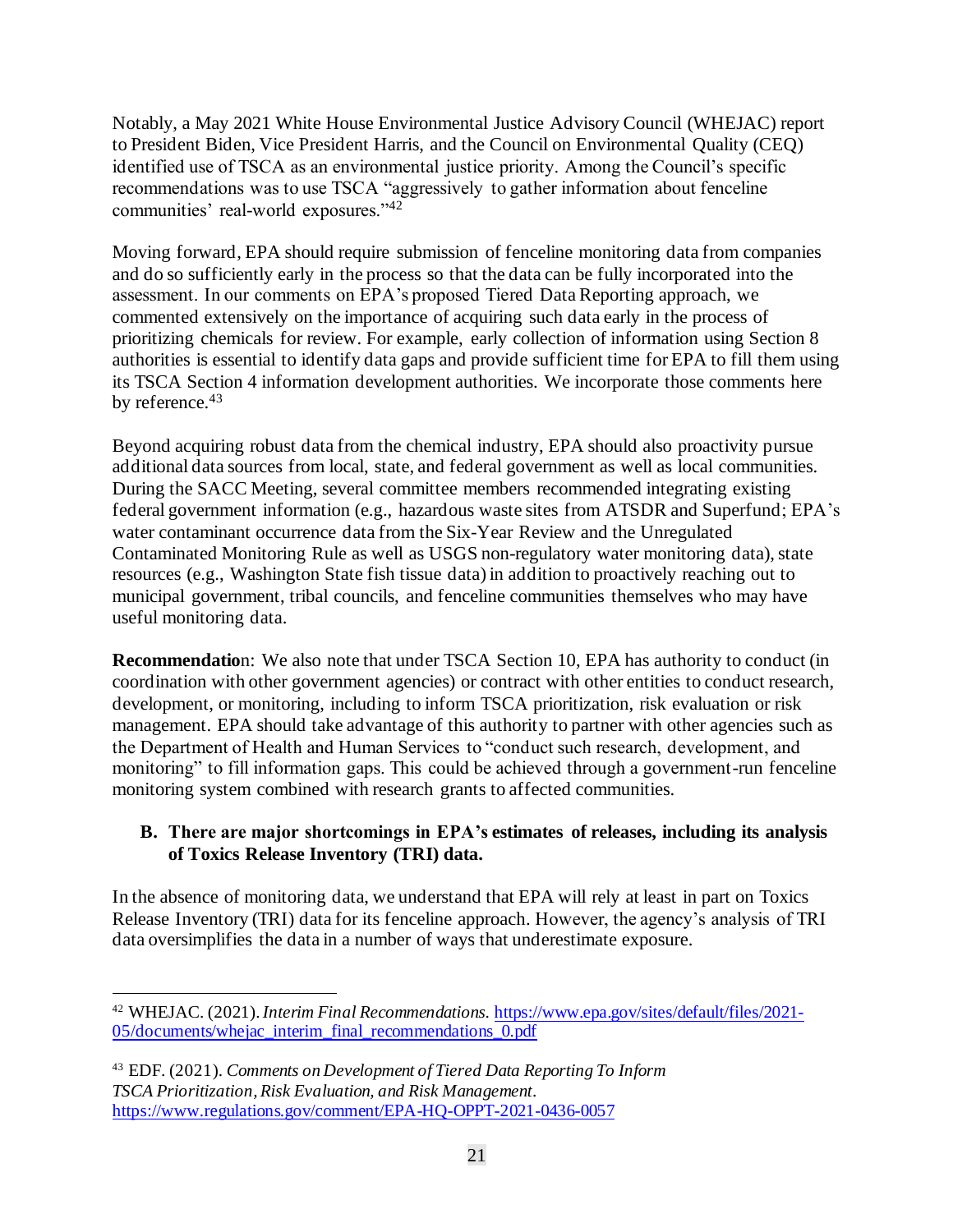Notably, a May 2021 White House Environmental Justice Advisory Council (WHEJAC) report to President Biden, Vice President Harris, and the Council on Environmental Quality (CEQ) identified use of TSCA as an environmental justice priority. Among the Council's specific recommendations was to use TSCA "aggressively to gather information about fenceline communities' real-world exposures."[42]

Moving forward, EPA should require submission of fenceline monitoring data from companies and do so sufficiently early in the process so that the data can be fully incorporated into the assessment. In our comments on EPA's proposed Tiered Data Reporting approach, we commented extensively on the importance of acquiring such data early in the process of prioritizing chemicals for review. For example, early collection of information using Section 8 authorities is essential to identify data gaps and provide sufficient time for EPA to fill them using its TSCA Section 4 information development authorities. We incorporate those comments here by reference.[43]

Beyond acquiring robust data from the chemical industry, EPA should also proactivity pursue additional data sources from local, state, and federal government as well as local communities. During the SACC Meeting, several committee members recommended integrating existing federal government information (e.g., hazardous waste sites from ATSDR and Superfund; EPA's water contaminant occurrence data from the Six-Year Review and the Unregulated Contaminated Monitoring Rule as well as USGS non-regulatory water monitoring data), state resources (e.g., Washington State fish tissue data) in addition to proactively reaching out to municipal government, tribal councils, and fenceline communities themselves who may have useful monitoring data.

**Recommendatio**n: We also note that under TSCA Section 10, EPA has authority to conduct (in coordination with other government agencies) or contract with other entities to conduct research, development, or monitoring, including to inform TSCA prioritization, risk evaluation or risk management. EPA should take advantage of this authority to partner with other agencies such as the Department of Health and Human Services to "conduct such research, development, and monitoring" to fill information gaps. This could be achieved through a government-run fenceline monitoring system combined with research grants to affected communities.

### B. There are major shortcomings in EPA's estimates of releases, including its analysis of Toxics Release Inventory (TRI) data.

In the absence of monitoring data, we understand that EPA will rely at least in part on Toxics Release Inventory (TRI) data for its fenceline approach. However, the agency's analysis of TRI data oversimplifies the data in a number of ways that underestimate exposure.

---

[42] WHEJAC. (2021). *Interim Final Recommendations.* https://www.epa.gov/sites/default/files/2021-05/documents/whejac_interim_final_recommendations_0.pdf

[43] EDF. (2021). *Comments on Development of Tiered Data Reporting To Inform TSCA Prioritization, Risk Evaluation, and Risk Management.* https://www.regulations.gov/comment/EPA-HQ-OPPT-2021-0436-0057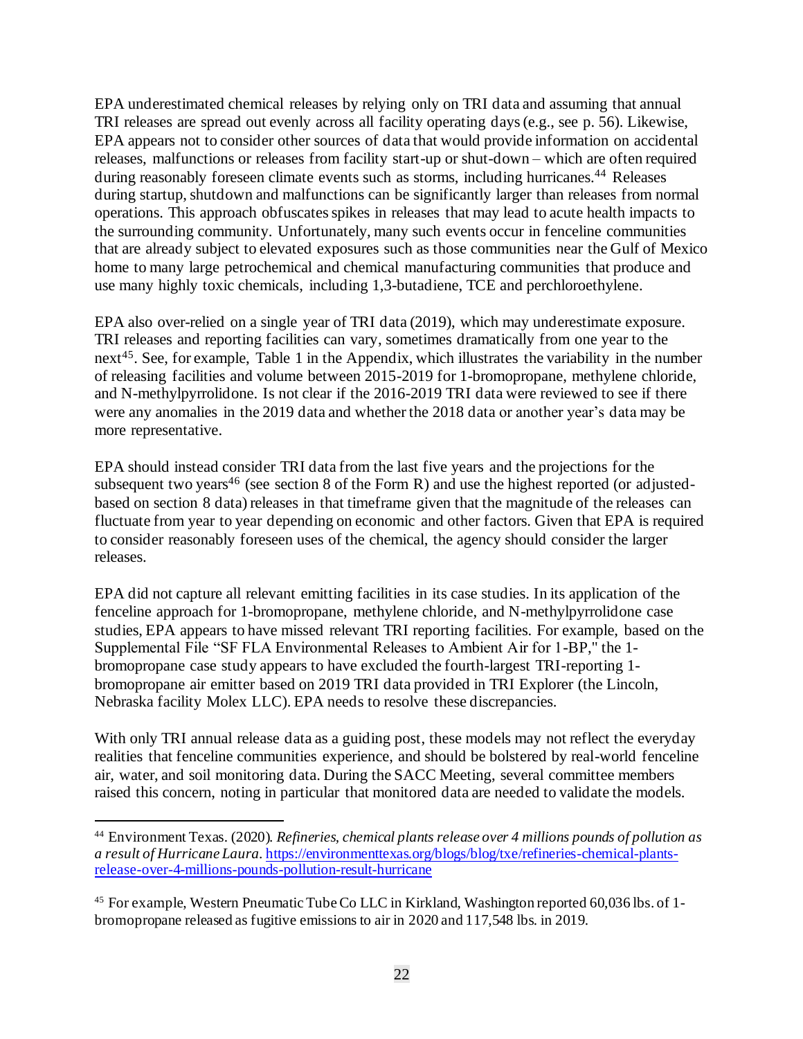EPA underestimated chemical releases by relying only on TRI data and assuming that annual TRI releases are spread out evenly across all facility operating days (e.g., see p. 56). Likewise, EPA appears not to consider other sources of data that would provide information on accidental releases, malfunctions or releases from facility start-up or shut-down – which are often required during reasonably foreseen climate events such as storms, including hurricanes.[44] Releases during startup, shutdown and malfunctions can be significantly larger than releases from normal operations. This approach obfuscates spikes in releases that may lead to acute health impacts to the surrounding community. Unfortunately, many such events occur in fenceline communities that are already subject to elevated exposures such as those communities near the Gulf of Mexico home to many large petrochemical and chemical manufacturing communities that produce and use many highly toxic chemicals, including 1,3-butadiene, TCE and perchloroethylene.

EPA also over-relied on a single year of TRI data (2019), which may underestimate exposure. TRI releases and reporting facilities can vary, sometimes dramatically from one year to the next[45]. See, for example, Table 1 in the Appendix, which illustrates the variability in the number of releasing facilities and volume between 2015-2019 for 1-bromopropane, methylene chloride, and N-methylpyrrolidone. Is not clear if the 2016-2019 TRI data were reviewed to see if there were any anomalies in the 2019 data and whether the 2018 data or another year's data may be more representative.

EPA should instead consider TRI data from the last five years and the projections for the subsequent two years[46] (see section 8 of the Form R) and use the highest reported (or adjusted-based on section 8 data) releases in that timeframe given that the magnitude of the releases can fluctuate from year to year depending on economic and other factors. Given that EPA is required to consider reasonably foreseen uses of the chemical, the agency should consider the larger releases.

EPA did not capture all relevant emitting facilities in its case studies. In its application of the fenceline approach for 1-bromopropane, methylene chloride, and N-methylpyrrolidone case studies, EPA appears to have missed relevant TRI reporting facilities. For example, based on the Supplemental File "SF FLA Environmental Releases to Ambient Air for 1-BP," the 1-bromopropane case study appears to have excluded the fourth-largest TRI-reporting 1-bromopropane air emitter based on 2019 TRI data provided in TRI Explorer (the Lincoln, Nebraska facility Molex LLC). EPA needs to resolve these discrepancies.

With only TRI annual release data as a guiding post, these models may not reflect the everyday realities that fenceline communities experience, and should be bolstered by real-world fenceline air, water, and soil monitoring data. During the SACC Meeting, several committee members raised this concern, noting in particular that monitored data are needed to validate the models.

---

[44] Environment Texas. (2020). *Refineries, chemical plants release over 4 millions pounds of pollution as a result of Hurricane Laura*. https://environmenttexas.org/blogs/blog/txe/refineries-chemical-plants-release-over-4-millions-pounds-pollution-result-hurricane

[45] For example, Western Pneumatic Tube Co LLC in Kirkland, Washington reported 60,036 lbs. of 1-bromopropane released as fugitive emissions to air in 2020 and 117,548 lbs. in 2019.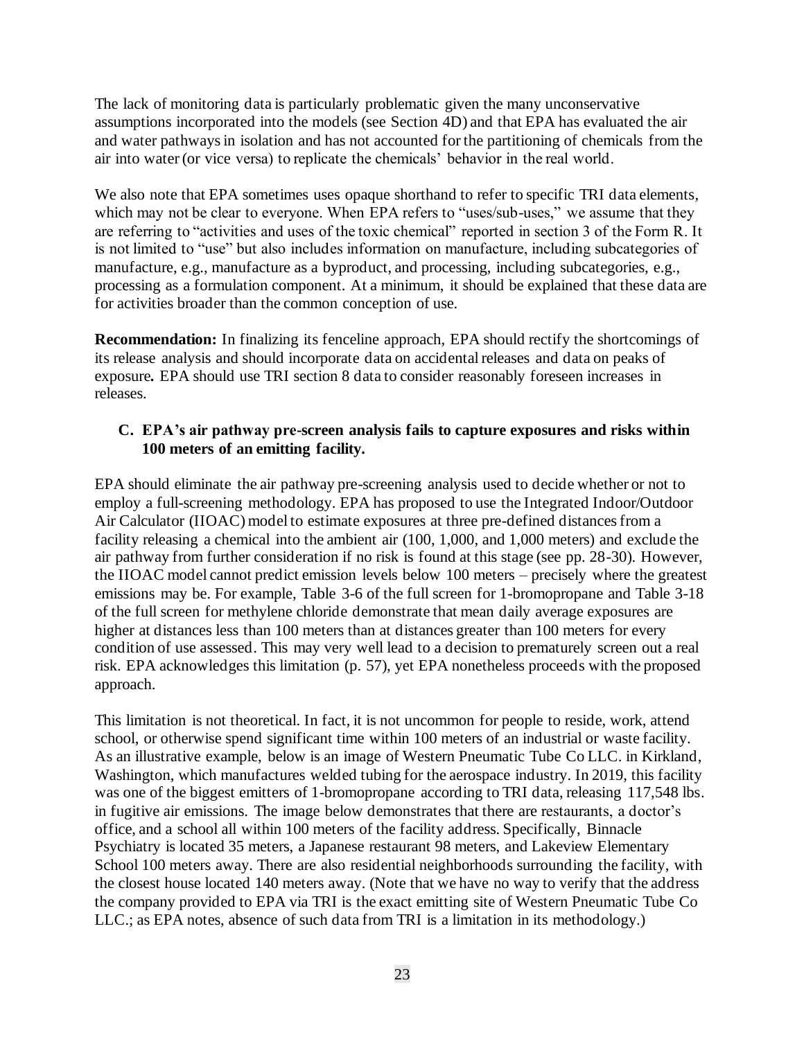The lack of monitoring data is particularly problematic given the many unconservative assumptions incorporated into the models (see Section 4D) and that EPA has evaluated the air and water pathways in isolation and has not accounted for the partitioning of chemicals from the air into water (or vice versa) to replicate the chemicals' behavior in the real world.

We also note that EPA sometimes uses opaque shorthand to refer to specific TRI data elements, which may not be clear to everyone. When EPA refers to "uses/sub-uses," we assume that they are referring to "activities and uses of the toxic chemical" reported in section 3 of the Form R. It is not limited to "use" but also includes information on manufacture, including subcategories of manufacture, e.g., manufacture as a byproduct, and processing, including subcategories, e.g., processing as a formulation component. At a minimum, it should be explained that these data are for activities broader than the common conception of use.

**Recommendation:** In finalizing its fenceline approach, EPA should rectify the shortcomings of its release analysis and should incorporate data on accidental releases and data on peaks of exposure**.** EPA should use TRI section 8 data to consider reasonably foreseen increases in releases.

### C. EPA's air pathway pre-screen analysis fails to capture exposures and risks within 100 meters of an emitting facility.

EPA should eliminate the air pathway pre-screening analysis used to decide whether or not to employ a full-screening methodology. EPA has proposed to use the Integrated Indoor/Outdoor Air Calculator (IIOAC) model to estimate exposures at three pre-defined distances from a facility releasing a chemical into the ambient air (100, 1,000, and 1,000 meters) and exclude the air pathway from further consideration if no risk is found at this stage (see pp. 28-30). However, the IIOAC model cannot predict emission levels below 100 meters – precisely where the greatest emissions may be. For example, Table 3-6 of the full screen for 1-bromopropane and Table 3-18 of the full screen for methylene chloride demonstrate that mean daily average exposures are higher at distances less than 100 meters than at distances greater than 100 meters for every condition of use assessed. This may very well lead to a decision to prematurely screen out a real risk. EPA acknowledges this limitation (p. 57), yet EPA nonetheless proceeds with the proposed approach.

This limitation is not theoretical. In fact, it is not uncommon for people to reside, work, attend school, or otherwise spend significant time within 100 meters of an industrial or waste facility. As an illustrative example, below is an image of Western Pneumatic Tube Co LLC. in Kirkland, Washington, which manufactures welded tubing for the aerospace industry. In 2019, this facility was one of the biggest emitters of 1-bromopropane according to TRI data, releasing 117,548 lbs. in fugitive air emissions. The image below demonstrates that there are restaurants, a doctor's office, and a school all within 100 meters of the facility address. Specifically, Binnacle Psychiatry is located 35 meters, a Japanese restaurant 98 meters, and Lakeview Elementary School 100 meters away. There are also residential neighborhoods surrounding the facility, with the closest house located 140 meters away. (Note that we have no way to verify that the address the company provided to EPA via TRI is the exact emitting site of Western Pneumatic Tube Co LLC.; as EPA notes, absence of such data from TRI is a limitation in its methodology.)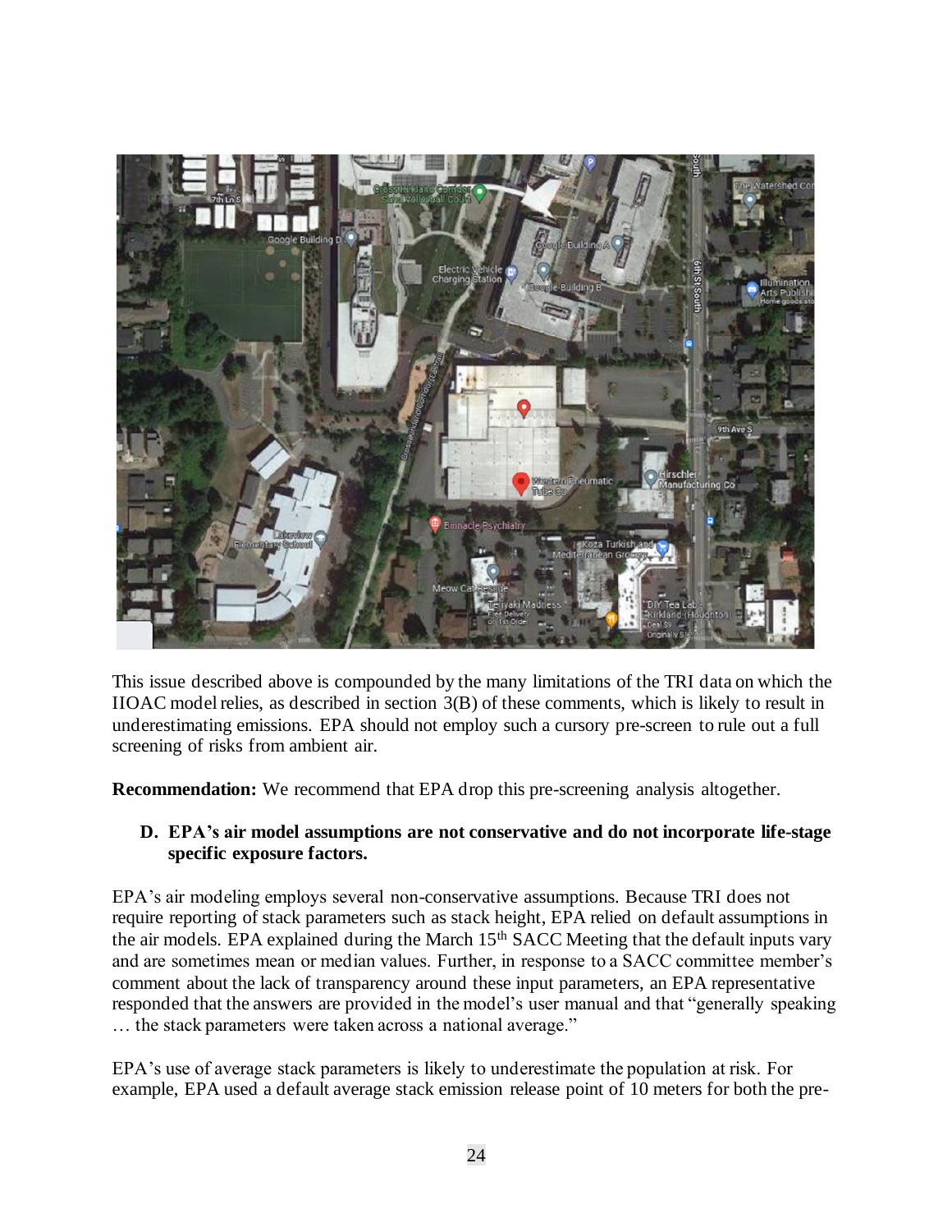This issue described above is compounded by the many limitations of the TRI data on which the IIOAC model relies, as described in section 3(B) of these comments, which is likely to result in underestimating emissions. EPA should not employ such a cursory pre-screen to rule out a full screening of risks from ambient air.

**Recommendation:** We recommend that EPA drop this pre-screening analysis altogether.

### D. EPA's air model assumptions are not conservative and do not incorporate life-stage specific exposure factors.

EPA's air modeling employs several non-conservative assumptions. Because TRI does not require reporting of stack parameters such as stack height, EPA relied on default assumptions in the air models. EPA explained during the March 15th SACC Meeting that the default inputs vary and are sometimes mean or median values. Further, in response to a SACC committee member's comment about the lack of transparency around these input parameters, an EPA representative responded that the answers are provided in the model's user manual and that "generally speaking … the stack parameters were taken across a national average."

EPA's use of average stack parameters is likely to underestimate the population at risk. For example, EPA used a default average stack emission release point of 10 meters for both the pre-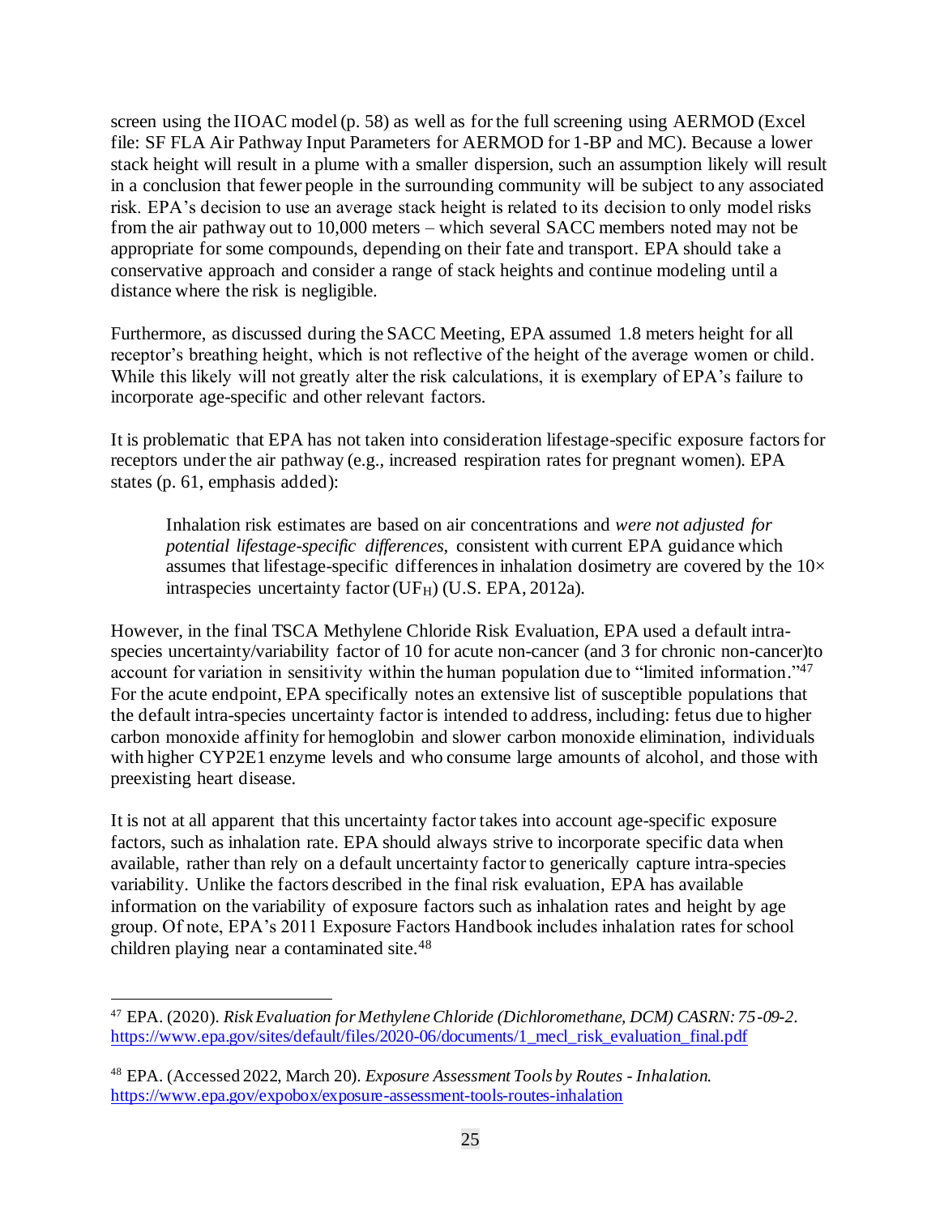screen using the IIOAC model (p. 58) as well as for the full screening using AERMOD (Excel file: SF FLA Air Pathway Input Parameters for AERMOD for 1-BP and MC). Because a lower stack height will result in a plume with a smaller dispersion, such an assumption likely will result in a conclusion that fewer people in the surrounding community will be subject to any associated risk. EPA's decision to use an average stack height is related to its decision to only model risks from the air pathway out to 10,000 meters – which several SACC members noted may not be appropriate for some compounds, depending on their fate and transport. EPA should take a conservative approach and consider a range of stack heights and continue modeling until a distance where the risk is negligible.

Furthermore, as discussed during the SACC Meeting, EPA assumed 1.8 meters height for all receptor's breathing height, which is not reflective of the height of the average women or child. While this likely will not greatly alter the risk calculations, it is exemplary of EPA's failure to incorporate age-specific and other relevant factors.

It is problematic that EPA has not taken into consideration lifestage-specific exposure factors for receptors under the air pathway (e.g., increased respiration rates for pregnant women). EPA states (p. 61, emphasis added):

> Inhalation risk estimates are based on air concentrations and *were not adjusted for potential lifestage-specific differences*, consistent with current EPA guidance which assumes that lifestage-specific differences in inhalation dosimetry are covered by the 10× intraspecies uncertainty factor ($UF_H$) (U.S. EPA, 2012a).

However, in the final TSCA Methylene Chloride Risk Evaluation, EPA used a default intra-species uncertainty/variability factor of 10 for acute non-cancer (and 3 for chronic non-cancer)to account for variation in sensitivity within the human population due to "limited information."[47] For the acute endpoint, EPA specifically notes an extensive list of susceptible populations that the default intra-species uncertainty factor is intended to address, including: fetus due to higher carbon monoxide affinity for hemoglobin and slower carbon monoxide elimination, individuals with higher CYP2E1 enzyme levels and who consume large amounts of alcohol, and those with preexisting heart disease.

It is not at all apparent that this uncertainty factor takes into account age-specific exposure factors, such as inhalation rate. EPA should always strive to incorporate specific data when available, rather than rely on a default uncertainty factor to generically capture intra-species variability. Unlike the factors described in the final risk evaluation, EPA has available information on the variability of exposure factors such as inhalation rates and height by age group. Of note, EPA's 2011 Exposure Factors Handbook includes inhalation rates for school children playing near a contaminated site.[48]

---

[47] EPA. (2020). *Risk Evaluation for Methylene Chloride (Dichloromethane, DCM) CASRN: 75-09-2*. https://www.epa.gov/sites/default/files/2020-06/documents/1_mecl_risk_evaluation_final.pdf

[48] EPA. (Accessed 2022, March 20). *Exposure Assessment Tools by Routes - Inhalation*. https://www.epa.gov/expobox/exposure-assessment-tools-routes-inhalation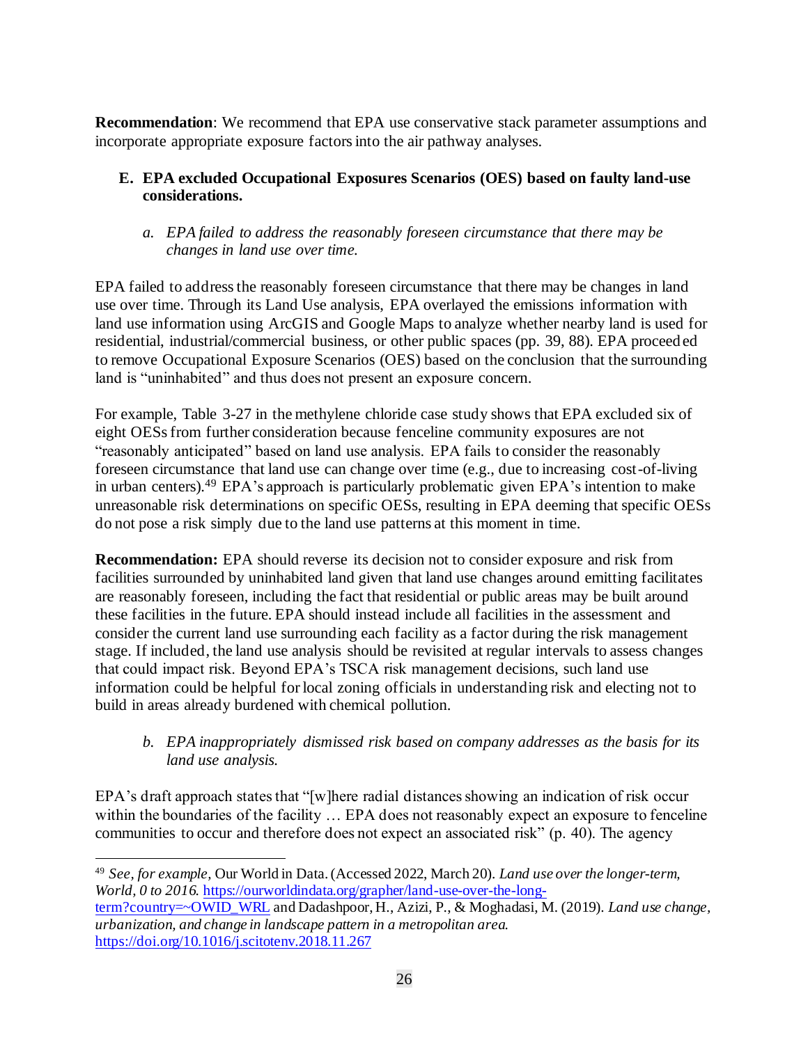**Recommendation**: We recommend that EPA use conservative stack parameter assumptions and incorporate appropriate exposure factors into the air pathway analyses.

### E. EPA excluded Occupational Exposures Scenarios (OES) based on faulty land-use considerations.

#### *a. EPA failed to address the reasonably foreseen circumstance that there may be changes in land use over time.*

EPA failed to address the reasonably foreseen circumstance that there may be changes in land use over time. Through its Land Use analysis, EPA overlayed the emissions information with land use information using ArcGIS and Google Maps to analyze whether nearby land is used for residential, industrial/commercial business, or other public spaces (pp. 39, 88). EPA proceeded to remove Occupational Exposure Scenarios (OES) based on the conclusion that the surrounding land is "uninhabited" and thus does not present an exposure concern.

For example, Table 3-27 in the methylene chloride case study shows that EPA excluded six of eight OESs from further consideration because fenceline community exposures are not "reasonably anticipated" based on land use analysis. EPA fails to consider the reasonably foreseen circumstance that land use can change over time (e.g., due to increasing cost-of-living in urban centers).[49] EPA's approach is particularly problematic given EPA's intention to make unreasonable risk determinations on specific OESs, resulting in EPA deeming that specific OESs do not pose a risk simply due to the land use patterns at this moment in time.

**Recommendation:** EPA should reverse its decision not to consider exposure and risk from facilities surrounded by uninhabited land given that land use changes around emitting facilitates are reasonably foreseen, including the fact that residential or public areas may be built around these facilities in the future. EPA should instead include all facilities in the assessment and consider the current land use surrounding each facility as a factor during the risk management stage. If included, the land use analysis should be revisited at regular intervals to assess changes that could impact risk. Beyond EPA's TSCA risk management decisions, such land use information could be helpful for local zoning officials in understanding risk and electing not to build in areas already burdened with chemical pollution.

#### *b. EPA inappropriately dismissed risk based on company addresses as the basis for its land use analysis.*

EPA's draft approach states that "[w]here radial distances showing an indication of risk occur within the boundaries of the facility … EPA does not reasonably expect an exposure to fenceline communities to occur and therefore does not expect an associated risk" (p. 40). The agency

---

[49] *See, for example,* Our World in Data. (Accessed 2022, March 20). *Land use over the longer-term, World, 0 to 2016.* https://ourworldindata.org/grapher/land-use-over-the-long-term?country=~OWID_WRL and Dadashpoor, H., Azizi, P., & Moghadasi, M. (2019). *Land use change, urbanization, and change in landscape pattern in a metropolitan area.* https://doi.org/10.1016/j.scitotenv.2018.11.267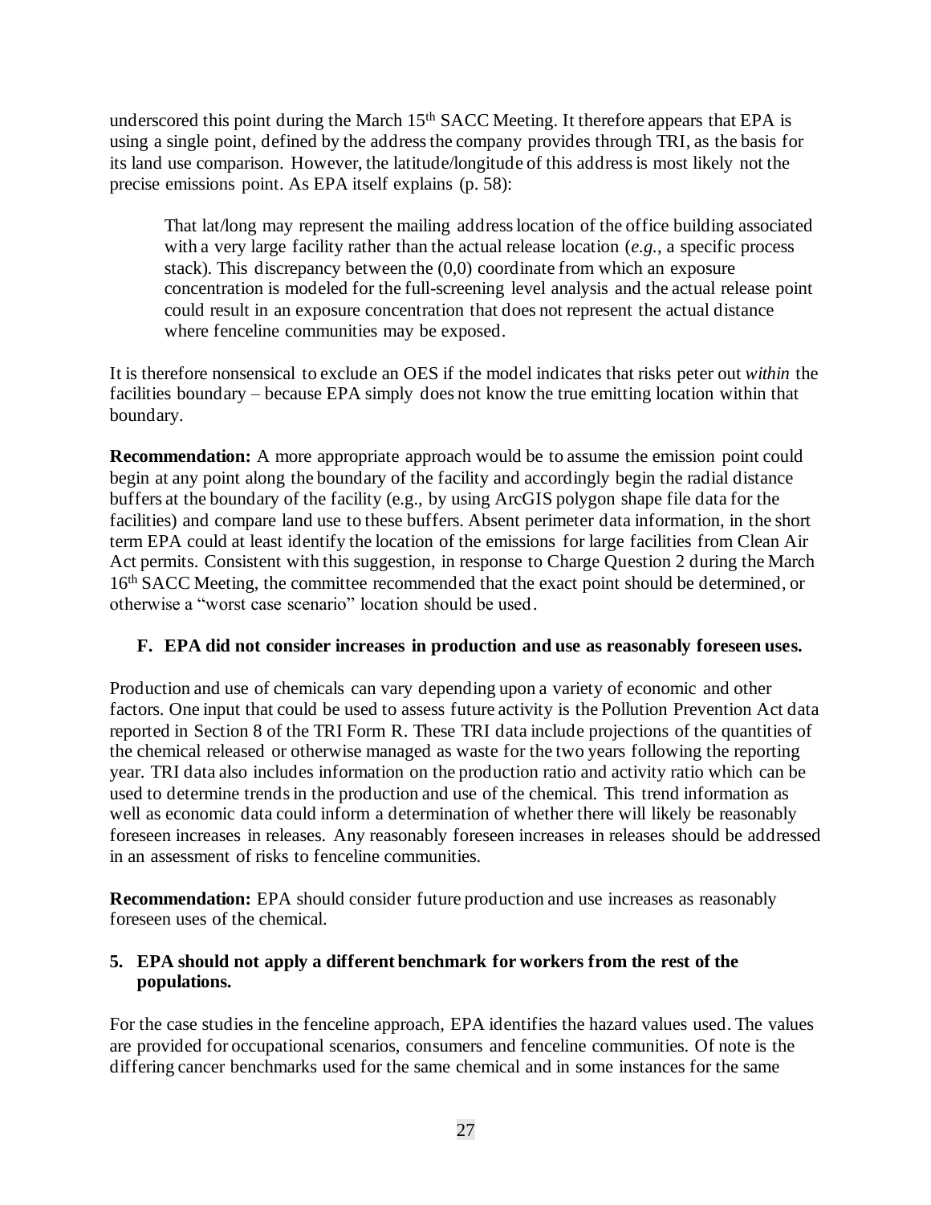underscored this point during the March 15th SACC Meeting. It therefore appears that EPA is using a single point, defined by the address the company provides through TRI, as the basis for its land use comparison. However, the latitude/longitude of this address is most likely not the precise emissions point. As EPA itself explains (p. 58):

> That lat/long may represent the mailing address location of the office building associated with a very large facility rather than the actual release location (*e.g.*, a specific process stack). This discrepancy between the (0,0) coordinate from which an exposure concentration is modeled for the full-screening level analysis and the actual release point could result in an exposure concentration that does not represent the actual distance where fenceline communities may be exposed.

It is therefore nonsensical to exclude an OES if the model indicates that risks peter out *within* the facilities boundary – because EPA simply does not know the true emitting location within that boundary.

**Recommendation:** A more appropriate approach would be to assume the emission point could begin at any point along the boundary of the facility and accordingly begin the radial distance buffers at the boundary of the facility (e.g., by using ArcGIS polygon shape file data for the facilities) and compare land use to these buffers. Absent perimeter data information, in the short term EPA could at least identify the location of the emissions for large facilities from Clean Air Act permits. Consistent with this suggestion, in response to Charge Question 2 during the March 16th SACC Meeting, the committee recommended that the exact point should be determined, or otherwise a "worst case scenario" location should be used.

### F. EPA did not consider increases in production and use as reasonably foreseen uses.

Production and use of chemicals can vary depending upon a variety of economic and other factors. One input that could be used to assess future activity is the Pollution Prevention Act data reported in Section 8 of the TRI Form R. These TRI data include projections of the quantities of the chemical released or otherwise managed as waste for the two years following the reporting year. TRI data also includes information on the production ratio and activity ratio which can be used to determine trends in the production and use of the chemical. This trend information as well as economic data could inform a determination of whether there will likely be reasonably foreseen increases in releases. Any reasonably foreseen increases in releases should be addressed in an assessment of risks to fenceline communities.

**Recommendation:** EPA should consider future production and use increases as reasonably foreseen uses of the chemical.

## 5. EPA should not apply a different benchmark for workers from the rest of the populations.

For the case studies in the fenceline approach, EPA identifies the hazard values used. The values are provided for occupational scenarios, consumers and fenceline communities. Of note is the differing cancer benchmarks used for the same chemical and in some instances for the same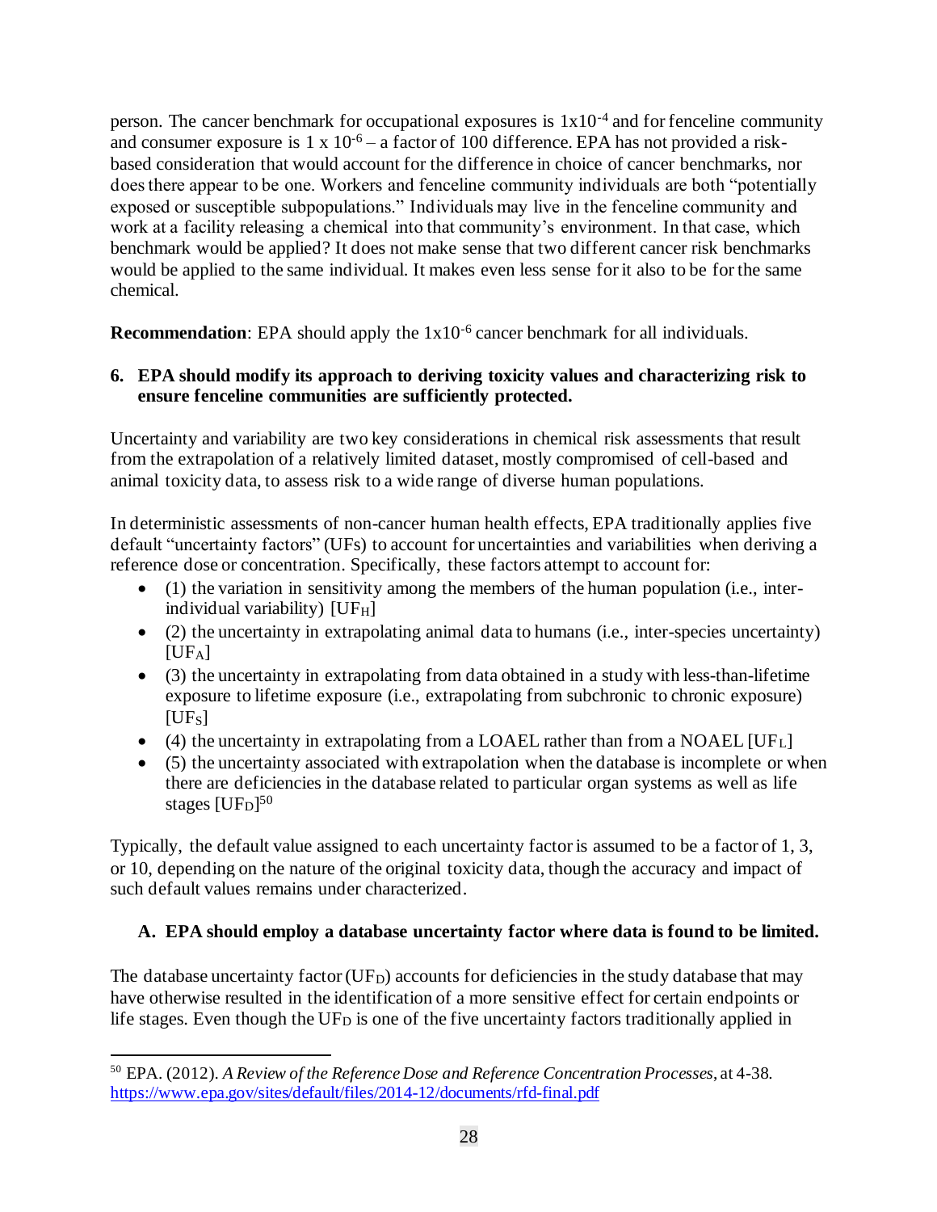person. The cancer benchmark for occupational exposures is $1x10^{-4}$ and for fenceline community and consumer exposure is $1 \times 10^{-6}$ – a factor of 100 difference. EPA has not provided a risk-based consideration that would account for the difference in choice of cancer benchmarks, nor does there appear to be one. Workers and fenceline community individuals are both "potentially exposed or susceptible subpopulations." Individuals may live in the fenceline community and work at a facility releasing a chemical into that community's environment. In that case, which benchmark would be applied? It does not make sense that two different cancer risk benchmarks would be applied to the same individual. It makes even less sense for it also to be for the same chemical.

**Recommendation**: EPA should apply the $1x10^{-6}$ cancer benchmark for all individuals.

**6. EPA should modify its approach to deriving toxicity values and characterizing risk to ensure fenceline communities are sufficiently protected.**

Uncertainty and variability are two key considerations in chemical risk assessments that result from the extrapolation of a relatively limited dataset, mostly compromised of cell-based and animal toxicity data, to assess risk to a wide range of diverse human populations.

In deterministic assessments of non-cancer human health effects, EPA traditionally applies five default "uncertainty factors" (UFs) to account for uncertainties and variabilities when deriving a reference dose or concentration. Specifically, these factors attempt to account for:

- (1) the variation in sensitivity among the members of the human population (i.e., inter-individual variability) [$UF_H$]
- (2) the uncertainty in extrapolating animal data to humans (i.e., inter-species uncertainty) [$UF_A$]
- (3) the uncertainty in extrapolating from data obtained in a study with less-than-lifetime exposure to lifetime exposure (i.e., extrapolating from subchronic to chronic exposure) [$UF_S$]
- (4) the uncertainty in extrapolating from a LOAEL rather than from a NOAEL [$UF_L$]
- (5) the uncertainty associated with extrapolation when the database is incomplete or when there are deficiencies in the database related to particular organ systems as well as life stages [$UF_D$][50]

Typically, the default value assigned to each uncertainty factor is assumed to be a factor of 1, 3, or 10, depending on the nature of the original toxicity data, though the accuracy and impact of such default values remains under characterized.

**A. EPA should employ a database uncertainty factor where data is found to be limited.**

The database uncertainty factor ($UF_D$) accounts for deficiencies in the study database that may have otherwise resulted in the identification of a more sensitive effect for certain endpoints or life stages. Even though the $UF_D$ is one of the five uncertainty factors traditionally applied in

[50] EPA. (2012). *A Review of the Reference Dose and Reference Concentration Processes*, at 4-38. https://www.epa.gov/sites/default/files/2014-12/documents/rfd-final.pdf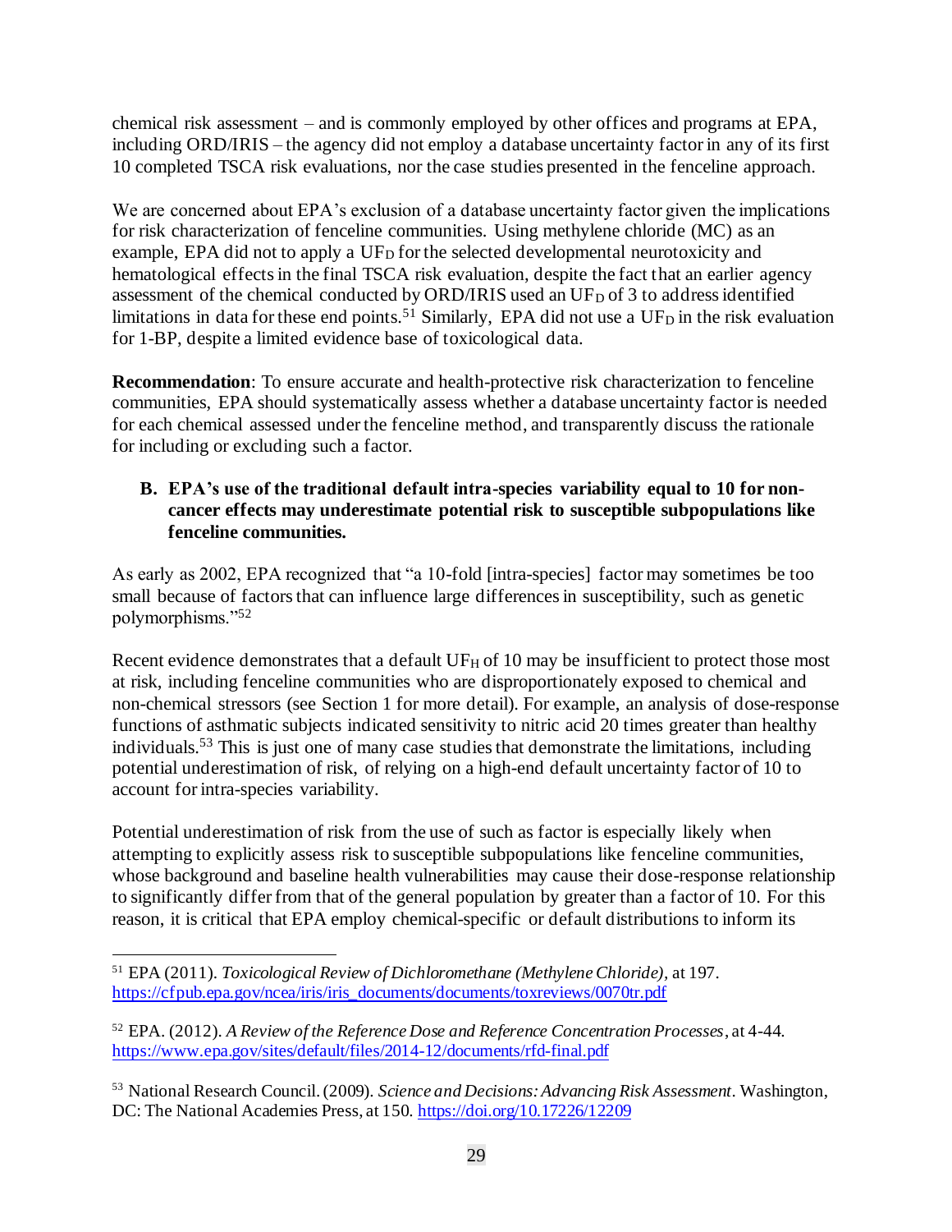chemical risk assessment – and is commonly employed by other offices and programs at EPA, including ORD/IRIS – the agency did not employ a database uncertainty factor in any of its first 10 completed TSCA risk evaluations, nor the case studies presented in the fenceline approach.

We are concerned about EPA's exclusion of a database uncertainty factor given the implications for risk characterization of fenceline communities. Using methylene chloride (MC) as an example, EPA did not to apply a $UF_D$ for the selected developmental neurotoxicity and hematological effects in the final TSCA risk evaluation, despite the fact that an earlier agency assessment of the chemical conducted by ORD/IRIS used an $UF_D$ of 3 to address identified limitations in data for these end points.[51] Similarly, EPA did not use a $UF_D$ in the risk evaluation for 1-BP, despite a limited evidence base of toxicological data.

**Recommendation**: To ensure accurate and health-protective risk characterization to fenceline communities, EPA should systematically assess whether a database uncertainty factor is needed for each chemical assessed under the fenceline method, and transparently discuss the rationale for including or excluding such a factor.

### B. EPA's use of the traditional default intra-species variability equal to 10 for non-cancer effects may underestimate potential risk to susceptible subpopulations like fenceline communities.

As early as 2002, EPA recognized that "a 10-fold [intra-species] factor may sometimes be too small because of factors that can influence large differences in susceptibility, such as genetic polymorphisms."[52]

Recent evidence demonstrates that a default $UF_H$ of 10 may be insufficient to protect those most at risk, including fenceline communities who are disproportionately exposed to chemical and non-chemical stressors (see Section 1 for more detail). For example, an analysis of dose-response functions of asthmatic subjects indicated sensitivity to nitric acid 20 times greater than healthy individuals.[53] This is just one of many case studies that demonstrate the limitations, including potential underestimation of risk, of relying on a high-end default uncertainty factor of 10 to account for intra-species variability.

Potential underestimation of risk from the use of such as factor is especially likely when attempting to explicitly assess risk to susceptible subpopulations like fenceline communities, whose background and baseline health vulnerabilities may cause their dose-response relationship to significantly differ from that of the general population by greater than a factor of 10. For this reason, it is critical that EPA employ chemical-specific or default distributions to inform its

---

[51] EPA (2011). *Toxicological Review of Dichloromethane (Methylene Chloride)*, at 197. https://cfpub.epa.gov/ncea/iris/iris_documents/documents/toxreviews/0070tr.pdf

[52] EPA. (2012). *A Review of the Reference Dose and Reference Concentration Processes*, at 4-44. https://www.epa.gov/sites/default/files/2014-12/documents/rfd-final.pdf

[53] National Research Council. (2009). *Science and Decisions: Advancing Risk Assessment*. Washington, DC: The National Academies Press, at 150. https://doi.org/10.17226/12209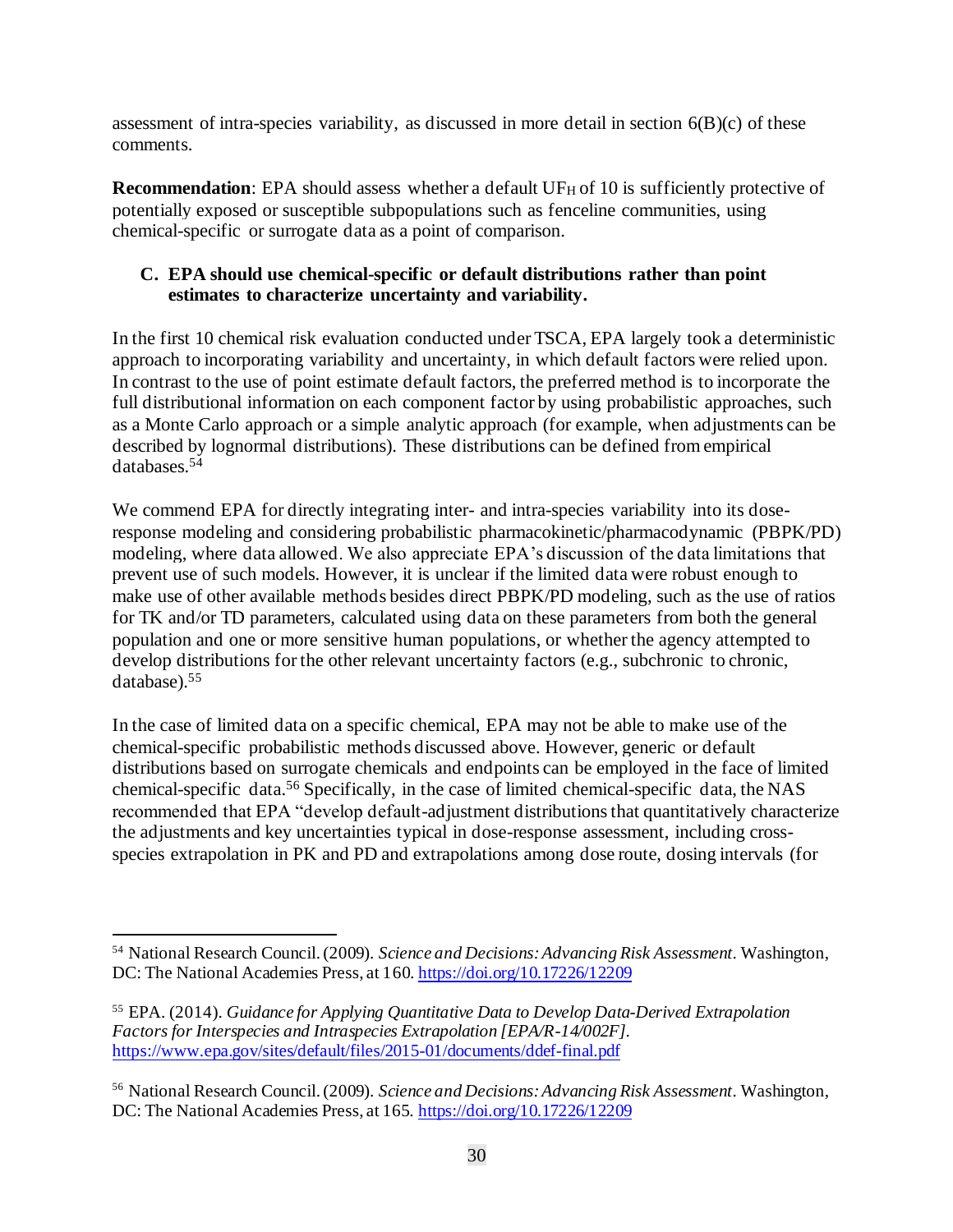assessment of intra-species variability, as discussed in more detail in section 6(B)(c) of these comments.

**Recommendation**: EPA should assess whether a default $UF_H$ of 10 is sufficiently protective of potentially exposed or susceptible subpopulations such as fenceline communities, using chemical-specific or surrogate data as a point of comparison.

### C. EPA should use chemical-specific or default distributions rather than point estimates to characterize uncertainty and variability.

In the first 10 chemical risk evaluation conducted under TSCA, EPA largely took a deterministic approach to incorporating variability and uncertainty, in which default factors were relied upon. In contrast to the use of point estimate default factors, the preferred method is to incorporate the full distributional information on each component factor by using probabilistic approaches, such as a Monte Carlo approach or a simple analytic approach (for example, when adjustments can be described by lognormal distributions). These distributions can be defined from empirical databases.[54]

We commend EPA for directly integrating inter- and intra-species variability into its dose-response modeling and considering probabilistic pharmacokinetic/pharmacodynamic (PBPK/PD) modeling, where data allowed. We also appreciate EPA's discussion of the data limitations that prevent use of such models. However, it is unclear if the limited data were robust enough to make use of other available methods besides direct PBPK/PD modeling, such as the use of ratios for TK and/or TD parameters, calculated using data on these parameters from both the general population and one or more sensitive human populations, or whether the agency attempted to develop distributions for the other relevant uncertainty factors (e.g., subchronic to chronic, database).[55]

In the case of limited data on a specific chemical, EPA may not be able to make use of the chemical-specific probabilistic methods discussed above. However, generic or default distributions based on surrogate chemicals and endpoints can be employed in the face of limited chemical-specific data.[56] Specifically, in the case of limited chemical-specific data, the NAS recommended that EPA "develop default-adjustment distributions that quantitatively characterize the adjustments and key uncertainties typical in dose-response assessment, including cross-species extrapolation in PK and PD and extrapolations among dose route, dosing intervals (for

---

[54] National Research Council. (2009). *Science and Decisions: Advancing Risk Assessment*. Washington, DC: The National Academies Press, at 160. https://doi.org/10.17226/12209

[55] EPA. (2014). *Guidance for Applying Quantitative Data to Develop Data-Derived Extrapolation Factors for Interspecies and Intraspecies Extrapolation [EPA/R-14/002F]*. https://www.epa.gov/sites/default/files/2015-01/documents/ddef-final.pdf

[56] National Research Council. (2009). *Science and Decisions: Advancing Risk Assessment*. Washington, DC: The National Academies Press, at 165. https://doi.org/10.17226/12209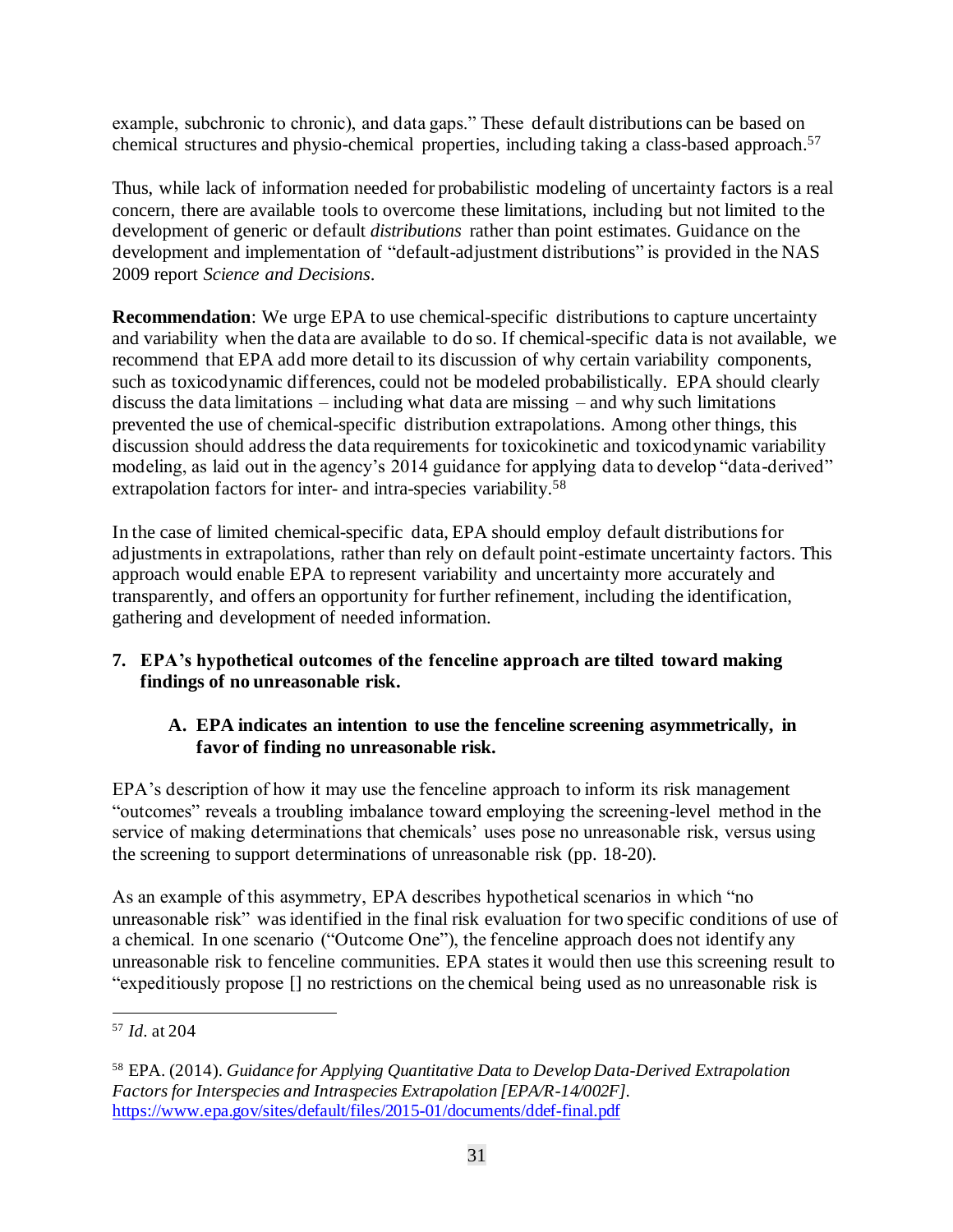example, subchronic to chronic), and data gaps." These default distributions can be based on chemical structures and physio-chemical properties, including taking a class-based approach.[57]

Thus, while lack of information needed for probabilistic modeling of uncertainty factors is a real concern, there are available tools to overcome these limitations, including but not limited to the development of generic or default *distributions* rather than point estimates. Guidance on the development and implementation of "default-adjustment distributions" is provided in the NAS 2009 report *Science and Decisions*.

**Recommendation**: We urge EPA to use chemical-specific distributions to capture uncertainty and variability when the data are available to do so. If chemical-specific data is not available, we recommend that EPA add more detail to its discussion of why certain variability components, such as toxicodynamic differences, could not be modeled probabilistically. EPA should clearly discuss the data limitations – including what data are missing – and why such limitations prevented the use of chemical-specific distribution extrapolations. Among other things, this discussion should address the data requirements for toxicokinetic and toxicodynamic variability modeling, as laid out in the agency's 2014 guidance for applying data to develop "data-derived" extrapolation factors for inter- and intra-species variability.[58]

In the case of limited chemical-specific data, EPA should employ default distributions for adjustments in extrapolations, rather than rely on default point-estimate uncertainty factors. This approach would enable EPA to represent variability and uncertainty more accurately and transparently, and offers an opportunity for further refinement, including the identification, gathering and development of needed information.

## 7. EPA's hypothetical outcomes of the fenceline approach are tilted toward making findings of no unreasonable risk.

### A. EPA indicates an intention to use the fenceline screening asymmetrically, in favor of finding no unreasonable risk.

EPA's description of how it may use the fenceline approach to inform its risk management "outcomes" reveals a troubling imbalance toward employing the screening-level method in the service of making determinations that chemicals' uses pose no unreasonable risk, versus using the screening to support determinations of unreasonable risk (pp. 18-20).

As an example of this asymmetry, EPA describes hypothetical scenarios in which "no unreasonable risk" was identified in the final risk evaluation for two specific conditions of use of a chemical. In one scenario ("Outcome One"), the fenceline approach does not identify any unreasonable risk to fenceline communities. EPA states it would then use this screening result to "expeditiously propose [] no restrictions on the chemical being used as no unreasonable risk is

---

[57] *Id.* at 204

[58] EPA. (2014). *Guidance for Applying Quantitative Data to Develop Data-Derived Extrapolation Factors for Interspecies and Intraspecies Extrapolation [EPA/R-14/002F].* https://www.epa.gov/sites/default/files/2015-01/documents/ddef-final.pdf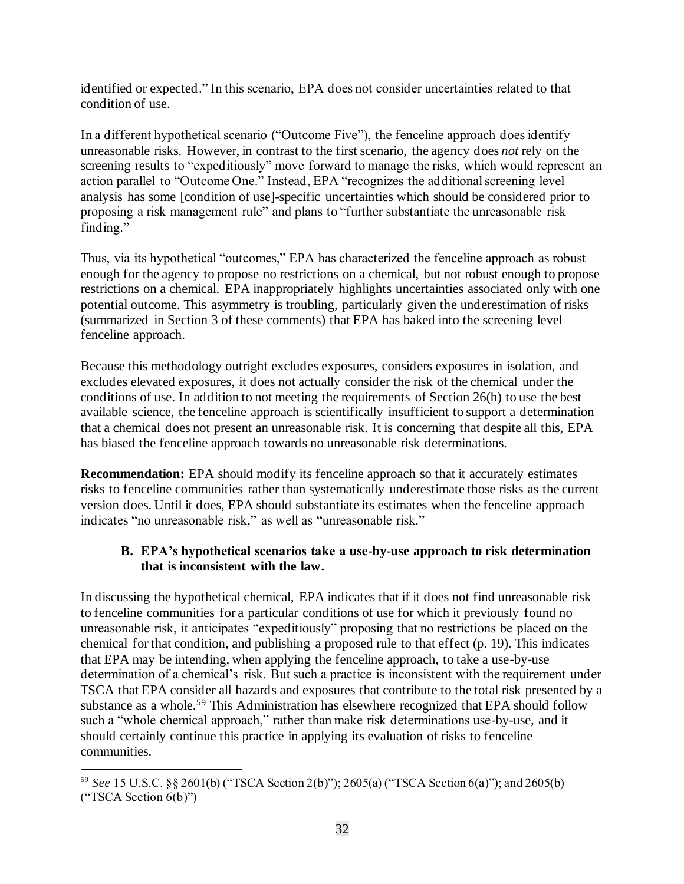identified or expected." In this scenario, EPA does not consider uncertainties related to that condition of use.

In a different hypothetical scenario ("Outcome Five"), the fenceline approach does identify unreasonable risks. However, in contrast to the first scenario, the agency does *not* rely on the screening results to "expeditiously" move forward to manage the risks, which would represent an action parallel to "Outcome One." Instead, EPA "recognizes the additional screening level analysis has some [condition of use]-specific uncertainties which should be considered prior to proposing a risk management rule" and plans to "further substantiate the unreasonable risk finding."

Thus, via its hypothetical "outcomes," EPA has characterized the fenceline approach as robust enough for the agency to propose no restrictions on a chemical, but not robust enough to propose restrictions on a chemical. EPA inappropriately highlights uncertainties associated only with one potential outcome. This asymmetry is troubling, particularly given the underestimation of risks (summarized in Section 3 of these comments) that EPA has baked into the screening level fenceline approach.

Because this methodology outright excludes exposures, considers exposures in isolation, and excludes elevated exposures, it does not actually consider the risk of the chemical under the conditions of use. In addition to not meeting the requirements of Section 26(h) to use the best available science, the fenceline approach is scientifically insufficient to support a determination that a chemical does not present an unreasonable risk. It is concerning that despite all this, EPA has biased the fenceline approach towards no unreasonable risk determinations.

**Recommendation:** EPA should modify its fenceline approach so that it accurately estimates risks to fenceline communities rather than systematically underestimate those risks as the current version does. Until it does, EPA should substantiate its estimates when the fenceline approach indicates "no unreasonable risk," as well as "unreasonable risk."

### B. EPA's hypothetical scenarios take a use-by-use approach to risk determination that is inconsistent with the law.

In discussing the hypothetical chemical, EPA indicates that if it does not find unreasonable risk to fenceline communities for a particular conditions of use for which it previously found no unreasonable risk, it anticipates "expeditiously" proposing that no restrictions be placed on the chemical for that condition, and publishing a proposed rule to that effect (p. 19). This indicates that EPA may be intending, when applying the fenceline approach, to take a use-by-use determination of a chemical's risk. But such a practice is inconsistent with the requirement under TSCA that EPA consider all hazards and exposures that contribute to the total risk presented by a substance as a whole.[59] This Administration has elsewhere recognized that EPA should follow such a "whole chemical approach," rather than make risk determinations use-by-use, and it should certainly continue this practice in applying its evaluation of risks to fenceline communities.

---

[59] *See* 15 U.S.C. §§ 2601(b) ("TSCA Section 2(b)"); 2605(a) ("TSCA Section 6(a)"); and 2605(b) ("TSCA Section 6(b)")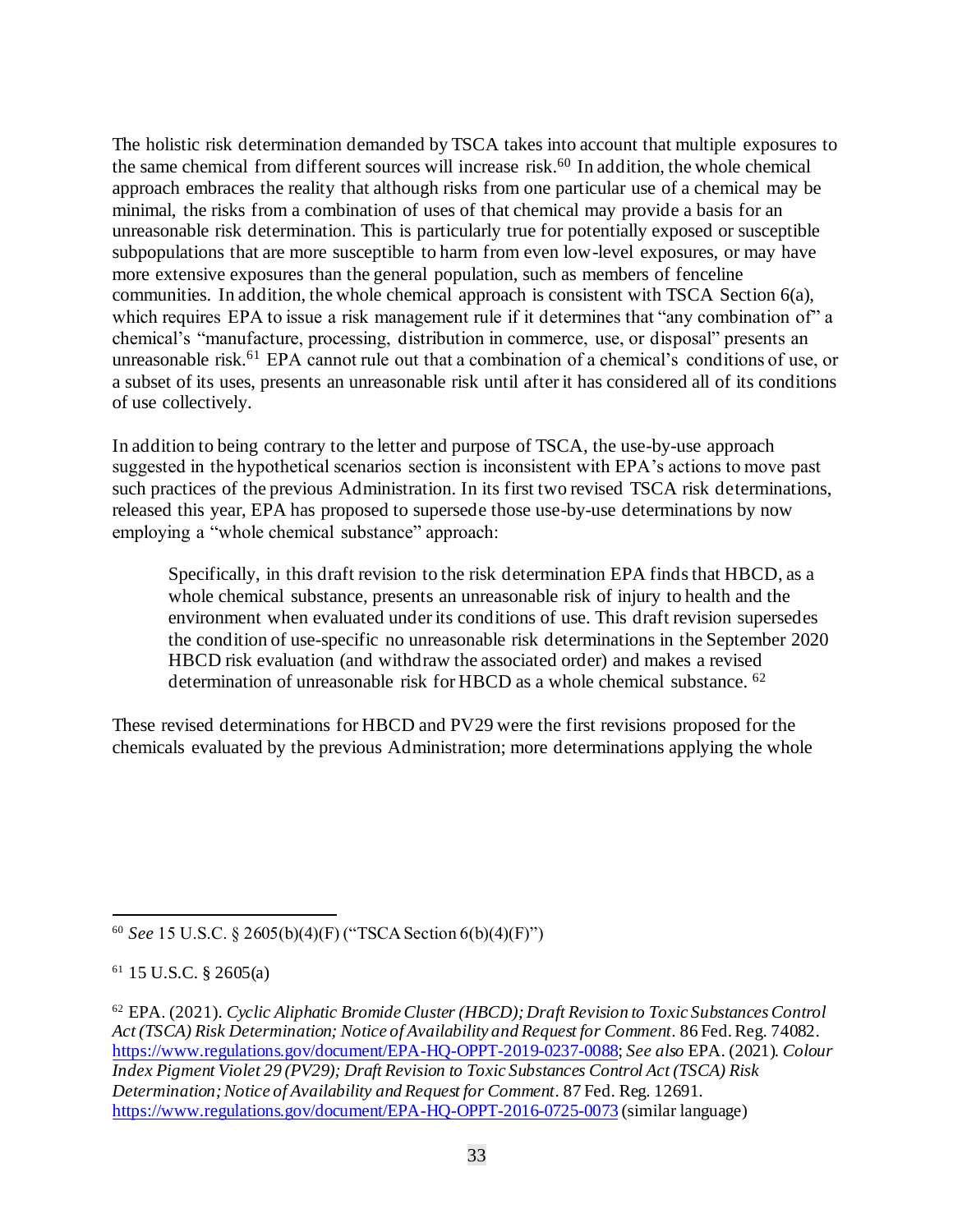The holistic risk determination demanded by TSCA takes into account that multiple exposures to the same chemical from different sources will increase risk.[60] In addition, the whole chemical approach embraces the reality that although risks from one particular use of a chemical may be minimal, the risks from a combination of uses of that chemical may provide a basis for an unreasonable risk determination. This is particularly true for potentially exposed or susceptible subpopulations that are more susceptible to harm from even low-level exposures, or may have more extensive exposures than the general population, such as members of fenceline communities. In addition, the whole chemical approach is consistent with TSCA Section 6(a), which requires EPA to issue a risk management rule if it determines that "any combination of" a chemical's "manufacture, processing, distribution in commerce, use, or disposal" presents an unreasonable risk.[61] EPA cannot rule out that a combination of a chemical's conditions of use, or a subset of its uses, presents an unreasonable risk until after it has considered all of its conditions of use collectively.

In addition to being contrary to the letter and purpose of TSCA, the use-by-use approach suggested in the hypothetical scenarios section is inconsistent with EPA's actions to move past such practices of the previous Administration. In its first two revised TSCA risk determinations, released this year, EPA has proposed to supersede those use-by-use determinations by now employing a "whole chemical substance" approach:

> Specifically, in this draft revision to the risk determination EPA finds that HBCD, as a whole chemical substance, presents an unreasonable risk of injury to health and the environment when evaluated under its conditions of use. This draft revision supersedes the condition of use-specific no unreasonable risk determinations in the September 2020 HBCD risk evaluation (and withdraw the associated order) and makes a revised determination of unreasonable risk for HBCD as a whole chemical substance. [62]

These revised determinations for HBCD and PV29 were the first revisions proposed for the chemicals evaluated by the previous Administration; more determinations applying the whole

---

[60] *See* 15 U.S.C. § 2605(b)(4)(F) ("TSCA Section 6(b)(4)(F)")

[61] 15 U.S.C. § 2605(a)

[62] EPA. (2021). *Cyclic Aliphatic Bromide Cluster (HBCD); Draft Revision to Toxic Substances Control Act (TSCA) Risk Determination; Notice of Availability and Request for Comment*. 86 Fed. Reg. 74082. https://www.regulations.gov/document/EPA-HQ-OPPT-2019-0237-0088; *See also* EPA. (2021). *Colour Index Pigment Violet 29 (PV29); Draft Revision to Toxic Substances Control Act (TSCA) Risk Determination; Notice of Availability and Request for Comment*. 87 Fed. Reg. 12691. https://www.regulations.gov/document/EPA-HQ-OPPT-2016-0725-0073 (similar language)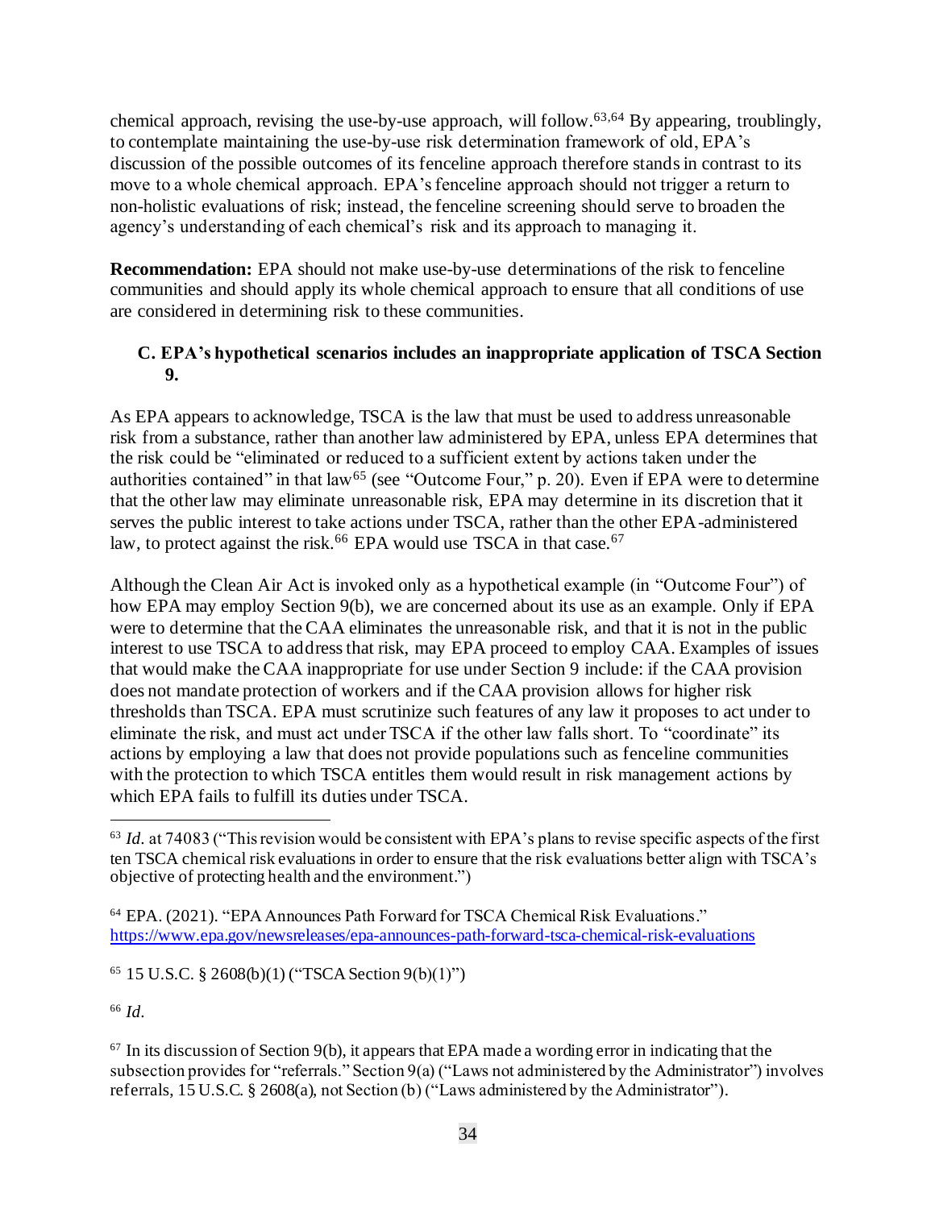chemical approach, revising the use-by-use approach, will follow.[63,64] By appearing, troublingly, to contemplate maintaining the use-by-use risk determination framework of old, EPA's discussion of the possible outcomes of its fenceline approach therefore stands in contrast to its move to a whole chemical approach. EPA's fenceline approach should not trigger a return to non-holistic evaluations of risk; instead, the fenceline screening should serve to broaden the agency's understanding of each chemical's risk and its approach to managing it.

**Recommendation:** EPA should not make use-by-use determinations of the risk to fenceline communities and should apply its whole chemical approach to ensure that all conditions of use are considered in determining risk to these communities.

### C. EPA's hypothetical scenarios includes an inappropriate application of TSCA Section 9.

As EPA appears to acknowledge, TSCA is the law that must be used to address unreasonable risk from a substance, rather than another law administered by EPA, unless EPA determines that the risk could be "eliminated or reduced to a sufficient extent by actions taken under the authorities contained" in that law[65] (see "Outcome Four," p. 20). Even if EPA were to determine that the other law may eliminate unreasonable risk, EPA may determine in its discretion that it serves the public interest to take actions under TSCA, rather than the other EPA-administered law, to protect against the risk.[66] EPA would use TSCA in that case.[67]

Although the Clean Air Act is invoked only as a hypothetical example (in "Outcome Four") of how EPA may employ Section 9(b), we are concerned about its use as an example. Only if EPA were to determine that the CAA eliminates the unreasonable risk, and that it is not in the public interest to use TSCA to address that risk, may EPA proceed to employ CAA. Examples of issues that would make the CAA inappropriate for use under Section 9 include: if the CAA provision does not mandate protection of workers and if the CAA provision allows for higher risk thresholds than TSCA. EPA must scrutinize such features of any law it proposes to act under to eliminate the risk, and must act under TSCA if the other law falls short. To "coordinate" its actions by employing a law that does not provide populations such as fenceline communities with the protection to which TSCA entitles them would result in risk management actions by which EPA fails to fulfill its duties under TSCA.

---

[63] *Id.* at 74083 ("This revision would be consistent with EPA's plans to revise specific aspects of the first ten TSCA chemical risk evaluations in order to ensure that the risk evaluations better align with TSCA's objective of protecting health and the environment.")

[64] EPA. (2021). "EPA Announces Path Forward for TSCA Chemical Risk Evaluations." https://www.epa.gov/newsreleases/epa-announces-path-forward-tsca-chemical-risk-evaluations

[65] 15 U.S.C. § 2608(b)(1) ("TSCA Section 9(b)(1)")

[66] *Id.*

[67] In its discussion of Section 9(b), it appears that EPA made a wording error in indicating that the subsection provides for "referrals." Section 9(a) ("Laws not administered by the Administrator") involves referrals, 15 U.S.C. § 2608(a), not Section (b) ("Laws administered by the Administrator").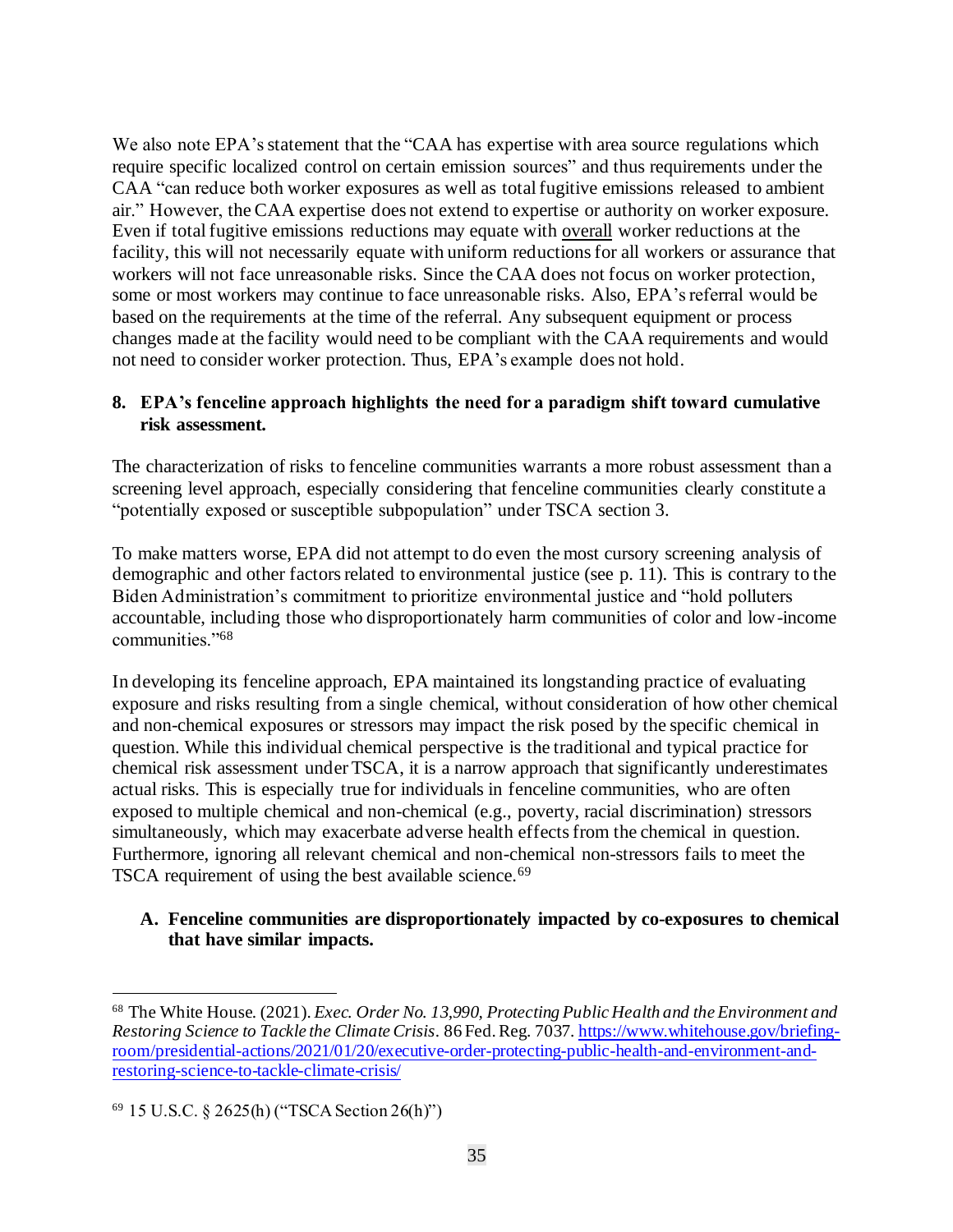We also note EPA's statement that the "CAA has expertise with area source regulations which require specific localized control on certain emission sources" and thus requirements under the CAA "can reduce both worker exposures as well as total fugitive emissions released to ambient air." However, the CAA expertise does not extend to expertise or authority on worker exposure. Even if total fugitive emissions reductions may equate with overall worker reductions at the facility, this will not necessarily equate with uniform reductions for all workers or assurance that workers will not face unreasonable risks. Since the CAA does not focus on worker protection, some or most workers may continue to face unreasonable risks. Also, EPA's referral would be based on the requirements at the time of the referral. Any subsequent equipment or process changes made at the facility would need to be compliant with the CAA requirements and would not need to consider worker protection. Thus, EPA's example does not hold.

## 8. EPA's fenceline approach highlights the need for a paradigm shift toward cumulative risk assessment.

The characterization of risks to fenceline communities warrants a more robust assessment than a screening level approach, especially considering that fenceline communities clearly constitute a "potentially exposed or susceptible subpopulation" under TSCA section 3.

To make matters worse, EPA did not attempt to do even the most cursory screening analysis of demographic and other factors related to environmental justice (see p. 11). This is contrary to the Biden Administration's commitment to prioritize environmental justice and "hold polluters accountable, including those who disproportionately harm communities of color and low-income communities."[68]

In developing its fenceline approach, EPA maintained its longstanding practice of evaluating exposure and risks resulting from a single chemical, without consideration of how other chemical and non-chemical exposures or stressors may impact the risk posed by the specific chemical in question. While this individual chemical perspective is the traditional and typical practice for chemical risk assessment under TSCA, it is a narrow approach that significantly underestimates actual risks. This is especially true for individuals in fenceline communities, who are often exposed to multiple chemical and non-chemical (e.g., poverty, racial discrimination) stressors simultaneously, which may exacerbate adverse health effects from the chemical in question. Furthermore, ignoring all relevant chemical and non-chemical non-stressors fails to meet the TSCA requirement of using the best available science.[69]

### A. Fenceline communities are disproportionately impacted by co-exposures to chemical that have similar impacts.

---

[68] The White House. (2021). *Exec. Order No. 13,990, Protecting Public Health and the Environment and Restoring Science to Tackle the Climate Crisis*. 86 Fed. Reg. 7037. https://www.whitehouse.gov/briefing-room/presidential-actions/2021/01/20/executive-order-protecting-public-health-and-environment-and-restoring-science-to-tackle-climate-crisis/

[69] 15 U.S.C. § 2625(h) ("TSCA Section 26(h)")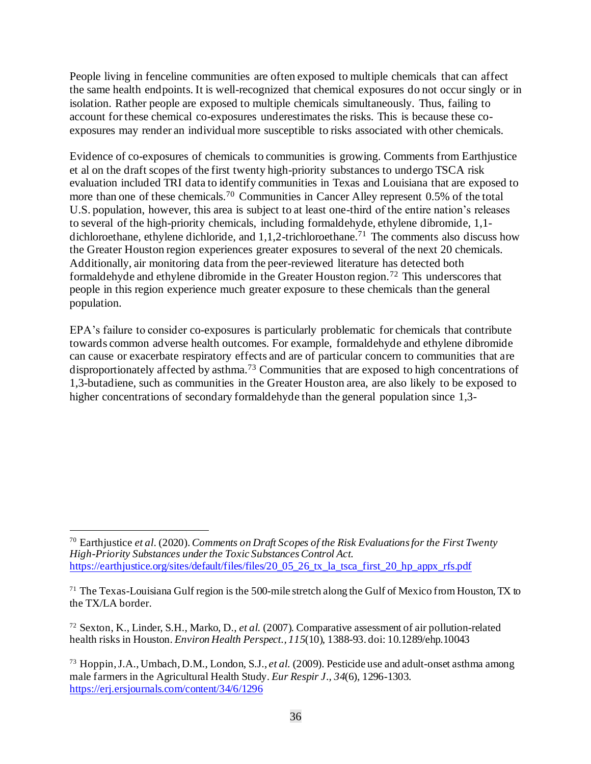People living in fenceline communities are often exposed to multiple chemicals that can affect the same health endpoints. It is well-recognized that chemical exposures do not occur singly or in isolation. Rather people are exposed to multiple chemicals simultaneously. Thus, failing to account for these chemical co-exposures underestimates the risks. This is because these co-exposures may render an individual more susceptible to risks associated with other chemicals.

Evidence of co-exposures of chemicals to communities is growing. Comments from Earthjustice et al on the draft scopes of the first twenty high-priority substances to undergo TSCA risk evaluation included TRI data to identify communities in Texas and Louisiana that are exposed to more than one of these chemicals.[70] Communities in Cancer Alley represent 0.5% of the total U.S. population, however, this area is subject to at least one-third of the entire nation's releases to several of the high-priority chemicals, including formaldehyde, ethylene dibromide, 1,1-dichloroethane, ethylene dichloride, and 1,1,2-trichloroethane.[71] The comments also discuss how the Greater Houston region experiences greater exposures to several of the next 20 chemicals. Additionally, air monitoring data from the peer-reviewed literature has detected both formaldehyde and ethylene dibromide in the Greater Houston region.[72] This underscores that people in this region experience much greater exposure to these chemicals than the general population.

EPA's failure to consider co-exposures is particularly problematic for chemicals that contribute towards common adverse health outcomes. For example, formaldehyde and ethylene dibromide can cause or exacerbate respiratory effects and are of particular concern to communities that are disproportionately affected by asthma.[73] Communities that are exposed to high concentrations of 1,3-butadiene, such as communities in the Greater Houston area, are also likely to be exposed to higher concentrations of secondary formaldehyde than the general population since 1,3-

---

[70] Earthjustice *et al.* (2020). *Comments on Draft Scopes of the Risk Evaluations for the First Twenty High-Priority Substances under the Toxic Substances Control Act.* https://earthjustice.org/sites/default/files/files/20_05_26_tx_la_tsca_first_20_hp_appx_rfs.pdf

[71] The Texas-Louisiana Gulf region is the 500-mile stretch along the Gulf of Mexico from Houston, TX to the TX/LA border.

[72] Sexton, K., Linder, S.H., Marko, D., *et al.* (2007). Comparative assessment of air pollution-related health risks in Houston. *Environ Health Perspect., 115*(10), 1388-93. doi: 10.1289/ehp.10043

[73] Hoppin, J.A., Umbach, D.M., London, S.J., *et al.* (2009). Pesticide use and adult-onset asthma among male farmers in the Agricultural Health Study. *Eur Respir J., 34*(6), 1296-1303. https://erj.ersjournals.com/content/34/6/1296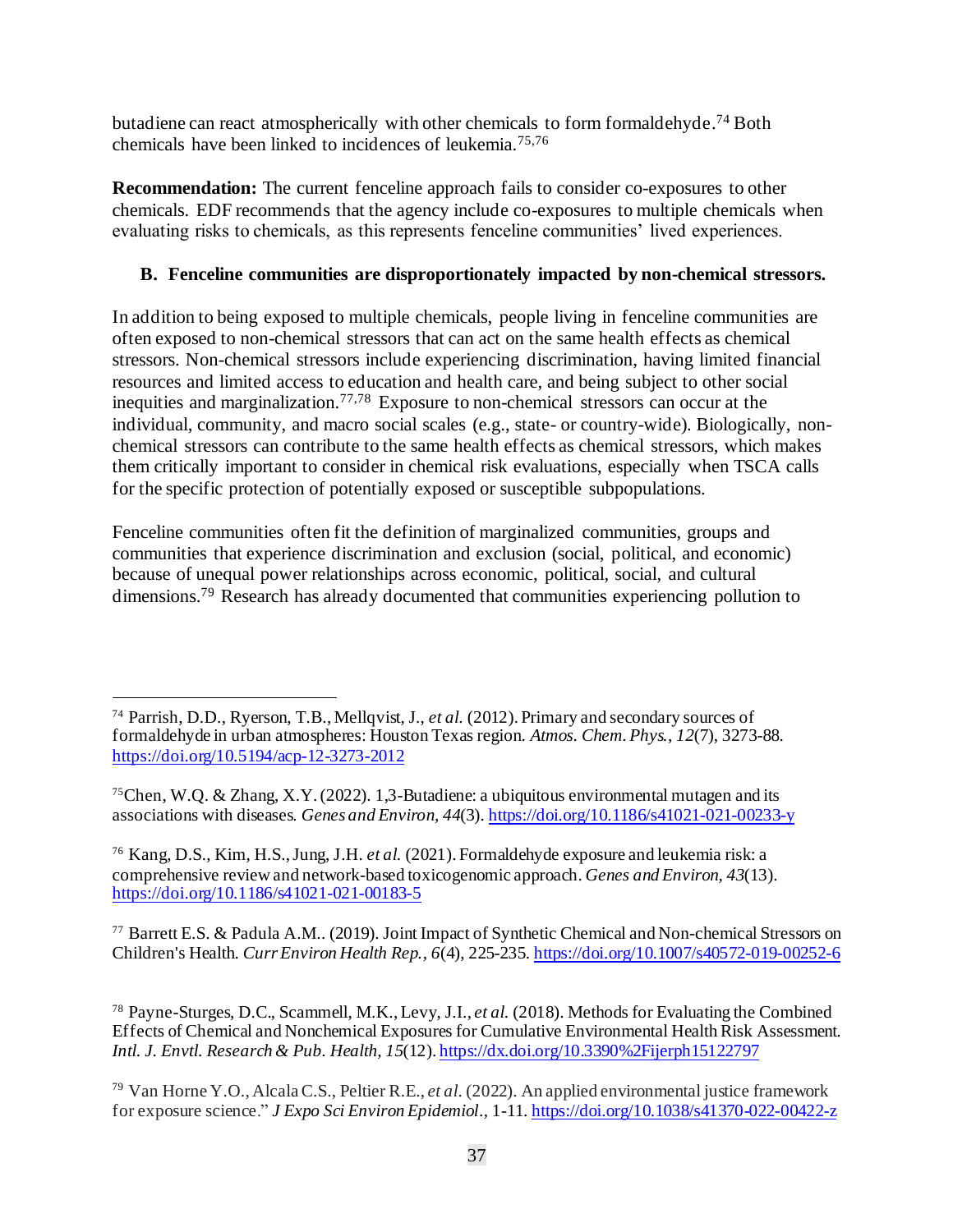butadiene can react atmospherically with other chemicals to form formaldehyde.[74] Both chemicals have been linked to incidences of leukemia.[75,76]

**Recommendation:** The current fenceline approach fails to consider co-exposures to other chemicals. EDF recommends that the agency include co-exposures to multiple chemicals when evaluating risks to chemicals, as this represents fenceline communities' lived experiences.

### B. Fenceline communities are disproportionately impacted by non-chemical stressors.

In addition to being exposed to multiple chemicals, people living in fenceline communities are often exposed to non-chemical stressors that can act on the same health effects as chemical stressors. Non-chemical stressors include experiencing discrimination, having limited financial resources and limited access to education and health care, and being subject to other social inequities and marginalization.[77,78] Exposure to non-chemical stressors can occur at the individual, community, and macro social scales (e.g., state- or country-wide). Biologically, non-chemical stressors can contribute to the same health effects as chemical stressors, which makes them critically important to consider in chemical risk evaluations, especially when TSCA calls for the specific protection of potentially exposed or susceptible subpopulations.

Fenceline communities often fit the definition of marginalized communities, groups and communities that experience discrimination and exclusion (social, political, and economic) because of unequal power relationships across economic, political, social, and cultural dimensions.[79] Research has already documented that communities experiencing pollution to

---

[74] Parrish, D.D., Ryerson, T.B., Mellqvist, J., *et al.* (2012). Primary and secondary sources of formaldehyde in urban atmospheres: Houston Texas region. *Atmos. Chem. Phys.*, *12*(7), 3273-88. https://doi.org/10.5194/acp-12-3273-2012

[75] Chen, W.Q. & Zhang, X.Y. (2022). 1,3-Butadiene: a ubiquitous environmental mutagen and its associations with diseases. *Genes and Environ, 44*(3). https://doi.org/10.1186/s41021-021-00233-y

[76] Kang, D.S., Kim, H.S., Jung, J.H. *et al.* (2021). Formaldehyde exposure and leukemia risk: a comprehensive review and network-based toxicogenomic approach. *Genes and Environ, 43*(13). https://doi.org/10.1186/s41021-021-00183-5

[77] Barrett E.S. & Padula A.M.. (2019). Joint Impact of Synthetic Chemical and Non-chemical Stressors on Children's Health. *Curr Environ Health Rep.*, *6*(4), 225-235. https://doi.org/10.1007/s40572-019-00252-6

[78] Payne-Sturges, D.C., Scammell, M.K., Levy, J.I., *et al.* (2018). Methods for Evaluating the Combined Effects of Chemical and Nonchemical Exposures for Cumulative Environmental Health Risk Assessment. *Intl. J. Envtl. Research & Pub. Health, 15*(12). https://dx.doi.org/10.3390%2Fijerph15122797

[79] Van Horne Y.O., Alcala C.S., Peltier R.E., *et al.* (2022). An applied environmental justice framework for exposure science." *J Expo Sci Environ Epidemiol.*, 1-11. https://doi.org/10.1038/s41370-022-00422-z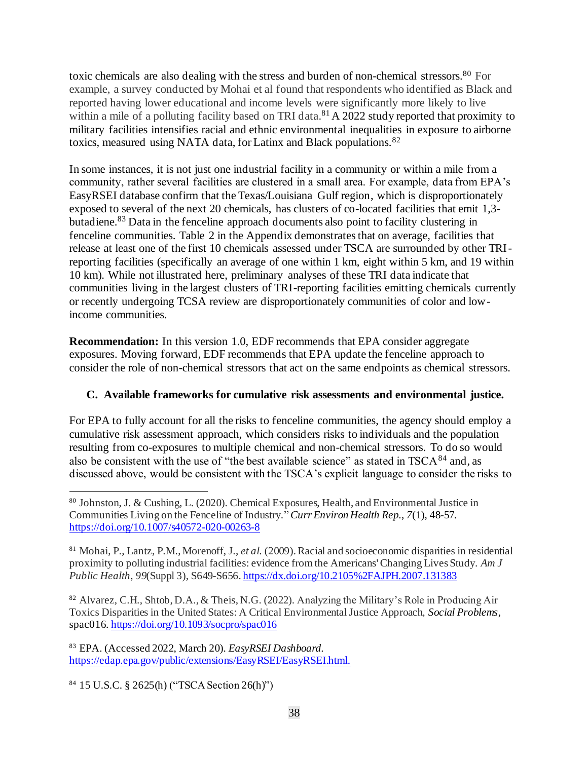toxic chemicals are also dealing with the stress and burden of non-chemical stressors.[80] For example, a survey conducted by Mohai et al found that respondents who identified as Black and reported having lower educational and income levels were significantly more likely to live within a mile of a polluting facility based on TRI data.[81] A 2022 study reported that proximity to military facilities intensifies racial and ethnic environmental inequalities in exposure to airborne toxics, measured using NATA data, for Latinx and Black populations.[82]

In some instances, it is not just one industrial facility in a community or within a mile from a community, rather several facilities are clustered in a small area. For example, data from EPA's EasyRSEI database confirm that the Texas/Louisiana Gulf region, which is disproportionately exposed to several of the next 20 chemicals, has clusters of co-located facilities that emit 1,3-butadiene.[83] Data in the fenceline approach documents also point to facility clustering in fenceline communities. Table 2 in the Appendix demonstrates that on average, facilities that release at least one of the first 10 chemicals assessed under TSCA are surrounded by other TRI-reporting facilities (specifically an average of one within 1 km, eight within 5 km, and 19 within 10 km). While not illustrated here, preliminary analyses of these TRI data indicate that communities living in the largest clusters of TRI-reporting facilities emitting chemicals currently or recently undergoing TCSA review are disproportionately communities of color and low-income communities.

**Recommendation:** In this version 1.0, EDF recommends that EPA consider aggregate exposures. Moving forward, EDF recommends that EPA update the fenceline approach to consider the role of non-chemical stressors that act on the same endpoints as chemical stressors.

### C. Available frameworks for cumulative risk assessments and environmental justice.

For EPA to fully account for all the risks to fenceline communities, the agency should employ a cumulative risk assessment approach, which considers risks to individuals and the population resulting from co-exposures to multiple chemical and non-chemical stressors. To do so would also be consistent with the use of "the best available science" as stated in TSCA[84] and, as discussed above, would be consistent with the TSCA's explicit language to consider the risks to

---

[80] Johnston, J. & Cushing, L. (2020). Chemical Exposures, Health, and Environmental Justice in Communities Living on the Fenceline of Industry." *Curr Environ Health Rep.*, *7*(1), 48-57. https://doi.org/10.1007/s40572-020-00263-8

[81] Mohai, P., Lantz, P.M., Morenoff, J., *et al.* (2009). Racial and socioeconomic disparities in residential proximity to polluting industrial facilities: evidence from the Americans' Changing Lives Study. *Am J Public Health, 99*(Suppl 3), S649-S656. https://dx.doi.org/10.2105%2FAJPH.2007.131383

[82] Alvarez, C.H., Shtob, D.A., & Theis, N.G. (2022). Analyzing the Military's Role in Producing Air Toxics Disparities in the United States: A Critical Environmental Justice Approach, *Social Problems*, spac016. https://doi.org/10.1093/socpro/spac016

[83] EPA. (Accessed 2022, March 20). *EasyRSEI Dashboard*. https://edap.epa.gov/public/extensions/EasyRSEI/EasyRSEI.html.

[84] 15 U.S.C. § 2625(h) ("TSCA Section 26(h)")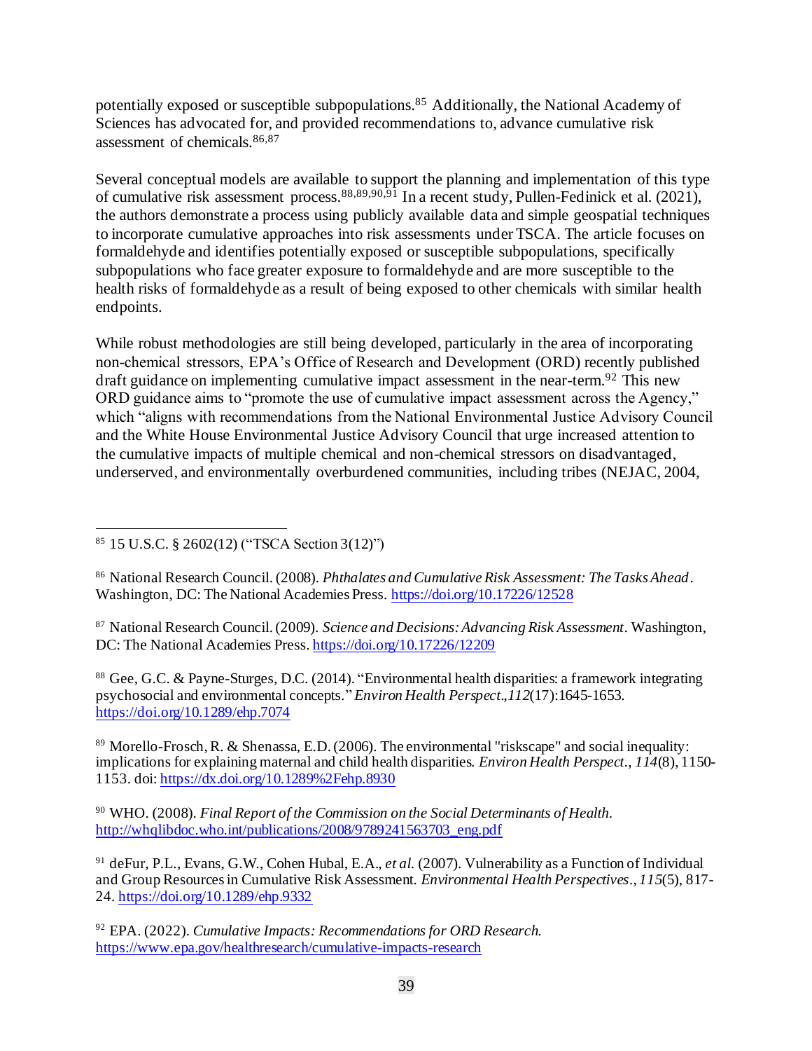potentially exposed or susceptible subpopulations.[85] Additionally, the National Academy of Sciences has advocated for, and provided recommendations to, advance cumulative risk assessment of chemicals.[86,87]

Several conceptual models are available to support the planning and implementation of this type of cumulative risk assessment process.[88,89,90,91] In a recent study, Pullen-Fedinick et al. (2021), the authors demonstrate a process using publicly available data and simple geospatial techniques to incorporate cumulative approaches into risk assessments under TSCA. The article focuses on formaldehyde and identifies potentially exposed or susceptible subpopulations, specifically subpopulations who face greater exposure to formaldehyde and are more susceptible to the health risks of formaldehyde as a result of being exposed to other chemicals with similar health endpoints.

While robust methodologies are still being developed, particularly in the area of incorporating non-chemical stressors, EPA's Office of Research and Development (ORD) recently published draft guidance on implementing cumulative impact assessment in the near-term.[92] This new ORD guidance aims to "promote the use of cumulative impact assessment across the Agency," which "aligns with recommendations from the National Environmental Justice Advisory Council and the White House Environmental Justice Advisory Council that urge increased attention to the cumulative impacts of multiple chemical and non-chemical stressors on disadvantaged, underserved, and environmentally overburdened communities, including tribes (NEJAC, 2004,

---

[85] 15 U.S.C. § 2602(12) ("TSCA Section 3(12)")

[86] National Research Council. (2008). *Phthalates and Cumulative Risk Assessment: The Tasks Ahead*. Washington, DC: The National Academies Press. https://doi.org/10.17226/12528

[87] National Research Council. (2009). *Science and Decisions: Advancing Risk Assessment*. Washington, DC: The National Academies Press. https://doi.org/10.17226/12209

[88] Gee, G.C. & Payne-Sturges, D.C. (2014). "Environmental health disparities: a framework integrating psychosocial and environmental concepts." *Environ Health Perspect*.,*112*(17):1645-1653. https://doi.org/10.1289/ehp.7074

[89] Morello-Frosch, R. & Shenassa, E.D. (2006). The environmental "riskscape" and social inequality: implications for explaining maternal and child health disparities. *Environ Health Perspect.*, *114*(8), 1150-1153. doi: https://dx.doi.org/10.1289%2Fehp.8930

[90] WHO. (2008). *Final Report of the Commission on the Social Determinants of Health.* http://whqlibdoc.who.int/publications/2008/9789241563703_eng.pdf

[91] deFur, P.L., Evans, G.W., Cohen Hubal, E.A., *et al.* (2007). Vulnerability as a Function of Individual and Group Resources in Cumulative Risk Assessment. *Environmental Health Perspectives.*, *115*(5), 817-24. https://doi.org/10.1289/ehp.9332

[92] EPA. (2022). *Cumulative Impacts: Recommendations for ORD Research.* https://www.epa.gov/healthresearch/cumulative-impacts-research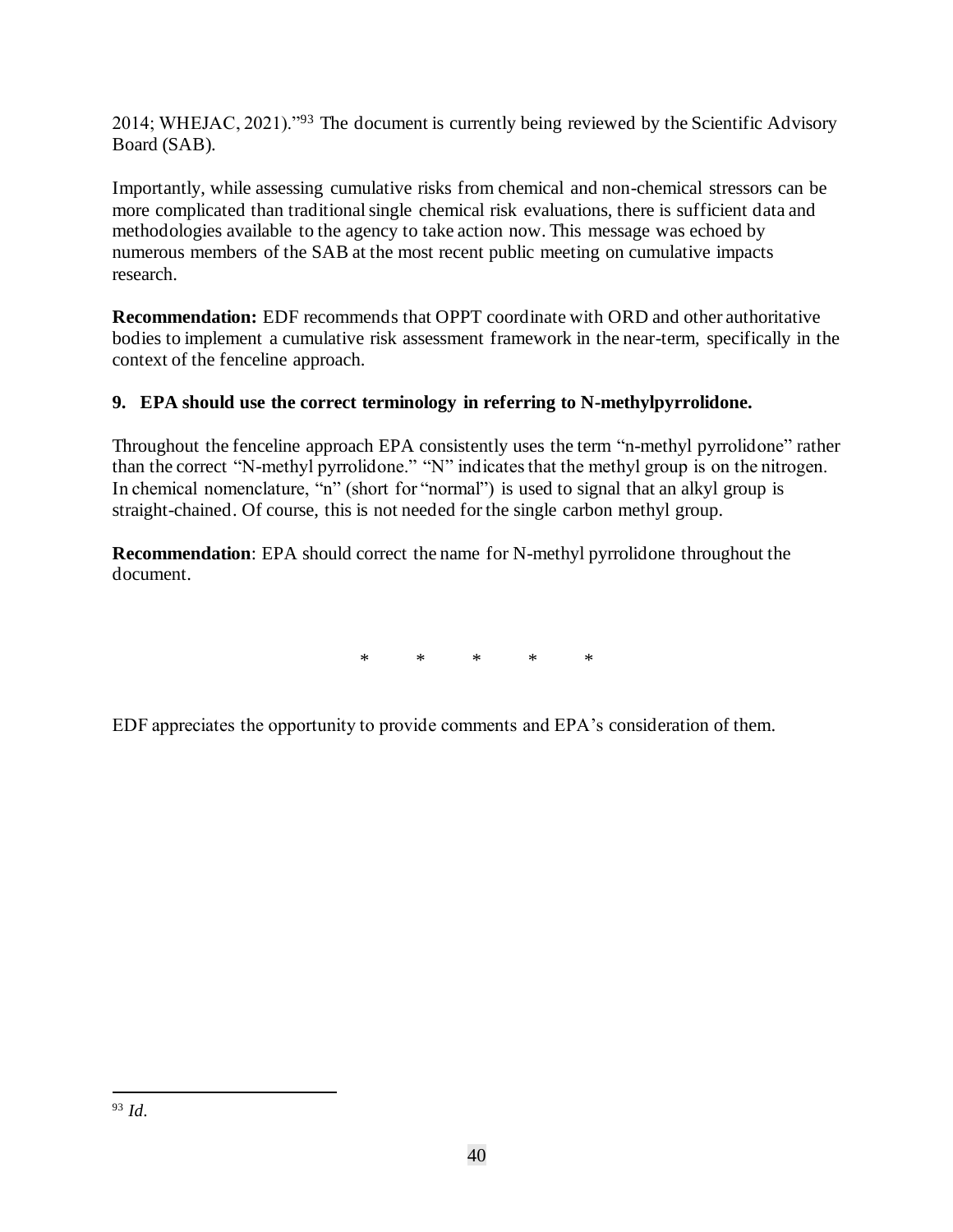2014; WHEJAC, 2021)."[93] The document is currently being reviewed by the Scientific Advisory Board (SAB).

Importantly, while assessing cumulative risks from chemical and non-chemical stressors can be more complicated than traditional single chemical risk evaluations, there is sufficient data and methodologies available to the agency to take action now. This message was echoed by numerous members of the SAB at the most recent public meeting on cumulative impacts research.

**Recommendation:** EDF recommends that OPPT coordinate with ORD and other authoritative bodies to implement a cumulative risk assessment framework in the near-term, specifically in the context of the fenceline approach.

### 9. EPA should use the correct terminology in referring to N-methylpyrrolidone.

Throughout the fenceline approach EPA consistently uses the term "n-methyl pyrrolidone" rather than the correct "N-methyl pyrrolidone." "N" indicates that the methyl group is on the nitrogen. In chemical nomenclature, "n" (short for "normal") is used to signal that an alkyl group is straight-chained. Of course, this is not needed for the single carbon methyl group.

**Recommendation**: EPA should correct the name for N-methyl pyrrolidone throughout the document.

\* \* \* \* \*

EDF appreciates the opportunity to provide comments and EPA's consideration of them.

---

[93] *Id*.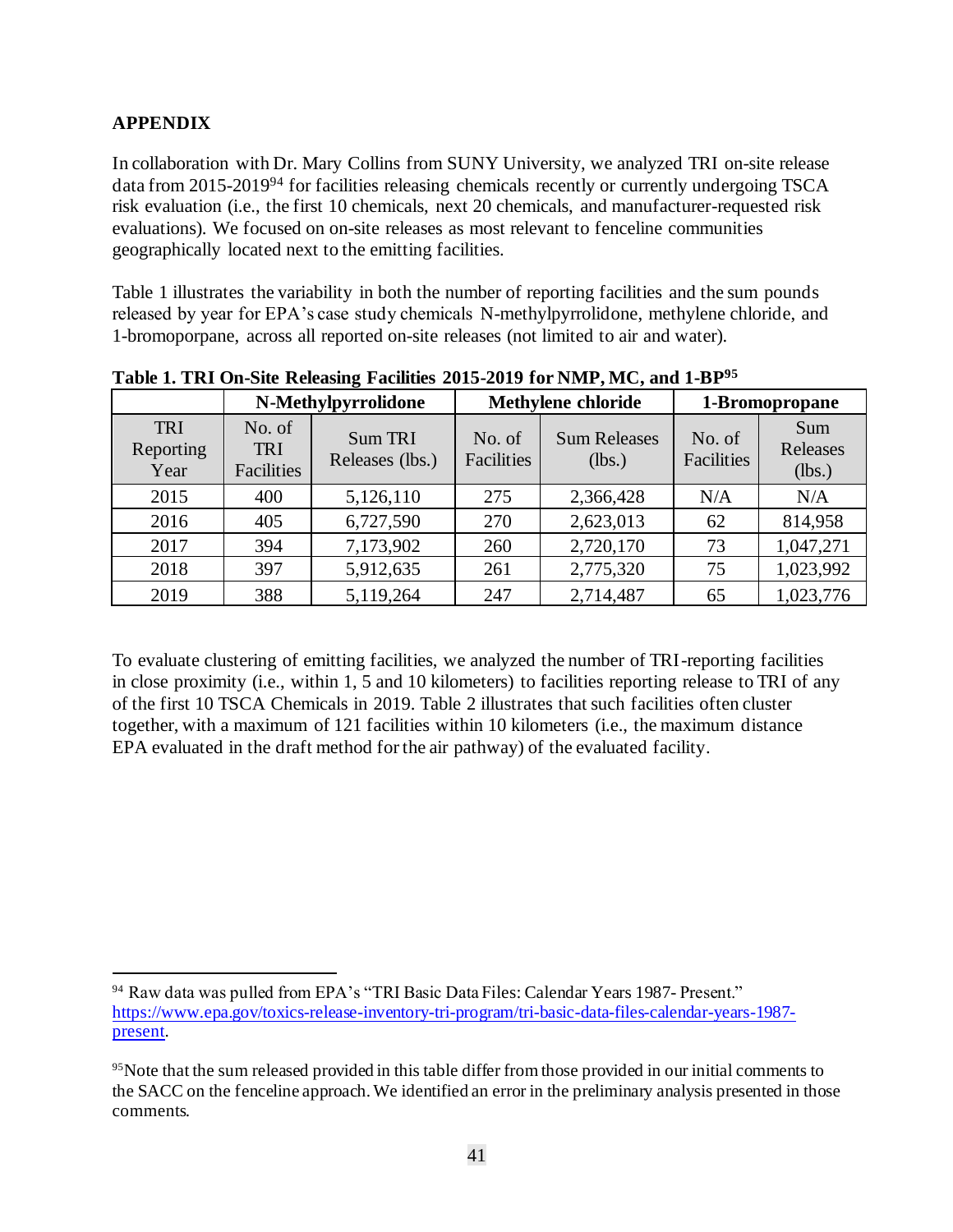## APPENDIX

In collaboration with Dr. Mary Collins from SUNY University, we analyzed TRI on-site release data from 2015-2019[94] for facilities releasing chemicals recently or currently undergoing TSCA risk evaluation (i.e., the first 10 chemicals, next 20 chemicals, and manufacturer-requested risk evaluations). We focused on on-site releases as most relevant to fenceline communities geographically located next to the emitting facilities.

Table 1 illustrates the variability in both the number of reporting facilities and the sum pounds released by year for EPA's case study chemicals N-methylpyrrolidone, methylene chloride, and 1-bromoporpane, across all reported on-site releases (not limited to air and water).

**Table 1. TRI On-Site Releasing Facilities 2015-2019 for NMP, MC, and 1-BP[95]**

| | N-Methylpyrrolidone | | Methylene chloride | | 1-Bromopropane | |
|---|---|---|---|---|---|---|
| TRI Reporting Year | No. of TRI Facilities | Sum TRI Releases (lbs.) | No. of Facilities | Sum Releases (lbs.) | No. of Facilities | Sum Releases (lbs.) |
| 2015 | 400 | 5,126,110 | 275 | 2,366,428 | N/A | N/A |
| 2016 | 405 | 6,727,590 | 270 | 2,623,013 | 62 | 814,958 |
| 2017 | 394 | 7,173,902 | 260 | 2,720,170 | 73 | 1,047,271 |
| 2018 | 397 | 5,912,635 | 261 | 2,775,320 | 75 | 1,023,992 |
| 2019 | 388 | 5,119,264 | 247 | 2,714,487 | 65 | 1,023,776 |

To evaluate clustering of emitting facilities, we analyzed the number of TRI-reporting facilities in close proximity (i.e., within 1, 5 and 10 kilometers) to facilities reporting release to TRI of any of the first 10 TSCA Chemicals in 2019. Table 2 illustrates that such facilities often cluster together, with a maximum of 121 facilities within 10 kilometers (i.e., the maximum distance EPA evaluated in the draft method for the air pathway) of the evaluated facility.

---

[94] Raw data was pulled from EPA's "TRI Basic Data Files: Calendar Years 1987- Present." https://www.epa.gov/toxics-release-inventory-tri-program/tri-basic-data-files-calendar-years-1987-present.

[95] Note that the sum released provided in this table differ from those provided in our initial comments to the SACC on the fenceline approach. We identified an error in the preliminary analysis presented in those comments.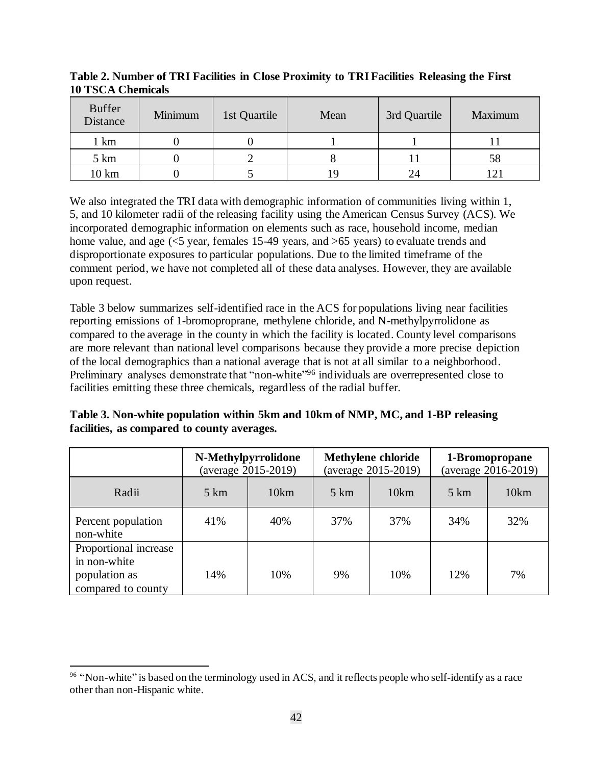**Table 2. Number of TRI Facilities in Close Proximity to TRI Facilities Releasing the First 10 TSCA Chemicals**

| Buffer Distance | Minimum | 1st Quartile | Mean | 3rd Quartile | Maximum |
|---|---|---|---|---|---|
| 1 km | 0 | 0 | 1 | 1 | 11 |
| 5 km | 0 | 2 | 8 | 11 | 58 |
| 10 km | 0 | 5 | 19 | 24 | 121 |

We also integrated the TRI data with demographic information of communities living within 1, 5, and 10 kilometer radii of the releasing facility using the American Census Survey (ACS). We incorporated demographic information on elements such as race, household income, median home value, and age (<5 year, females 15-49 years, and >65 years) to evaluate trends and disproportionate exposures to particular populations. Due to the limited timeframe of the comment period, we have not completed all of these data analyses. However, they are available upon request.

Table 3 below summarizes self-identified race in the ACS for populations living near facilities reporting emissions of 1-bromoproprane, methylene chloride, and N-methylpyrrolidone as compared to the average in the county in which the facility is located. County level comparisons are more relevant than national level comparisons because they provide a more precise depiction of the local demographics than a national average that is not at all similar to a neighborhood. Preliminary analyses demonstrate that "non-white"[96] individuals are overrepresented close to facilities emitting these three chemicals, regardless of the radial buffer.

**Table 3. Non-white population within 5km and 10km of NMP, MC, and 1-BP releasing facilities, as compared to county averages.**

| | **N-Methylpyrrolidone** (average 2015-2019) | | **Methylene chloride** (average 2015-2019) | | **1-Bromopropane** (average 2016-2019) | |
|---|---|---|---|---|---|---|
| Radii | 5 km | 10km | 5 km | 10km | 5 km | 10km |
| Percent population non-white | 41% | 40% | 37% | 37% | 34% | 32% |
| Proportional increase in non-white population as compared to county | 14% | 10% | 9% | 10% | 12% | 7% |

[96] "Non-white" is based on the terminology used in ACS, and it reflects people who self-identify as a race other than non-Hispanic white.